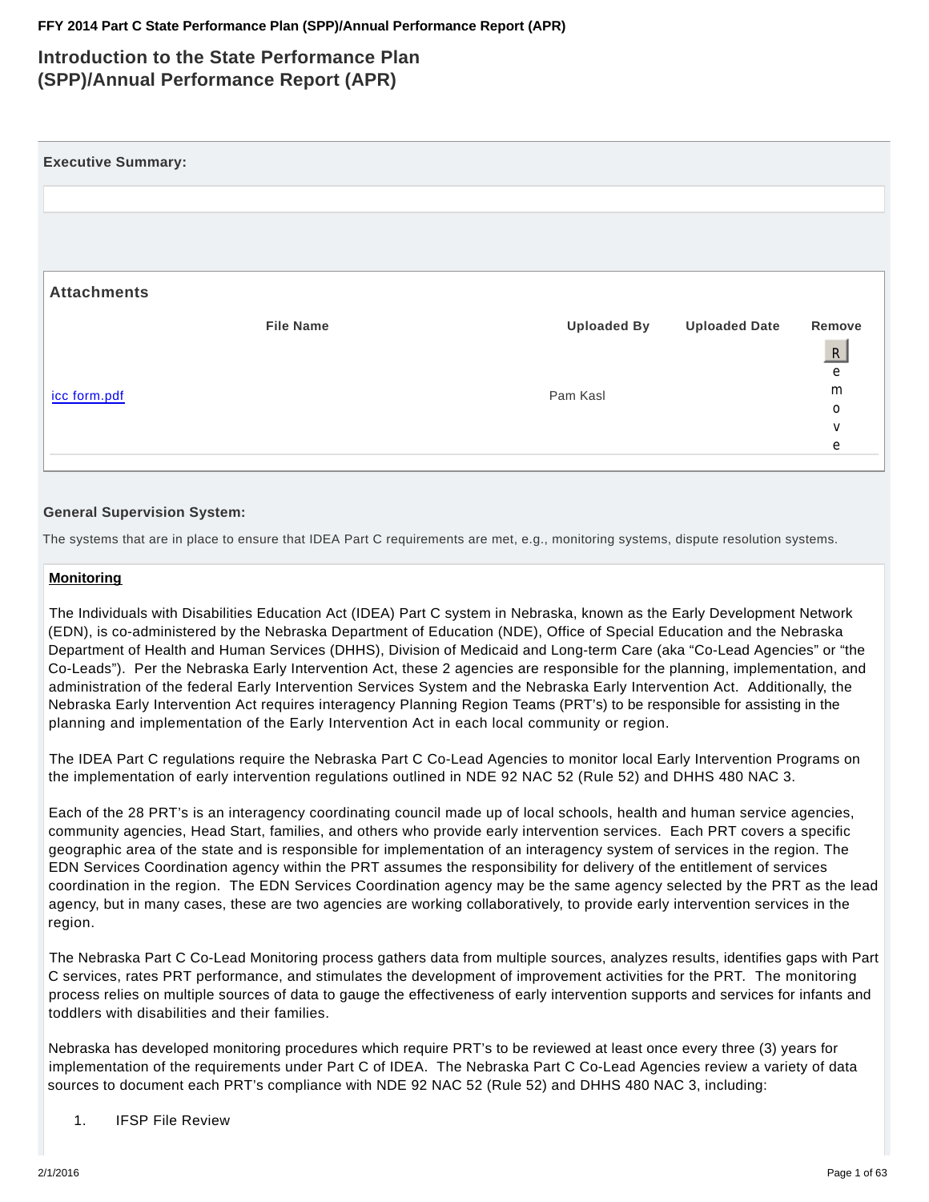# Introduction to the State Performance Plan (SPP)/Annual Performance Report (APR)

**Executive Summary:**

### Attachments

| File Name | Uploaded By | Uploaded Date | Remove |
| --- | --- | --- | --- |
| icc form.pdf | Pam Kasl | | Remove |

**General Supervision System:**

The systems that are in place to ensure that IDEA Part C requirements are met, e.g., monitoring systems, dispute resolution systems.

**Monitoring**

The Individuals with Disabilities Education Act (IDEA) Part C system in Nebraska, known as the Early Development Network (EDN), is co-administered by the Nebraska Department of Education (NDE), Office of Special Education and the Nebraska Department of Health and Human Services (DHHS), Division of Medicaid and Long-term Care (aka "Co-Lead Agencies" or "the Co-Leads"). Per the Nebraska Early Intervention Act, these 2 agencies are responsible for the planning, implementation, and administration of the federal Early Intervention Services System and the Nebraska Early Intervention Act. Additionally, the Nebraska Early Intervention Act requires interagency Planning Region Teams (PRT's) to be responsible for assisting in the planning and implementation of the Early Intervention Act in each local community or region.

The IDEA Part C regulations require the Nebraska Part C Co-Lead Agencies to monitor local Early Intervention Programs on the implementation of early intervention regulations outlined in NDE 92 NAC 52 (Rule 52) and DHHS 480 NAC 3.

Each of the 28 PRT's is an interagency coordinating council made up of local schools, health and human service agencies, community agencies, Head Start, families, and others who provide early intervention services. Each PRT covers a specific geographic area of the state and is responsible for implementation of an interagency system of services in the region. The EDN Services Coordination agency within the PRT assumes the responsibility for delivery of the entitlement of services coordination in the region. The EDN Services Coordination agency may be the same agency selected by the PRT as the lead agency, but in many cases, these are two agencies are working collaboratively, to provide early intervention services in the region.

The Nebraska Part C Co-Lead Monitoring process gathers data from multiple sources, analyzes results, identifies gaps with Part C services, rates PRT performance, and stimulates the development of improvement activities for the PRT. The monitoring process relies on multiple sources of data to gauge the effectiveness of early intervention supports and services for infants and toddlers with disabilities and their families.

Nebraska has developed monitoring procedures which require PRT's to be reviewed at least once every three (3) years for implementation of the requirements under Part C of IDEA. The Nebraska Part C Co-Lead Agencies review a variety of data sources to document each PRT's compliance with NDE 92 NAC 52 (Rule 52) and DHHS 480 NAC 3, including:

1. IFSP File Review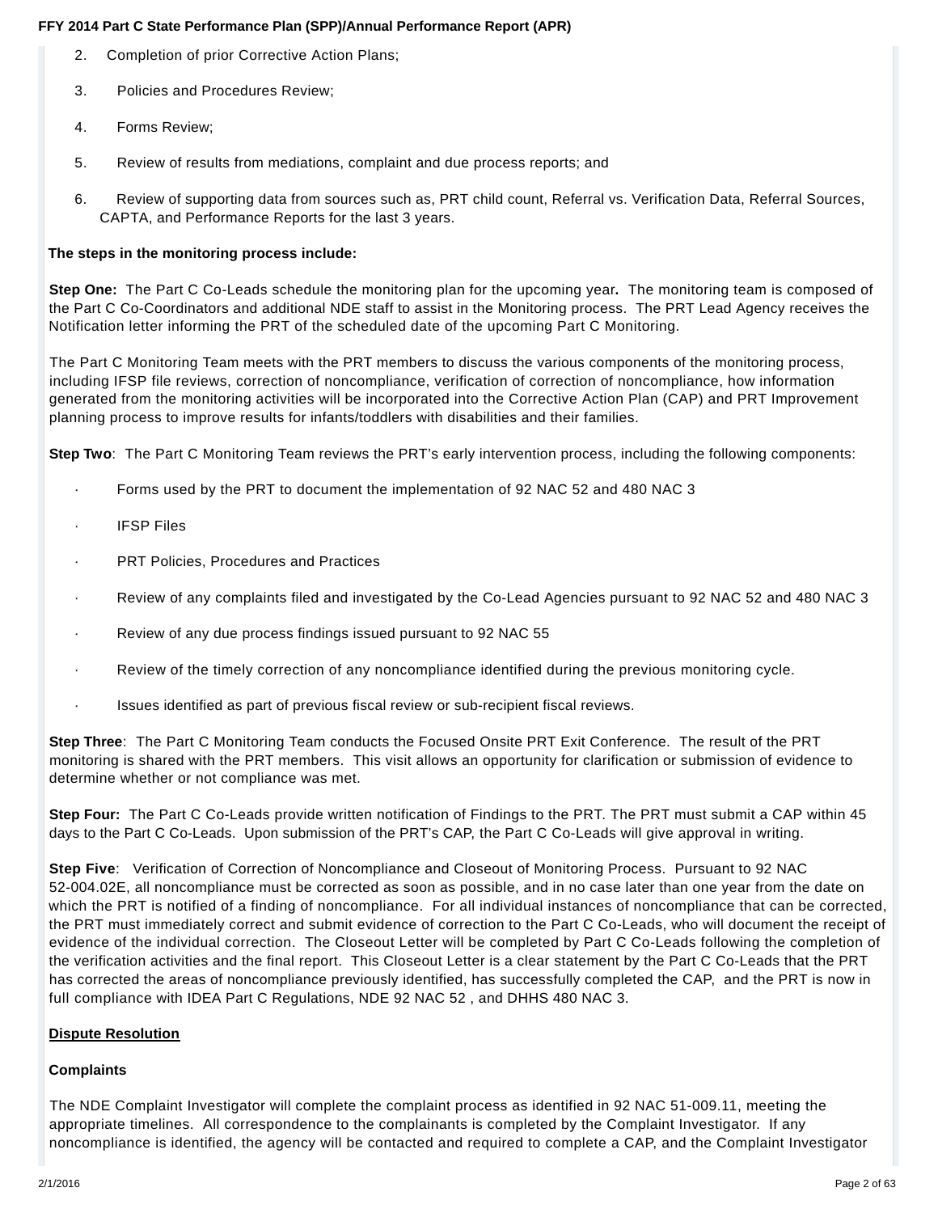2. Completion of prior Corrective Action Plans;
3. Policies and Procedures Review;
4. Forms Review;
5. Review of results from mediations, complaint and due process reports; and
6. Review of supporting data from sources such as, PRT child count, Referral vs. Verification Data, Referral Sources, CAPTA, and Performance Reports for the last 3 years.

**The steps in the monitoring process include:**

**Step One:** The Part C Co-Leads schedule the monitoring plan for the upcoming year**.** The monitoring team is composed of the Part C Co-Coordinators and additional NDE staff to assist in the Monitoring process. The PRT Lead Agency receives the Notification letter informing the PRT of the scheduled date of the upcoming Part C Monitoring.

The Part C Monitoring Team meets with the PRT members to discuss the various components of the monitoring process, including IFSP file reviews, correction of noncompliance, verification of correction of noncompliance, how information generated from the monitoring activities will be incorporated into the Corrective Action Plan (CAP) and PRT Improvement planning process to improve results for infants/toddlers with disabilities and their families.

**Step Two**: The Part C Monitoring Team reviews the PRT's early intervention process, including the following components:

- Forms used by the PRT to document the implementation of 92 NAC 52 and 480 NAC 3
- IFSP Files
- PRT Policies, Procedures and Practices
- Review of any complaints filed and investigated by the Co-Lead Agencies pursuant to 92 NAC 52 and 480 NAC 3
- Review of any due process findings issued pursuant to 92 NAC 55
- Review of the timely correction of any noncompliance identified during the previous monitoring cycle.
- Issues identified as part of previous fiscal review or sub-recipient fiscal reviews.

**Step Three**: The Part C Monitoring Team conducts the Focused Onsite PRT Exit Conference. The result of the PRT monitoring is shared with the PRT members. This visit allows an opportunity for clarification or submission of evidence to determine whether or not compliance was met.

**Step Four:** The Part C Co-Leads provide written notification of Findings to the PRT. The PRT must submit a CAP within 45 days to the Part C Co-Leads. Upon submission of the PRT's CAP, the Part C Co-Leads will give approval in writing.

**Step Five**: Verification of Correction of Noncompliance and Closeout of Monitoring Process. Pursuant to 92 NAC 52-004.02E, all noncompliance must be corrected as soon as possible, and in no case later than one year from the date on which the PRT is notified of a finding of noncompliance. For all individual instances of noncompliance that can be corrected, the PRT must immediately correct and submit evidence of correction to the Part C Co-Leads, who will document the receipt of evidence of the individual correction. The Closeout Letter will be completed by Part C Co-Leads following the completion of the verification activities and the final report. This Closeout Letter is a clear statement by the Part C Co-Leads that the PRT has corrected the areas of noncompliance previously identified, has successfully completed the CAP, and the PRT is now in full compliance with IDEA Part C Regulations, NDE 92 NAC 52 , and DHHS 480 NAC 3.

**Dispute Resolution**

**Complaints**

The NDE Complaint Investigator will complete the complaint process as identified in 92 NAC 51-009.11, meeting the appropriate timelines. All correspondence to the complainants is completed by the Complaint Investigator. If any noncompliance is identified, the agency will be contacted and required to complete a CAP, and the Complaint Investigator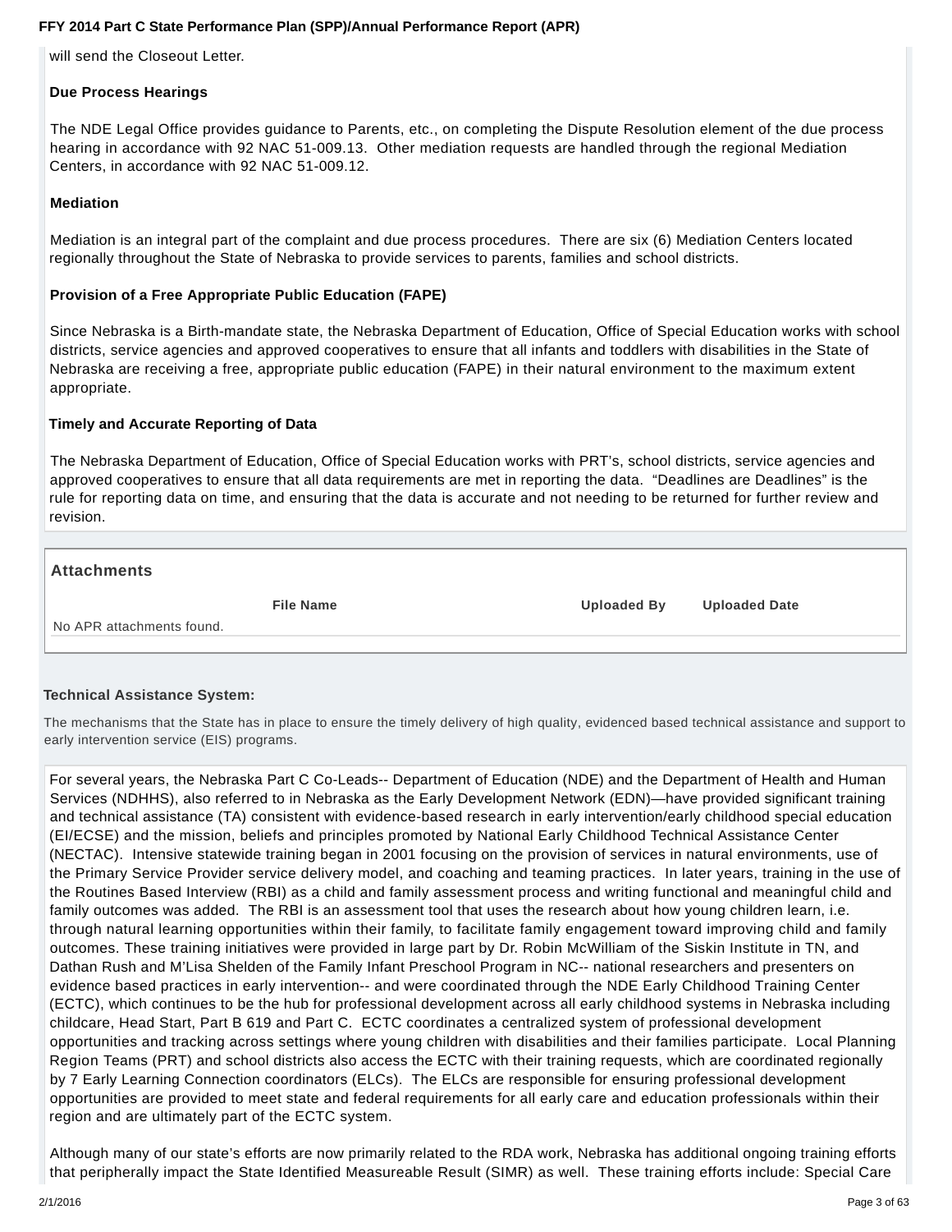will send the Closeout Letter.

**Due Process Hearings**

The NDE Legal Office provides guidance to Parents, etc., on completing the Dispute Resolution element of the due process hearing in accordance with 92 NAC 51-009.13. Other mediation requests are handled through the regional Mediation Centers, in accordance with 92 NAC 51-009.12.

**Mediation**

Mediation is an integral part of the complaint and due process procedures. There are six (6) Mediation Centers located regionally throughout the State of Nebraska to provide services to parents, families and school districts.

**Provision of a Free Appropriate Public Education (FAPE)**

Since Nebraska is a Birth-mandate state, the Nebraska Department of Education, Office of Special Education works with school districts, service agencies and approved cooperatives to ensure that all infants and toddlers with disabilities in the State of Nebraska are receiving a free, appropriate public education (FAPE) in their natural environment to the maximum extent appropriate.

**Timely and Accurate Reporting of Data**

The Nebraska Department of Education, Office of Special Education works with PRT's, school districts, service agencies and approved cooperatives to ensure that all data requirements are met in reporting the data. "Deadlines are Deadlines" is the rule for reporting data on time, and ensuring that the data is accurate and not needing to be returned for further review and revision.

## Attachments

| File Name | Uploaded By | Uploaded Date |
| --- | --- | --- |
| No APR attachments found. | | |

### Technical Assistance System:

The mechanisms that the State has in place to ensure the timely delivery of high quality, evidenced based technical assistance and support to early intervention service (EIS) programs.

For several years, the Nebraska Part C Co-Leads-- Department of Education (NDE) and the Department of Health and Human Services (NDHHS), also referred to in Nebraska as the Early Development Network (EDN)—have provided significant training and technical assistance (TA) consistent with evidence-based research in early intervention/early childhood special education (EI/ECSE) and the mission, beliefs and principles promoted by National Early Childhood Technical Assistance Center (NECTAC). Intensive statewide training began in 2001 focusing on the provision of services in natural environments, use of the Primary Service Provider service delivery model, and coaching and teaming practices. In later years, training in the use of the Routines Based Interview (RBI) as a child and family assessment process and writing functional and meaningful child and family outcomes was added. The RBI is an assessment tool that uses the research about how young children learn, i.e. through natural learning opportunities within their family, to facilitate family engagement toward improving child and family outcomes. These training initiatives were provided in large part by Dr. Robin McWilliam of the Siskin Institute in TN, and Dathan Rush and M'Lisa Shelden of the Family Infant Preschool Program in NC-- national researchers and presenters on evidence based practices in early intervention-- and were coordinated through the NDE Early Childhood Training Center (ECTC), which continues to be the hub for professional development across all early childhood systems in Nebraska including childcare, Head Start, Part B 619 and Part C. ECTC coordinates a centralized system of professional development opportunities and tracking across settings where young children with disabilities and their families participate. Local Planning Region Teams (PRT) and school districts also access the ECTC with their training requests, which are coordinated regionally by 7 Early Learning Connection coordinators (ELCs). The ELCs are responsible for ensuring professional development opportunities are provided to meet state and federal requirements for all early care and education professionals within their region and are ultimately part of the ECTC system.

Although many of our state's efforts are now primarily related to the RDA work, Nebraska has additional ongoing training efforts that peripherally impact the State Identified Measureable Result (SIMR) as well. These training efforts include: Special Care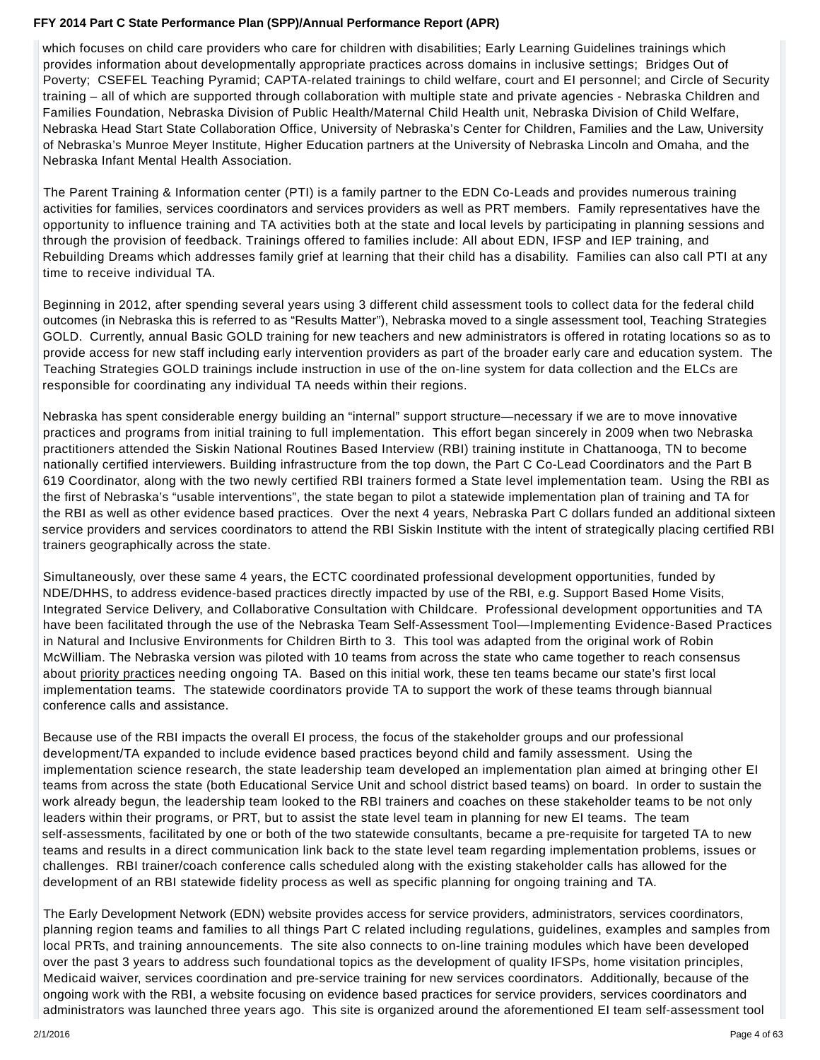which focuses on child care providers who care for children with disabilities; Early Learning Guidelines trainings which provides information about developmentally appropriate practices across domains in inclusive settings; Bridges Out of Poverty; CSEFEL Teaching Pyramid; CAPTA-related trainings to child welfare, court and EI personnel; and Circle of Security training – all of which are supported through collaboration with multiple state and private agencies - Nebraska Children and Families Foundation, Nebraska Division of Public Health/Maternal Child Health unit, Nebraska Division of Child Welfare, Nebraska Head Start State Collaboration Office, University of Nebraska's Center for Children, Families and the Law, University of Nebraska's Munroe Meyer Institute, Higher Education partners at the University of Nebraska Lincoln and Omaha, and the Nebraska Infant Mental Health Association.

The Parent Training & Information center (PTI) is a family partner to the EDN Co-Leads and provides numerous training activities for families, services coordinators and services providers as well as PRT members. Family representatives have the opportunity to influence training and TA activities both at the state and local levels by participating in planning sessions and through the provision of feedback. Trainings offered to families include: All about EDN, IFSP and IEP training, and Rebuilding Dreams which addresses family grief at learning that their child has a disability. Families can also call PTI at any time to receive individual TA.

Beginning in 2012, after spending several years using 3 different child assessment tools to collect data for the federal child outcomes (in Nebraska this is referred to as "Results Matter"), Nebraska moved to a single assessment tool, Teaching Strategies GOLD. Currently, annual Basic GOLD training for new teachers and new administrators is offered in rotating locations so as to provide access for new staff including early intervention providers as part of the broader early care and education system. The Teaching Strategies GOLD trainings include instruction in use of the on-line system for data collection and the ELCs are responsible for coordinating any individual TA needs within their regions.

Nebraska has spent considerable energy building an "internal" support structure—necessary if we are to move innovative practices and programs from initial training to full implementation. This effort began sincerely in 2009 when two Nebraska practitioners attended the Siskin National Routines Based Interview (RBI) training institute in Chattanooga, TN to become nationally certified interviewers. Building infrastructure from the top down, the Part C Co-Lead Coordinators and the Part B 619 Coordinator, along with the two newly certified RBI trainers formed a State level implementation team. Using the RBI as the first of Nebraska's "usable interventions", the state began to pilot a statewide implementation plan of training and TA for the RBI as well as other evidence based practices. Over the next 4 years, Nebraska Part C dollars funded an additional sixteen service providers and services coordinators to attend the RBI Siskin Institute with the intent of strategically placing certified RBI trainers geographically across the state.

Simultaneously, over these same 4 years, the ECTC coordinated professional development opportunities, funded by NDE/DHHS, to address evidence-based practices directly impacted by use of the RBI, e.g. Support Based Home Visits, Integrated Service Delivery, and Collaborative Consultation with Childcare. Professional development opportunities and TA have been facilitated through the use of the Nebraska Team Self-Assessment Tool—Implementing Evidence-Based Practices in Natural and Inclusive Environments for Children Birth to 3. This tool was adapted from the original work of Robin McWilliam. The Nebraska version was piloted with 10 teams from across the state who came together to reach consensus about priority practices needing ongoing TA. Based on this initial work, these ten teams became our state's first local implementation teams. The statewide coordinators provide TA to support the work of these teams through biannual conference calls and assistance.

Because use of the RBI impacts the overall EI process, the focus of the stakeholder groups and our professional development/TA expanded to include evidence based practices beyond child and family assessment. Using the implementation science research, the state leadership team developed an implementation plan aimed at bringing other EI teams from across the state (both Educational Service Unit and school district based teams) on board. In order to sustain the work already begun, the leadership team looked to the RBI trainers and coaches on these stakeholder teams to be not only leaders within their programs, or PRT, but to assist the state level team in planning for new EI teams. The team self-assessments, facilitated by one or both of the two statewide consultants, became a pre-requisite for targeted TA to new teams and results in a direct communication link back to the state level team regarding implementation problems, issues or challenges. RBI trainer/coach conference calls scheduled along with the existing stakeholder calls has allowed for the development of an RBI statewide fidelity process as well as specific planning for ongoing training and TA.

The Early Development Network (EDN) website provides access for service providers, administrators, services coordinators, planning region teams and families to all things Part C related including regulations, guidelines, examples and samples from local PRTs, and training announcements. The site also connects to on-line training modules which have been developed over the past 3 years to address such foundational topics as the development of quality IFSPs, home visitation principles, Medicaid waiver, services coordination and pre-service training for new services coordinators. Additionally, because of the ongoing work with the RBI, a website focusing on evidence based practices for service providers, services coordinators and administrators was launched three years ago. This site is organized around the aforementioned EI team self-assessment tool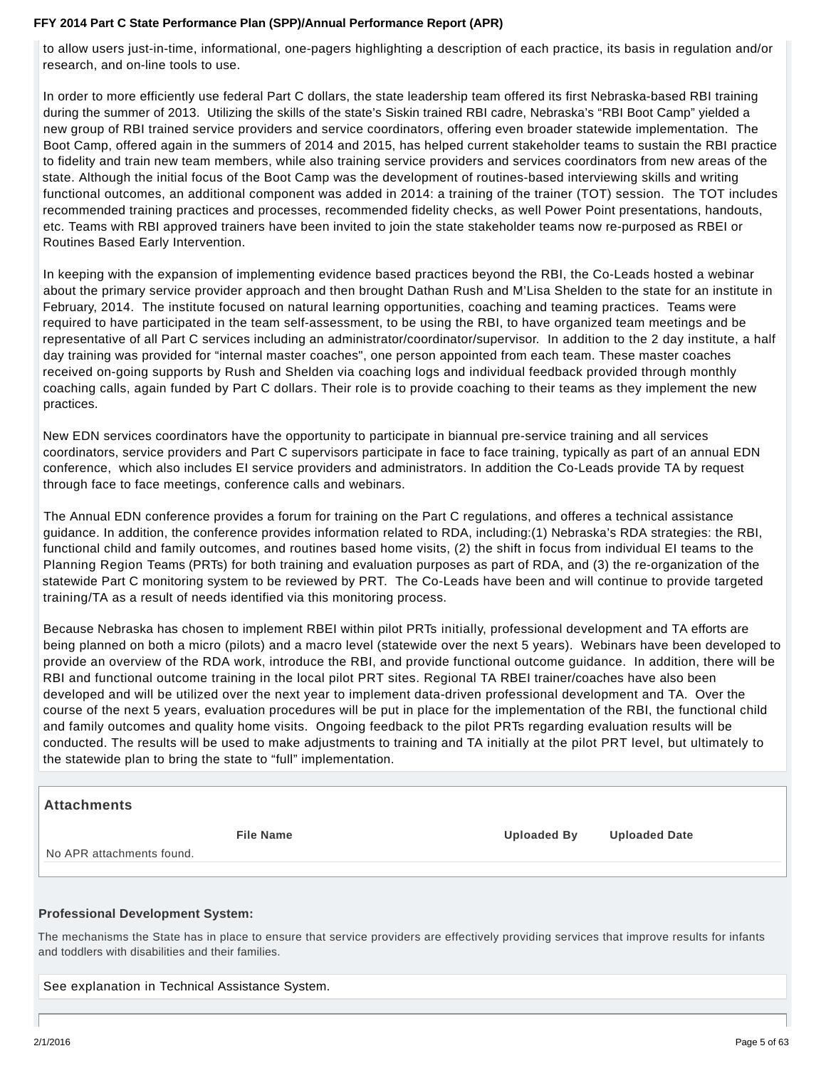to allow users just-in-time, informational, one-pagers highlighting a description of each practice, its basis in regulation and/or research, and on-line tools to use.

In order to more efficiently use federal Part C dollars, the state leadership team offered its first Nebraska-based RBI training during the summer of 2013. Utilizing the skills of the state's Siskin trained RBI cadre, Nebraska's "RBI Boot Camp" yielded a new group of RBI trained service providers and service coordinators, offering even broader statewide implementation. The Boot Camp, offered again in the summers of 2014 and 2015, has helped current stakeholder teams to sustain the RBI practice to fidelity and train new team members, while also training service providers and services coordinators from new areas of the state. Although the initial focus of the Boot Camp was the development of routines-based interviewing skills and writing functional outcomes, an additional component was added in 2014: a training of the trainer (TOT) session. The TOT includes recommended training practices and processes, recommended fidelity checks, as well Power Point presentations, handouts, etc. Teams with RBI approved trainers have been invited to join the state stakeholder teams now re-purposed as RBEI or Routines Based Early Intervention.

In keeping with the expansion of implementing evidence based practices beyond the RBI, the Co-Leads hosted a webinar about the primary service provider approach and then brought Dathan Rush and M'Lisa Shelden to the state for an institute in February, 2014. The institute focused on natural learning opportunities, coaching and teaming practices. Teams were required to have participated in the team self-assessment, to be using the RBI, to have organized team meetings and be representative of all Part C services including an administrator/coordinator/supervisor. In addition to the 2 day institute, a half day training was provided for "internal master coaches", one person appointed from each team. These master coaches received on-going supports by Rush and Shelden via coaching logs and individual feedback provided through monthly coaching calls, again funded by Part C dollars. Their role is to provide coaching to their teams as they implement the new practices.

New EDN services coordinators have the opportunity to participate in biannual pre-service training and all services coordinators, service providers and Part C supervisors participate in face to face training, typically as part of an annual EDN conference, which also includes EI service providers and administrators. In addition the Co-Leads provide TA by request through face to face meetings, conference calls and webinars.

The Annual EDN conference provides a forum for training on the Part C regulations, and offeres a technical assistance guidance. In addition, the conference provides information related to RDA, including:(1) Nebraska's RDA strategies: the RBI, functional child and family outcomes, and routines based home visits, (2) the shift in focus from individual EI teams to the Planning Region Teams (PRTs) for both training and evaluation purposes as part of RDA, and (3) the re-organization of the statewide Part C monitoring system to be reviewed by PRT. The Co-Leads have been and will continue to provide targeted training/TA as a result of needs identified via this monitoring process.

Because Nebraska has chosen to implement RBEI within pilot PRTs initially, professional development and TA efforts are being planned on both a micro (pilots) and a macro level (statewide over the next 5 years). Webinars have been developed to provide an overview of the RDA work, introduce the RBI, and provide functional outcome guidance. In addition, there will be RBI and functional outcome training in the local pilot PRT sites. Regional TA RBEI trainer/coaches have also been developed and will be utilized over the next year to implement data-driven professional development and TA. Over the course of the next 5 years, evaluation procedures will be put in place for the implementation of the RBI, the functional child and family outcomes and quality home visits. Ongoing feedback to the pilot PRTs regarding evaluation results will be conducted. The results will be used to make adjustments to training and TA initially at the pilot PRT level, but ultimately to the statewide plan to bring the state to "full" implementation.

### Attachments

| File Name | Uploaded By | Uploaded Date |
|---|---|---|
| No APR attachments found. | | |

### Professional Development System:

The mechanisms the State has in place to ensure that service providers are effectively providing services that improve results for infants and toddlers with disabilities and their families.

See explanation in Technical Assistance System.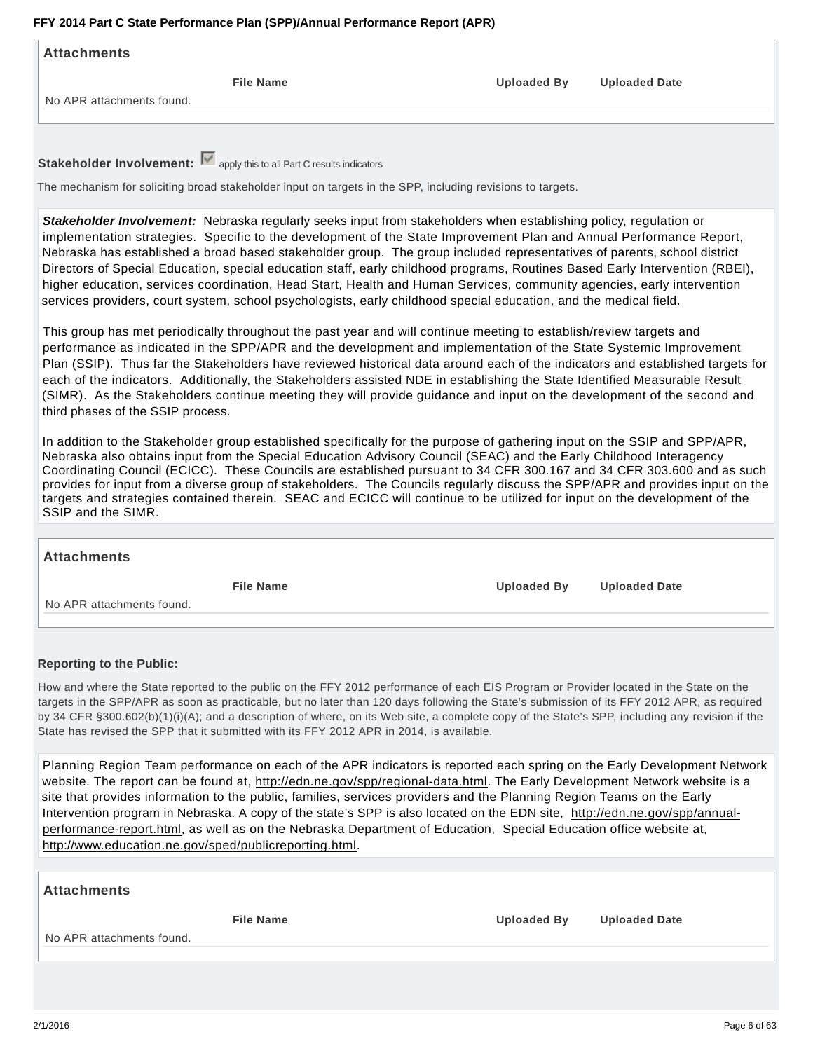### Attachments

| File Name | Uploaded By | Uploaded Date |
| --- | --- | --- |
| No APR attachments found. | | |

**Stakeholder Involvement:** ☑ apply this to all Part C results indicators

The mechanism for soliciting broad stakeholder input on targets in the SPP, including revisions to targets.

***Stakeholder Involvement:*** Nebraska regularly seeks input from stakeholders when establishing policy, regulation or implementation strategies. Specific to the development of the State Improvement Plan and Annual Performance Report, Nebraska has established a broad based stakeholder group. The group included representatives of parents, school district Directors of Special Education, special education staff, early childhood programs, Routines Based Early Intervention (RBEI), higher education, services coordination, Head Start, Health and Human Services, community agencies, early intervention services providers, court system, school psychologists, early childhood special education, and the medical field.

This group has met periodically throughout the past year and will continue meeting to establish/review targets and performance as indicated in the SPP/APR and the development and implementation of the State Systemic Improvement Plan (SSIP). Thus far the Stakeholders have reviewed historical data around each of the indicators and established targets for each of the indicators. Additionally, the Stakeholders assisted NDE in establishing the State Identified Measurable Result (SIMR). As the Stakeholders continue meeting they will provide guidance and input on the development of the second and third phases of the SSIP process.

In addition to the Stakeholder group established specifically for the purpose of gathering input on the SSIP and SPP/APR, Nebraska also obtains input from the Special Education Advisory Council (SEAC) and the Early Childhood Interagency Coordinating Council (ECICC). These Councils are established pursuant to 34 CFR 300.167 and 34 CFR 303.600 and as such provides for input from a diverse group of stakeholders. The Councils regularly discuss the SPP/APR and provides input on the targets and strategies contained therein. SEAC and ECICC will continue to be utilized for input on the development of the SSIP and the SIMR.

### Attachments

| File Name | Uploaded By | Uploaded Date |
| --- | --- | --- |
| No APR attachments found. | | |

**Reporting to the Public:**

How and where the State reported to the public on the FFY 2012 performance of each EIS Program or Provider located in the State on the targets in the SPP/APR as soon as practicable, but no later than 120 days following the State's submission of its FFY 2012 APR, as required by 34 CFR §300.602(b)(1)(i)(A); and a description of where, on its Web site, a complete copy of the State's SPP, including any revision if the State has revised the SPP that it submitted with its FFY 2012 APR in 2014, is available.

Planning Region Team performance on each of the APR indicators is reported each spring on the Early Development Network website. The report can be found at, http://edn.ne.gov/spp/regional-data.html. The Early Development Network website is a site that provides information to the public, families, services providers and the Planning Region Teams on the Early Intervention program in Nebraska. A copy of the state's SPP is also located on the EDN site, http://edn.ne.gov/spp/annual-performance-report.html, as well as on the Nebraska Department of Education, Special Education office website at, http://www.education.ne.gov/sped/publicreporting.html.

### Attachments

| File Name | Uploaded By | Uploaded Date |
| --- | --- | --- |
| No APR attachments found. | | |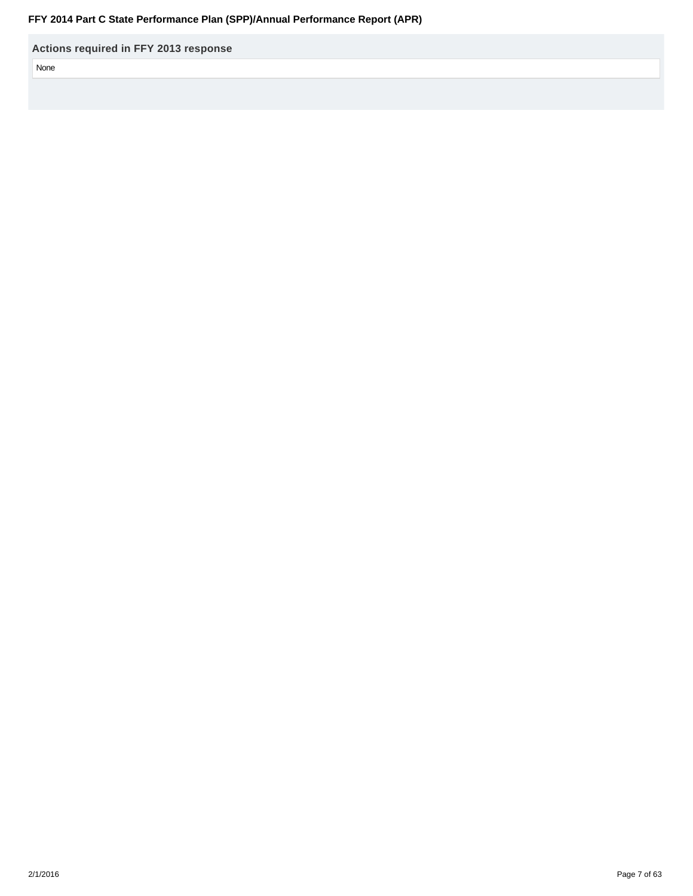### Actions required in FFY 2013 response

None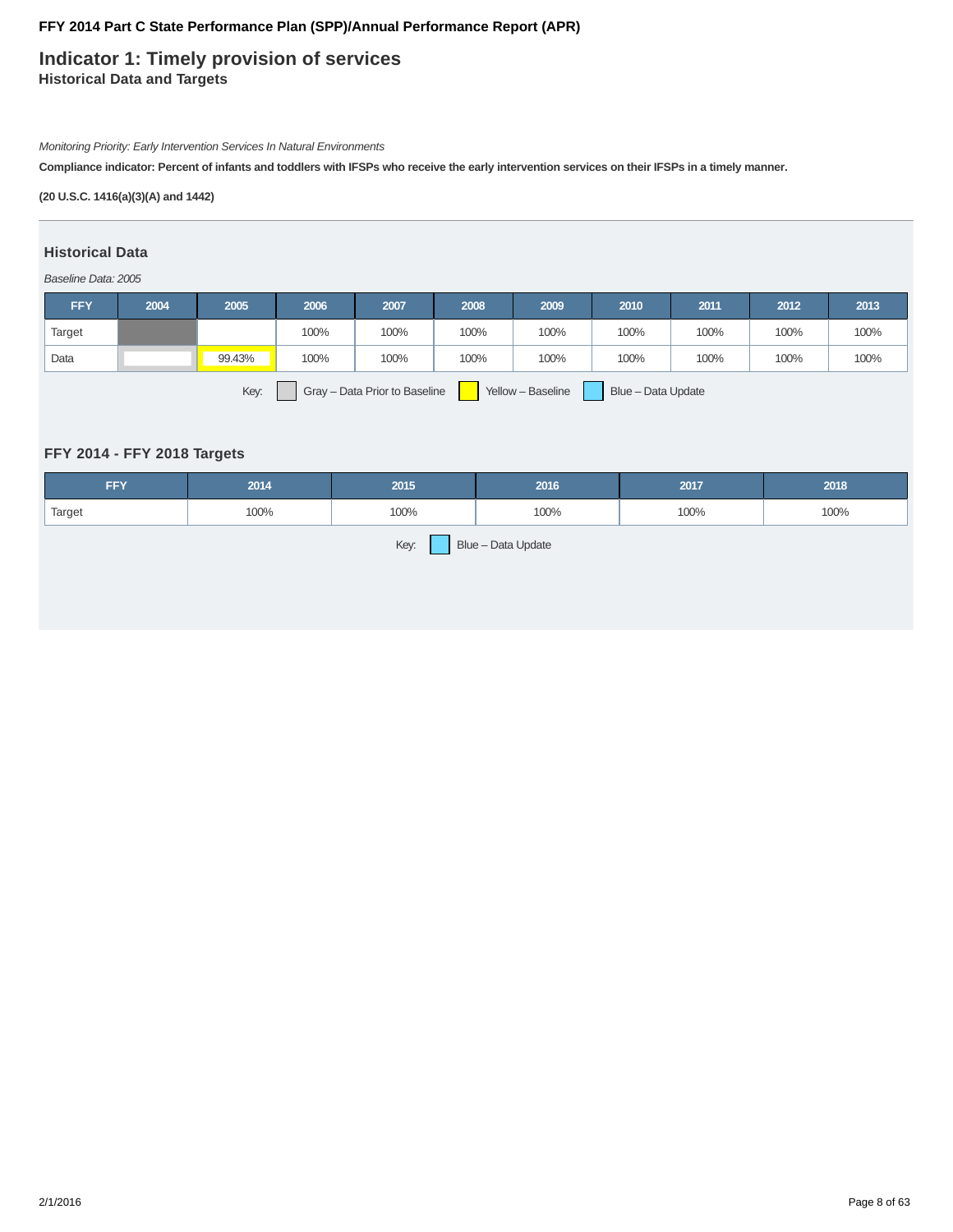**FFY 2014 Part C State Performance Plan (SPP)/Annual Performance Report (APR)**

# Indicator 1: Timely provision of services

### Historical Data and Targets

*Monitoring Priority: Early Intervention Services In Natural Environments*

**Compliance indicator: Percent of infants and toddlers with IFSPs who receive the early intervention services on their IFSPs in a timely manner.**

**(20 U.S.C. 1416(a)(3)(A) and 1442)**

## Historical Data

*Baseline Data: 2005*

| FFY | 2004 | 2005 | 2006 | 2007 | 2008 | 2009 | 2010 | 2011 | 2012 | 2013 |
|---|---|---|---|---|---|---|---|---|---|---|
| Target | | | 100% | 100% | 100% | 100% | 100% | 100% | 100% | 100% |
| Data | | 99.43% | 100% | 100% | 100% | 100% | 100% | 100% | 100% | 100% |

Key: Gray – Data Prior to Baseline; Yellow – Baseline; Blue – Data Update

## FFY 2014 - FFY 2018 Targets

| FFY | 2014 | 2015 | 2016 | 2017 | 2018 |
|---|---|---|---|---|---|
| Target | 100% | 100% | 100% | 100% | 100% |

Key: Blue – Data Update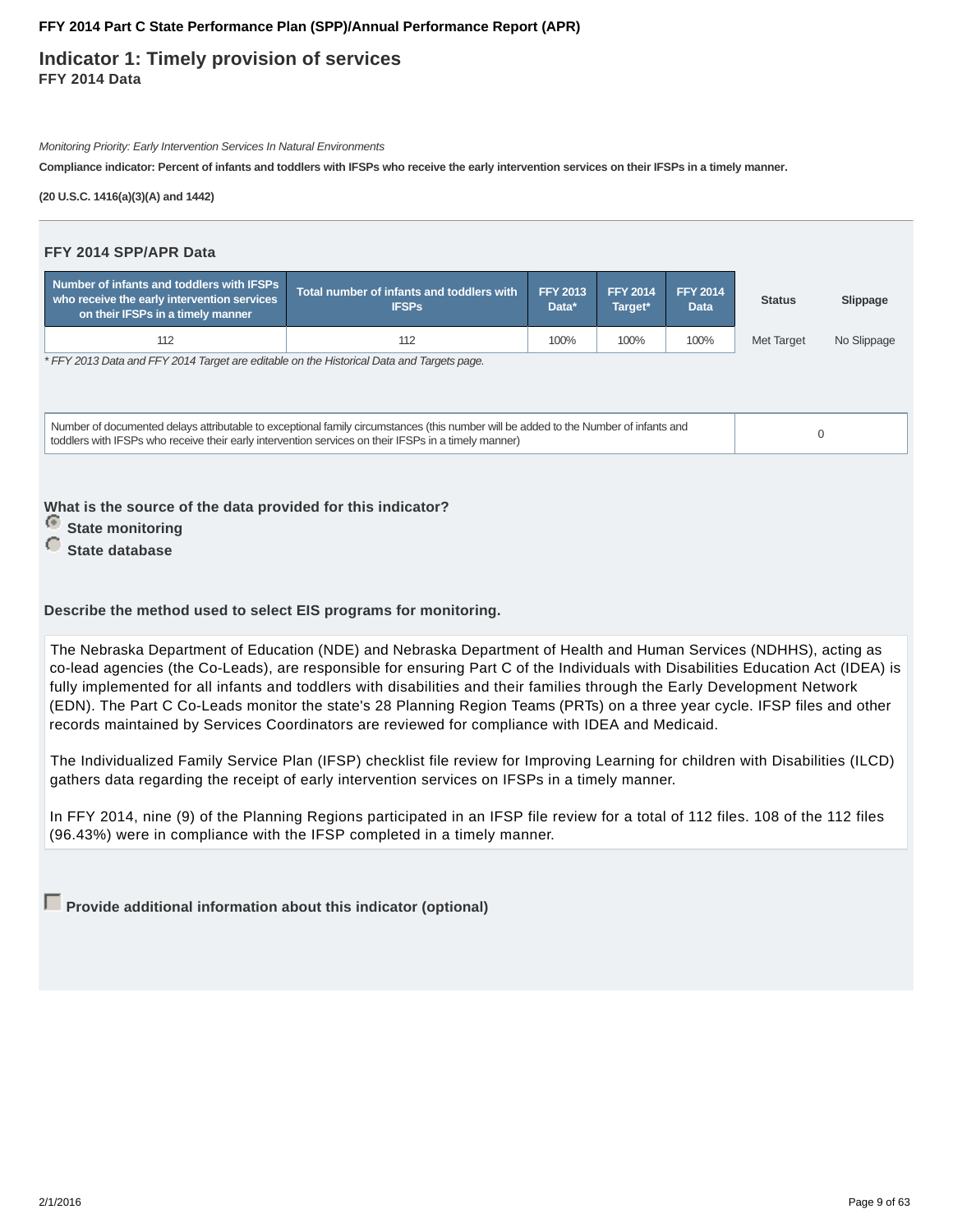**FFY 2014 Part C State Performance Plan (SPP)/Annual Performance Report (APR)**

# Indicator 1: Timely provision of services

### FFY 2014 Data

*Monitoring Priority: Early Intervention Services In Natural Environments*

**Compliance indicator: Percent of infants and toddlers with IFSPs who receive the early intervention services on their IFSPs in a timely manner.**

**(20 U.S.C. 1416(a)(3)(A) and 1442)**

## FFY 2014 SPP/APR Data

| Number of infants and toddlers with IFSPs who receive the early intervention services on their IFSPs in a timely manner | Total number of infants and toddlers with IFSPs | FFY 2013 Data* | FFY 2014 Target* | FFY 2014 Data | Status | Slippage |
|---|---|---|---|---|---|---|
| 112 | 112 | 100% | 100% | 100% | Met Target | No Slippage |

*\* FFY 2013 Data and FFY 2014 Target are editable on the Historical Data and Targets page.*

| Number of documented delays attributable to exceptional family circumstances (this number will be added to the Number of infants and toddlers with IFSPs who receive their early intervention services on their IFSPs in a timely manner) | 0 |
|---|---|

**What is the source of the data provided for this indicator?**

- (selected) **State monitoring**
- **State database**

**Describe the method used to select EIS programs for monitoring.**

The Nebraska Department of Education (NDE) and Nebraska Department of Health and Human Services (NDHHS), acting as co-lead agencies (the Co-Leads), are responsible for ensuring Part C of the Individuals with Disabilities Education Act (IDEA) is fully implemented for all infants and toddlers with disabilities and their families through the Early Development Network (EDN). The Part C Co-Leads monitor the state's 28 Planning Region Teams (PRTs) on a three year cycle. IFSP files and other records maintained by Services Coordinators are reviewed for compliance with IDEA and Medicaid.

The Individualized Family Service Plan (IFSP) checklist file review for Improving Learning for children with Disabilities (ILCD) gathers data regarding the receipt of early intervention services on IFSPs in a timely manner.

In FFY 2014, nine (9) of the Planning Regions participated in an IFSP file review for a total of 112 files. 108 of the 112 files (96.43%) were in compliance with the IFSP completed in a timely manner.

**Provide additional information about this indicator (optional)**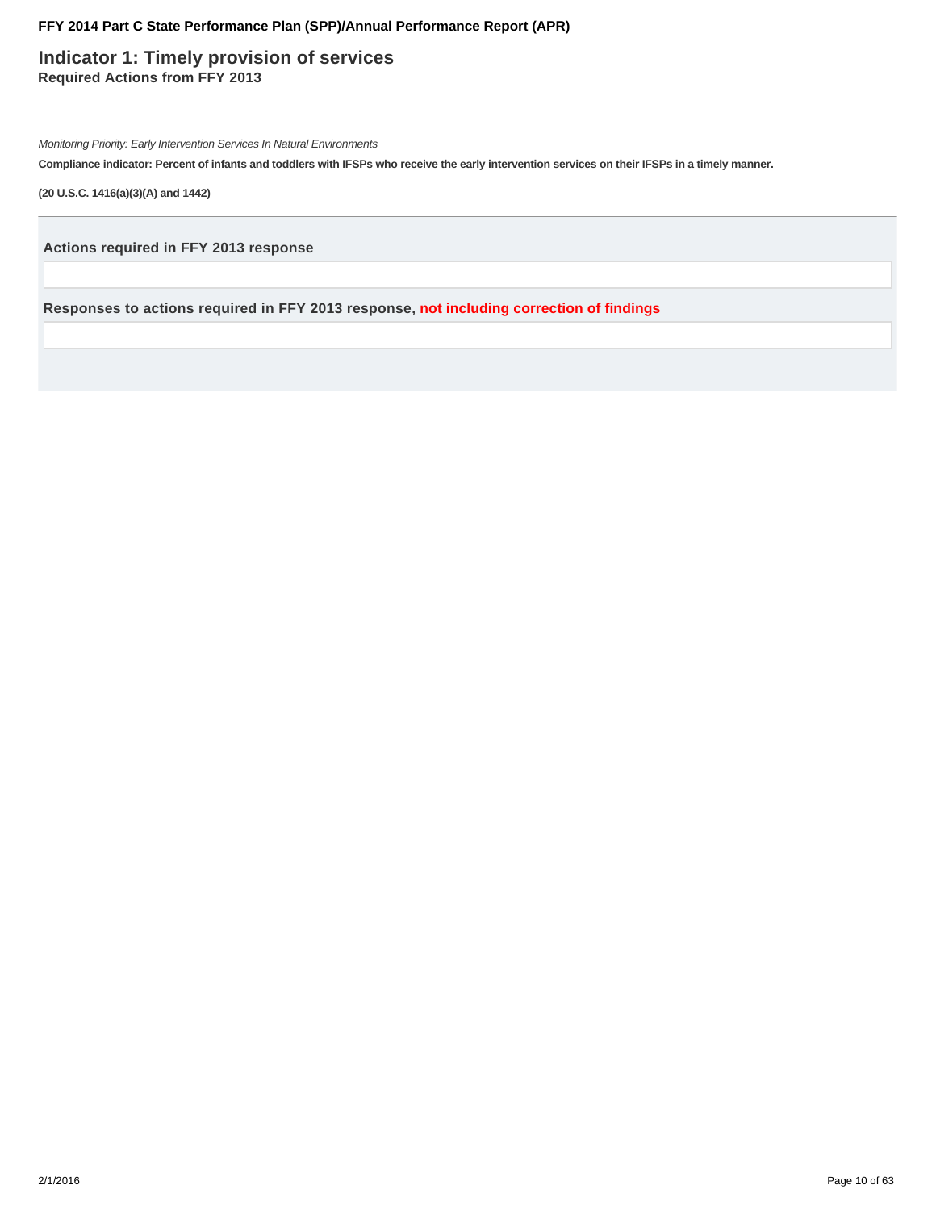# Indicator 1: Timely provision of services

**Required Actions from FFY 2013**

*Monitoring Priority: Early Intervention Services In Natural Environments*

**Compliance indicator: Percent of infants and toddlers with IFSPs who receive the early intervention services on their IFSPs in a timely manner.**

**(20 U.S.C. 1416(a)(3)(A) and 1442)**

---

### Actions required in FFY 2013 response

### Responses to actions required in FFY 2013 response, not including correction of findings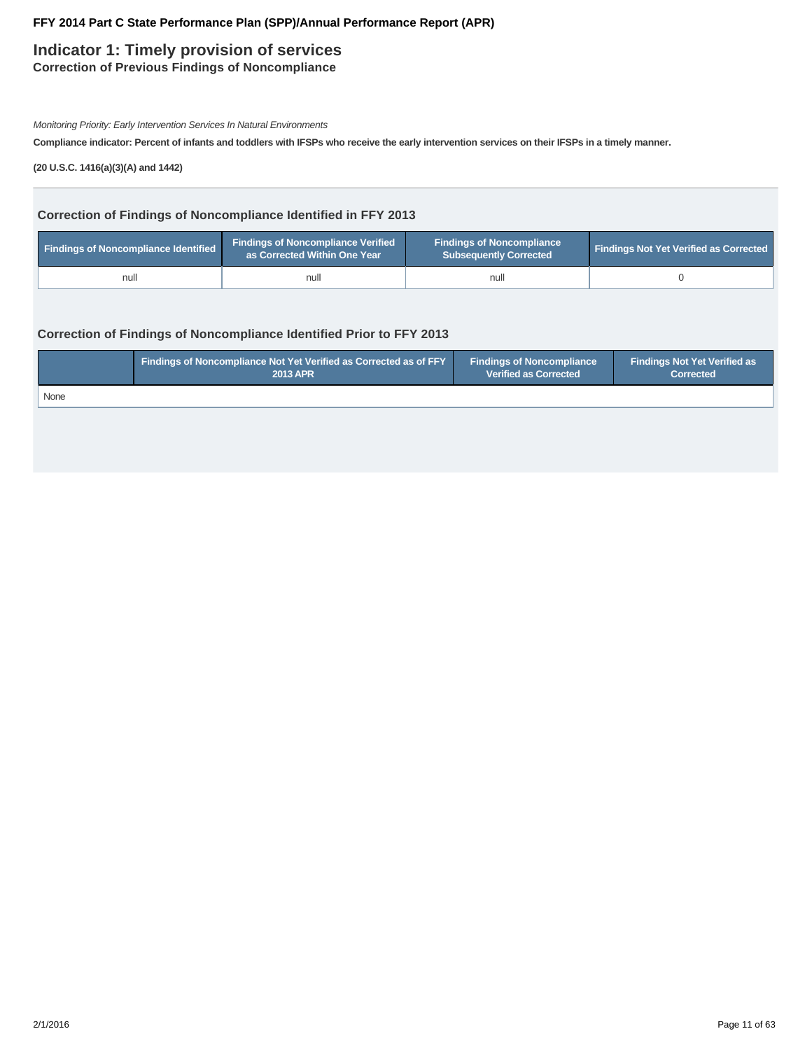## Indicator 1: Timely provision of services

### Correction of Previous Findings of Noncompliance

*Monitoring Priority: Early Intervention Services In Natural Environments*

**Compliance indicator: Percent of infants and toddlers with IFSPs who receive the early intervention services on their IFSPs in a timely manner.**

**(20 U.S.C. 1416(a)(3)(A) and 1442)**

### Correction of Findings of Noncompliance Identified in FFY 2013

| Findings of Noncompliance Identified | Findings of Noncompliance Verified as Corrected Within One Year | Findings of Noncompliance Subsequently Corrected | Findings Not Yet Verified as Corrected |
|---|---|---|---|
| null | null | null | 0 |

### Correction of Findings of Noncompliance Identified Prior to FFY 2013

| | Findings of Noncompliance Not Yet Verified as Corrected as of FFY 2013 APR | Findings of Noncompliance Verified as Corrected | Findings Not Yet Verified as Corrected |
|---|---|---|---|
| None | | | |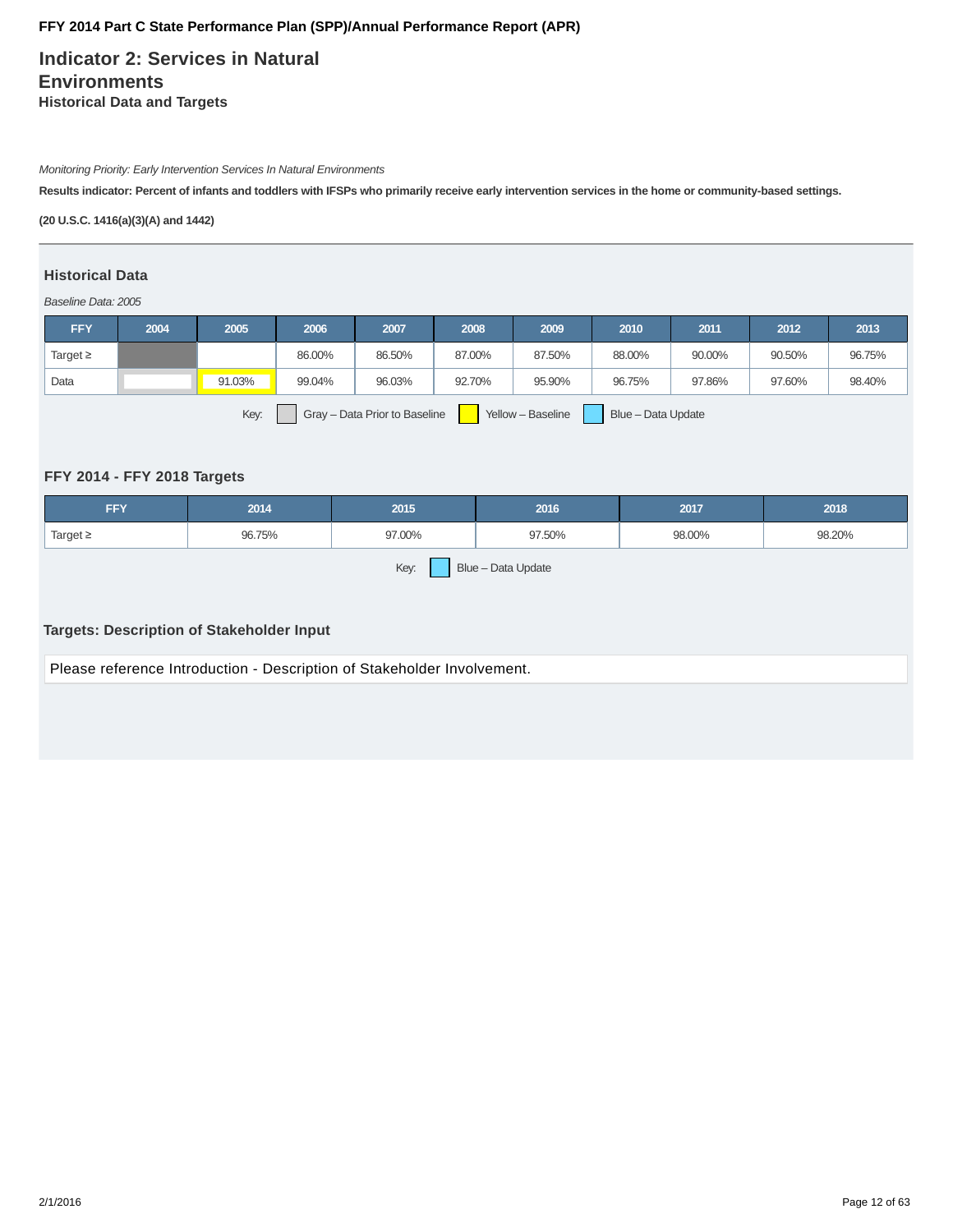# Indicator 2: Services in Natural Environments

### Historical Data and Targets

*Monitoring Priority: Early Intervention Services In Natural Environments*

**Results indicator: Percent of infants and toddlers with IFSPs who primarily receive early intervention services in the home or community-based settings.**

**(20 U.S.C. 1416(a)(3)(A) and 1442)**

### Historical Data

*Baseline Data: 2005*

| FFY | 2004 | 2005 | 2006 | 2007 | 2008 | 2009 | 2010 | 2011 | 2012 | 2013 |
|---|---|---|---|---|---|---|---|---|---|---|
| Target ≥ | | | 86.00% | 86.50% | 87.00% | 87.50% | 88.00% | 90.00% | 90.50% | 96.75% |
| Data | | 91.03% | 99.04% | 96.03% | 92.70% | 95.90% | 96.75% | 97.86% | 97.60% | 98.40% |

Key: Gray – Data Prior to Baseline Yellow – Baseline Blue – Data Update

### FFY 2014 - FFY 2018 Targets

| FFY | 2014 | 2015 | 2016 | 2017 | 2018 |
|---|---|---|---|---|---|
| Target ≥ | 96.75% | 97.00% | 97.50% | 98.00% | 98.20% |

Key: Blue – Data Update

### Targets: Description of Stakeholder Input

Please reference Introduction - Description of Stakeholder Involvement.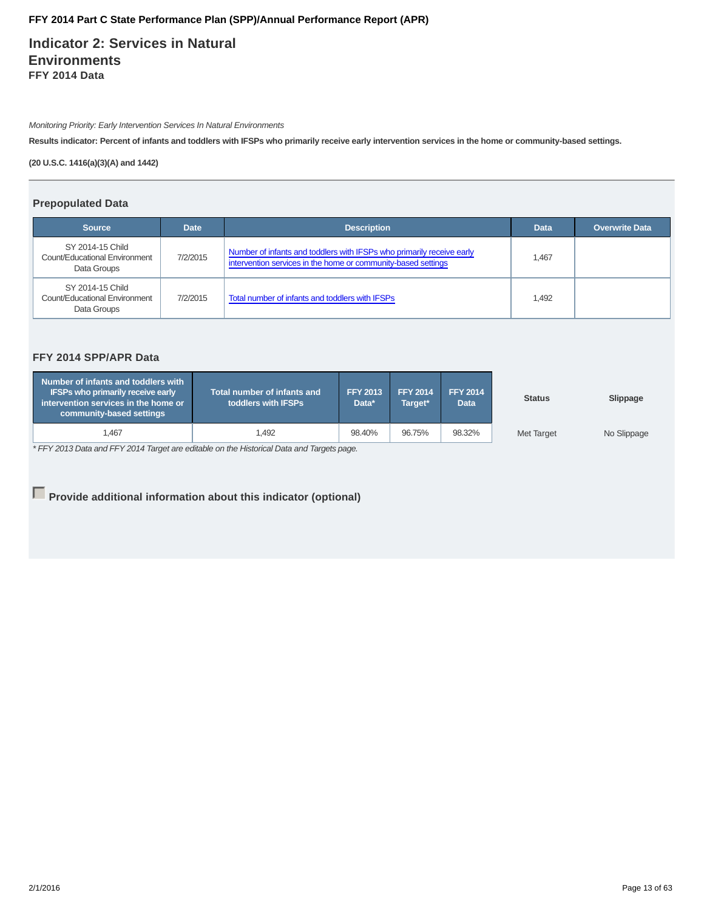# Indicator 2: Services in Natural Environments

### FFY 2014 Data

*Monitoring Priority: Early Intervention Services In Natural Environments*

**Results indicator: Percent of infants and toddlers with IFSPs who primarily receive early intervention services in the home or community-based settings.**

**(20 U.S.C. 1416(a)(3)(A) and 1442)**

## Prepopulated Data

| Source | Date | Description | Data | Overwrite Data |
|---|---|---|---|---|
| SY 2014-15 Child Count/Educational Environment Data Groups | 7/2/2015 | Number of infants and toddlers with IFSPs who primarily receive early intervention services in the home or community-based settings | 1,467 | |
| SY 2014-15 Child Count/Educational Environment Data Groups | 7/2/2015 | Total number of infants and toddlers with IFSPs | 1,492 | |

## FFY 2014 SPP/APR Data

| Number of infants and toddlers with IFSPs who primarily receive early intervention services in the home or community-based settings | Total number of infants and toddlers with IFSPs | FFY 2013 Data* | FFY 2014 Target* | FFY 2014 Data | Status | Slippage |
|---|---|---|---|---|---|---|
| 1,467 | 1,492 | 98.40% | 96.75% | 98.32% | Met Target | No Slippage |

*\* FFY 2013 Data and FFY 2014 Target are editable on the Historical Data and Targets page.*

**Provide additional information about this indicator (optional)**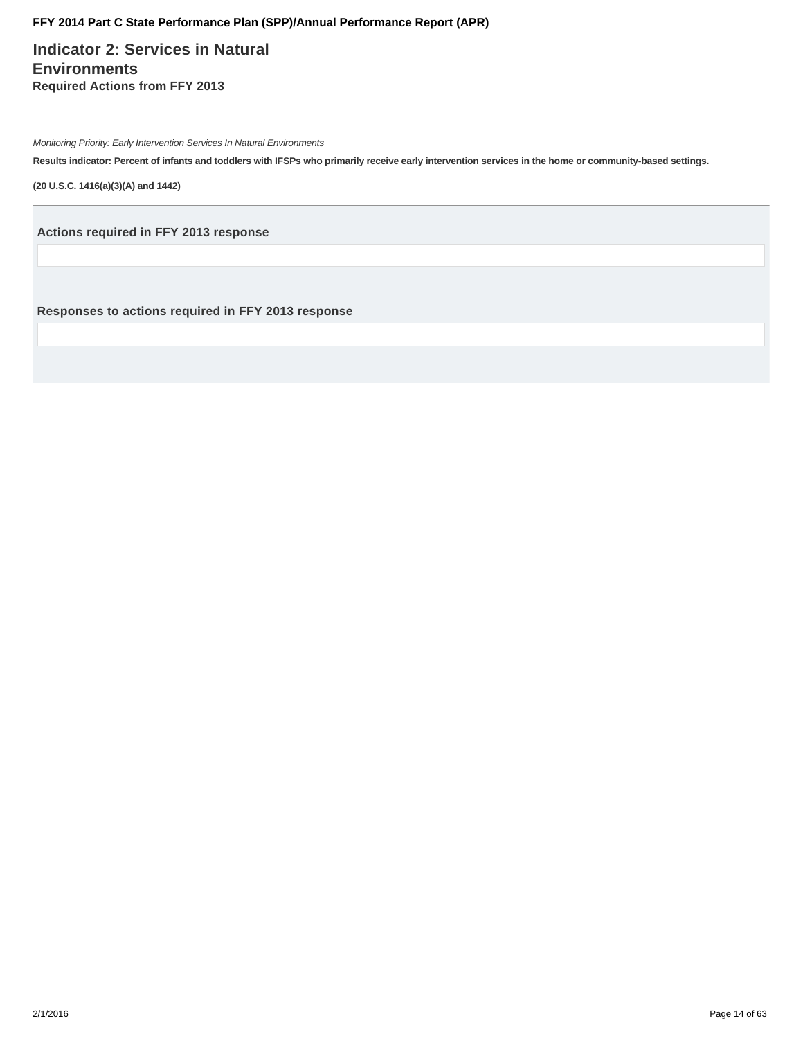# Indicator 2: Services in Natural Environments

**Required Actions from FFY 2013**

*Monitoring Priority: Early Intervention Services In Natural Environments*

**Results indicator: Percent of infants and toddlers with IFSPs who primarily receive early intervention services in the home or community-based settings.**

**(20 U.S.C. 1416(a)(3)(A) and 1442)**

---

**Actions required in FFY 2013 response**

**Responses to actions required in FFY 2013 response**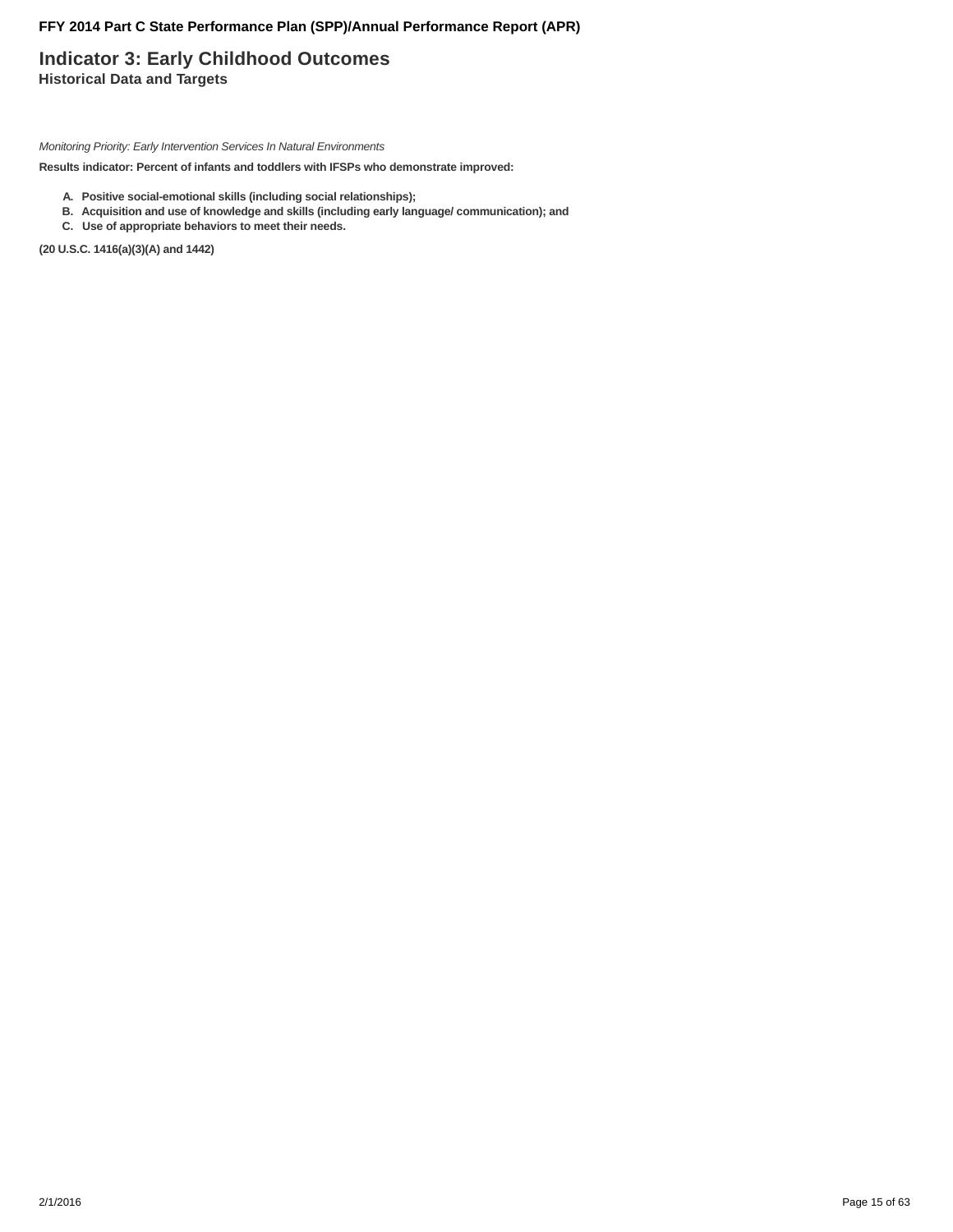# Indicator 3: Early Childhood Outcomes

## Historical Data and Targets

*Monitoring Priority: Early Intervention Services In Natural Environments*

**Results indicator: Percent of infants and toddlers with IFSPs who demonstrate improved:**

- **A. Positive social-emotional skills (including social relationships);**
- **B. Acquisition and use of knowledge and skills (including early language/ communication); and**
- **C. Use of appropriate behaviors to meet their needs.**

**(20 U.S.C. 1416(a)(3)(A) and 1442)**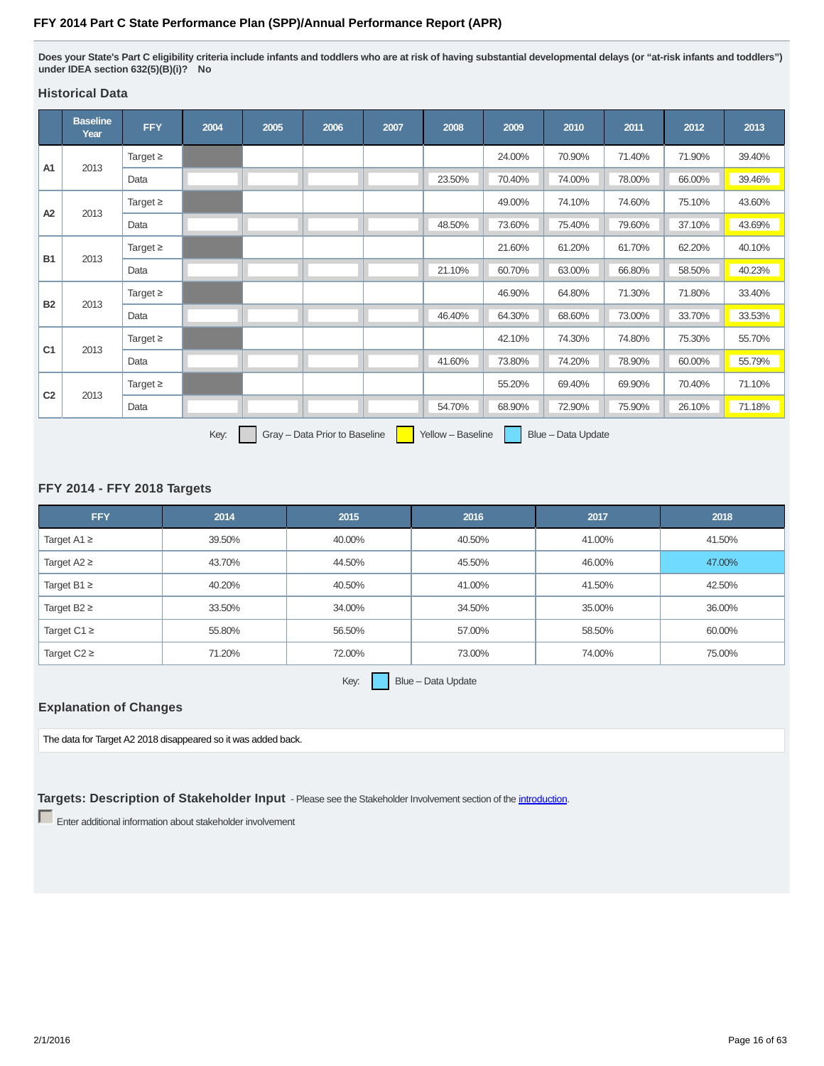## FFY 2014 Part C State Performance Plan (SPP)/Annual Performance Report (APR)

**Does your State's Part C eligibility criteria include infants and toddlers who are at risk of having substantial developmental delays (or "at-risk infants and toddlers") under IDEA section 632(5)(B)(i)? No**

### Historical Data

| | Baseline Year | FFY | 2004 | 2005 | 2006 | 2007 | 2008 | 2009 | 2010 | 2011 | 2012 | 2013 |
|---|---|---|---|---|---|---|---|---|---|---|---|---|
| A1 | 2013 | Target ≥ | | | | | | 24.00% | 70.90% | 71.40% | 71.90% | 39.40% |
| | | Data | | | | | 23.50% | 70.40% | 74.00% | 78.00% | 66.00% | 39.46% |
| A2 | 2013 | Target ≥ | | | | | | 49.00% | 74.10% | 74.60% | 75.10% | 43.60% |
| | | Data | | | | | 48.50% | 73.60% | 75.40% | 79.60% | 37.10% | 43.69% |
| B1 | 2013 | Target ≥ | | | | | | 21.60% | 61.20% | 61.70% | 62.20% | 40.10% |
| | | Data | | | | | 21.10% | 60.70% | 63.00% | 66.80% | 58.50% | 40.23% |
| B2 | 2013 | Target ≥ | | | | | | 46.90% | 64.80% | 71.30% | 71.80% | 33.40% |
| | | Data | | | | | 46.40% | 64.30% | 68.60% | 73.00% | 33.70% | 33.53% |
| C1 | 2013 | Target ≥ | | | | | | 42.10% | 74.30% | 74.80% | 75.30% | 55.70% |
| | | Data | | | | | 41.60% | 73.80% | 74.20% | 78.90% | 60.00% | 55.79% |
| C2 | 2013 | Target ≥ | | | | | | 55.20% | 69.40% | 69.90% | 70.40% | 71.10% |
| | | Data | | | | | 54.70% | 68.90% | 72.90% | 75.90% | 26.10% | 71.18% |

Key: Gray – Data Prior to Baseline; Yellow – Baseline; Blue – Data Update

### FFY 2014 - FFY 2018 Targets

| FFY | 2014 | 2015 | 2016 | 2017 | 2018 |
|---|---|---|---|---|---|
| Target A1 ≥ | 39.50% | 40.00% | 40.50% | 41.00% | 41.50% |
| Target A2 ≥ | 43.70% | 44.50% | 45.50% | 46.00% | 47.00% |
| Target B1 ≥ | 40.20% | 40.50% | 41.00% | 41.50% | 42.50% |
| Target B2 ≥ | 33.50% | 34.00% | 34.50% | 35.00% | 36.00% |
| Target C1 ≥ | 55.80% | 56.50% | 57.00% | 58.50% | 60.00% |
| Target C2 ≥ | 71.20% | 72.00% | 73.00% | 74.00% | 75.00% |

Key: Blue – Data Update

### Explanation of Changes

The data for Target A2 2018 disappeared so it was added back.

### Targets: Description of Stakeholder Input

- Please see the Stakeholder Involvement section of the introduction.

☐ Enter additional information about stakeholder involvement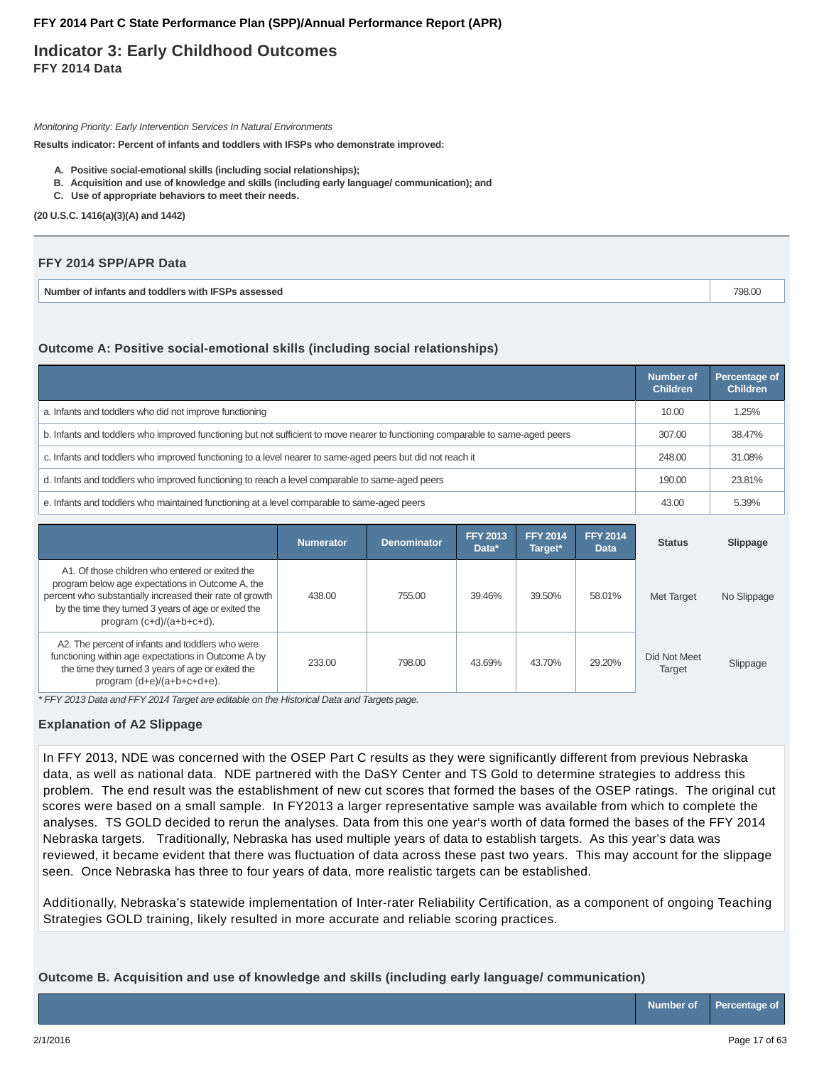FFY 2014 Part C State Performance Plan (SPP)/Annual Performance Report (APR)

# Indicator 3: Early Childhood Outcomes

**FFY 2014 Data**

*Monitoring Priority: Early Intervention Services In Natural Environments*

**Results indicator: Percent of infants and toddlers with IFSPs who demonstrate improved:**

- **A. Positive social-emotional skills (including social relationships);**
- **B. Acquisition and use of knowledge and skills (including early language/ communication); and**
- **C. Use of appropriate behaviors to meet their needs.**

**(20 U.S.C. 1416(a)(3)(A) and 1442)**

## FFY 2014 SPP/APR Data

| Number of infants and toddlers with IFSPs assessed | 798.00 |
|---|---|

### Outcome A: Positive social-emotional skills (including social relationships)

| | Number of Children | Percentage of Children |
|---|---|---|
| a. Infants and toddlers who did not improve functioning | 10.00 | 1.25% |
| b. Infants and toddlers who improved functioning but not sufficient to move nearer to functioning comparable to same-aged peers | 307.00 | 38.47% |
| c. Infants and toddlers who improved functioning to a level nearer to same-aged peers but did not reach it | 248.00 | 31.08% |
| d. Infants and toddlers who improved functioning to reach a level comparable to same-aged peers | 190.00 | 23.81% |
| e. Infants and toddlers who maintained functioning at a level comparable to same-aged peers | 43.00 | 5.39% |

| | Numerator | Denominator | FFY 2013 Data* | FFY 2014 Target* | FFY 2014 Data | Status | Slippage |
|---|---|---|---|---|---|---|---|
| A1. Of those children who entered or exited the program below age expectations in Outcome A, the percent who substantially increased their rate of growth by the time they turned 3 years of age or exited the program (c+d)/(a+b+c+d). | 438.00 | 755.00 | 39.46% | 39.50% | 58.01% | Met Target | No Slippage |
| A2. The percent of infants and toddlers who were functioning within age expectations in Outcome A by the time they turned 3 years of age or exited the program (d+e)/(a+b+c+d+e). | 233.00 | 798.00 | 43.69% | 43.70% | 29.20% | Did Not Meet Target | Slippage |

* *FFY 2013 Data and FFY 2014 Target are editable on the Historical Data and Targets page.*

### Explanation of A2 Slippage

In FFY 2013, NDE was concerned with the OSEP Part C results as they were significantly different from previous Nebraska data, as well as national data. NDE partnered with the DaSY Center and TS Gold to determine strategies to address this problem. The end result was the establishment of new cut scores that formed the bases of the OSEP ratings. The original cut scores were based on a small sample. In FY2013 a larger representative sample was available from which to complete the analyses. TS GOLD decided to rerun the analyses. Data from this one year's worth of data formed the bases of the FFY 2014 Nebraska targets. Traditionally, Nebraska has used multiple years of data to establish targets. As this year's data was reviewed, it became evident that there was fluctuation of data across these past two years. This may account for the slippage seen. Once Nebraska has three to four years of data, more realistic targets can be established.

Additionally, Nebraska's statewide implementation of Inter-rater Reliability Certification, as a component of ongoing Teaching Strategies GOLD training, likely resulted in more accurate and reliable scoring practices.

### Outcome B. Acquisition and use of knowledge and skills (including early language/ communication)

| | Number of | Percentage of |
|---|---|---|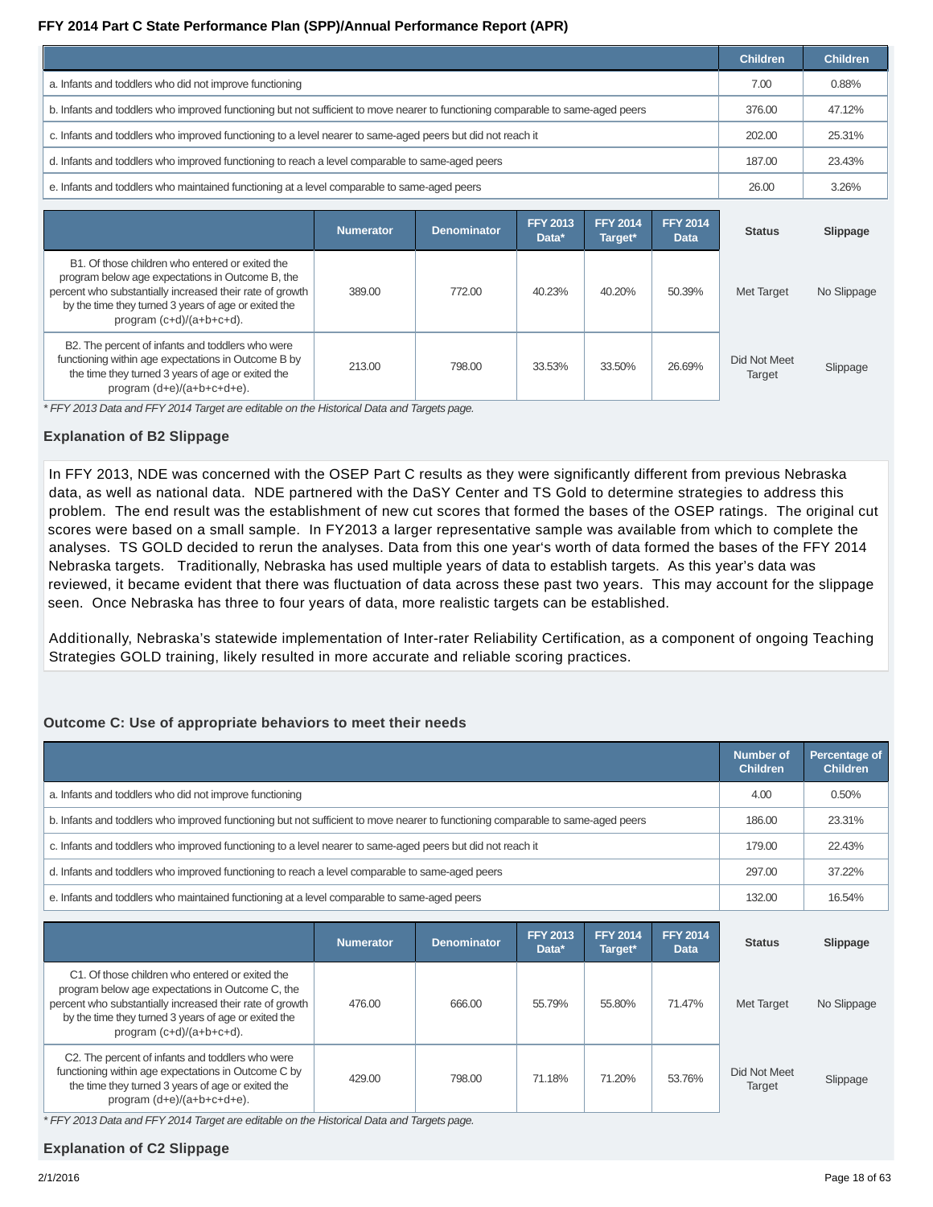| | Children | Children |
|---|---|---|
| a. Infants and toddlers who did not improve functioning | 7.00 | 0.88% |
| b. Infants and toddlers who improved functioning but not sufficient to move nearer to functioning comparable to same-aged peers | 376.00 | 47.12% |
| c. Infants and toddlers who improved functioning to a level nearer to same-aged peers but did not reach it | 202.00 | 25.31% |
| d. Infants and toddlers who improved functioning to reach a level comparable to same-aged peers | 187.00 | 23.43% |
| e. Infants and toddlers who maintained functioning at a level comparable to same-aged peers | 26.00 | 3.26% |

| | Numerator | Denominator | FFY 2013 Data* | FFY 2014 Target* | FFY 2014 Data | Status | Slippage |
|---|---|---|---|---|---|---|---|
| B1. Of those children who entered or exited the program below age expectations in Outcome B, the percent who substantially increased their rate of growth by the time they turned 3 years of age or exited the program (c+d)/(a+b+c+d). | 389.00 | 772.00 | 40.23% | 40.20% | 50.39% | Met Target | No Slippage |
| B2. The percent of infants and toddlers who were functioning within age expectations in Outcome B by the time they turned 3 years of age or exited the program (d+e)/(a+b+c+d+e). | 213.00 | 798.00 | 33.53% | 33.50% | 26.69% | Did Not Meet Target | Slippage |

*\* FFY 2013 Data and FFY 2014 Target are editable on the Historical Data and Targets page.*

### Explanation of B2 Slippage

In FFY 2013, NDE was concerned with the OSEP Part C results as they were significantly different from previous Nebraska data, as well as national data. NDE partnered with the DaSY Center and TS Gold to determine strategies to address this problem. The end result was the establishment of new cut scores that formed the bases of the OSEP ratings. The original cut scores were based on a small sample. In FY2013 a larger representative sample was available from which to complete the analyses. TS GOLD decided to rerun the analyses. Data from this one year's worth of data formed the bases of the FFY 2014 Nebraska targets. Traditionally, Nebraska has used multiple years of data to establish targets. As this year's data was reviewed, it became evident that there was fluctuation of data across these past two years. This may account for the slippage seen. Once Nebraska has three to four years of data, more realistic targets can be established.

Additionally, Nebraska's statewide implementation of Inter-rater Reliability Certification, as a component of ongoing Teaching Strategies GOLD training, likely resulted in more accurate and reliable scoring practices.

### Outcome C: Use of appropriate behaviors to meet their needs

| | Number of Children | Percentage of Children |
|---|---|---|
| a. Infants and toddlers who did not improve functioning | 4.00 | 0.50% |
| b. Infants and toddlers who improved functioning but not sufficient to move nearer to functioning comparable to same-aged peers | 186.00 | 23.31% |
| c. Infants and toddlers who improved functioning to a level nearer to same-aged peers but did not reach it | 179.00 | 22.43% |
| d. Infants and toddlers who improved functioning to reach a level comparable to same-aged peers | 297.00 | 37.22% |
| e. Infants and toddlers who maintained functioning at a level comparable to same-aged peers | 132.00 | 16.54% |

| | Numerator | Denominator | FFY 2013 Data* | FFY 2014 Target* | FFY 2014 Data | Status | Slippage |
|---|---|---|---|---|---|---|---|
| C1. Of those children who entered or exited the program below age expectations in Outcome C, the percent who substantially increased their rate of growth by the time they turned 3 years of age or exited the program (c+d)/(a+b+c+d). | 476.00 | 666.00 | 55.79% | 55.80% | 71.47% | Met Target | No Slippage |
| C2. The percent of infants and toddlers who were functioning within age expectations in Outcome C by the time they turned 3 years of age or exited the program (d+e)/(a+b+c+d+e). | 429.00 | 798.00 | 71.18% | 71.20% | 53.76% | Did Not Meet Target | Slippage |

*\* FFY 2013 Data and FFY 2014 Target are editable on the Historical Data and Targets page.*

### Explanation of C2 Slippage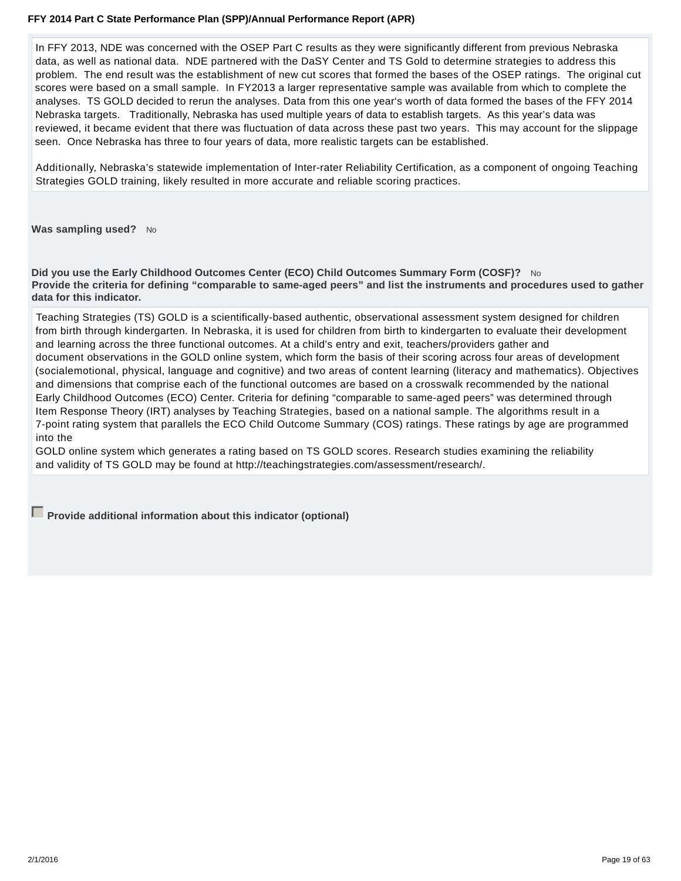In FFY 2013, NDE was concerned with the OSEP Part C results as they were significantly different from previous Nebraska data, as well as national data. NDE partnered with the DaSY Center and TS Gold to determine strategies to address this problem. The end result was the establishment of new cut scores that formed the bases of the OSEP ratings. The original cut scores were based on a small sample. In FY2013 a larger representative sample was available from which to complete the analyses. TS GOLD decided to rerun the analyses. Data from this one year's worth of data formed the bases of the FFY 2014 Nebraska targets. Traditionally, Nebraska has used multiple years of data to establish targets. As this year's data was reviewed, it became evident that there was fluctuation of data across these past two years. This may account for the slippage seen. Once Nebraska has three to four years of data, more realistic targets can be established.

Additionally, Nebraska's statewide implementation of Inter-rater Reliability Certification, as a component of ongoing Teaching Strategies GOLD training, likely resulted in more accurate and reliable scoring practices.

**Was sampling used?** No

**Did you use the Early Childhood Outcomes Center (ECO) Child Outcomes Summary Form (COSF)?** No

**Provide the criteria for defining "comparable to same-aged peers" and list the instruments and procedures used to gather data for this indicator.**

Teaching Strategies (TS) GOLD is a scientifically-based authentic, observational assessment system designed for children from birth through kindergarten. In Nebraska, it is used for children from birth to kindergarten to evaluate their development and learning across the three functional outcomes. At a child's entry and exit, teachers/providers gather and document observations in the GOLD online system, which form the basis of their scoring across four areas of development (socialemotional, physical, language and cognitive) and two areas of content learning (literacy and mathematics). Objectives and dimensions that comprise each of the functional outcomes are based on a crosswalk recommended by the national Early Childhood Outcomes (ECO) Center. Criteria for defining "comparable to same-aged peers" was determined through Item Response Theory (IRT) analyses by Teaching Strategies, based on a national sample. The algorithms result in a 7-point rating system that parallels the ECO Child Outcome Summary (COS) ratings. These ratings by age are programmed into the GOLD online system which generates a rating based on TS GOLD scores. Research studies examining the reliability and validity of TS GOLD may be found at http://teachingstrategies.com/assessment/research/.

**Provide additional information about this indicator (optional)**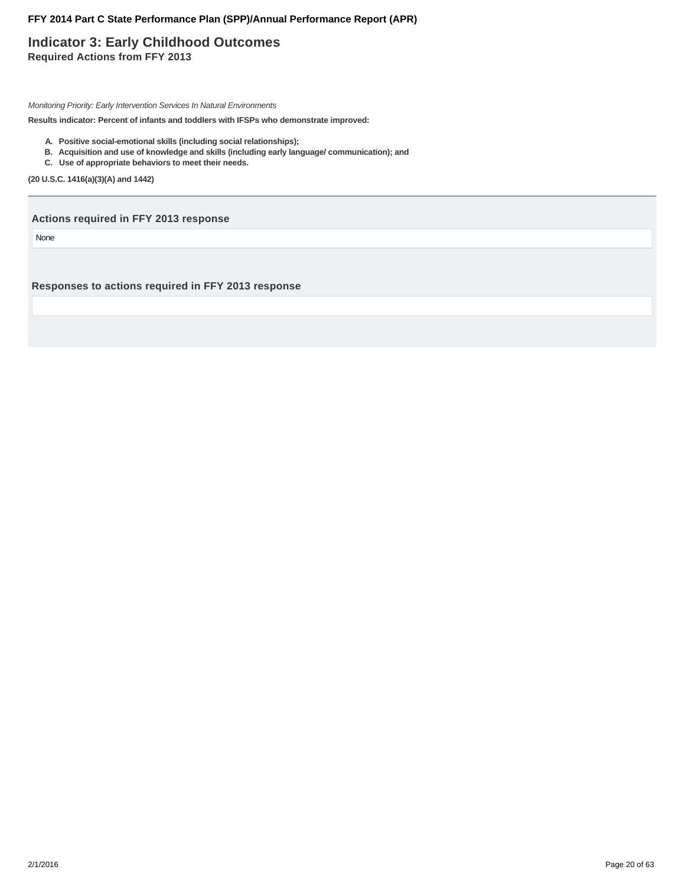# Indicator 3: Early Childhood Outcomes

## Required Actions from FFY 2013

*Monitoring Priority: Early Intervention Services In Natural Environments*

**Results indicator: Percent of infants and toddlers with IFSPs who demonstrate improved:**

- **A. Positive social-emotional skills (including social relationships);**
- **B. Acquisition and use of knowledge and skills (including early language/ communication); and**
- **C. Use of appropriate behaviors to meet their needs.**

**(20 U.S.C. 1416(a)(3)(A) and 1442)**

### Actions required in FFY 2013 response

None

### Responses to actions required in FFY 2013 response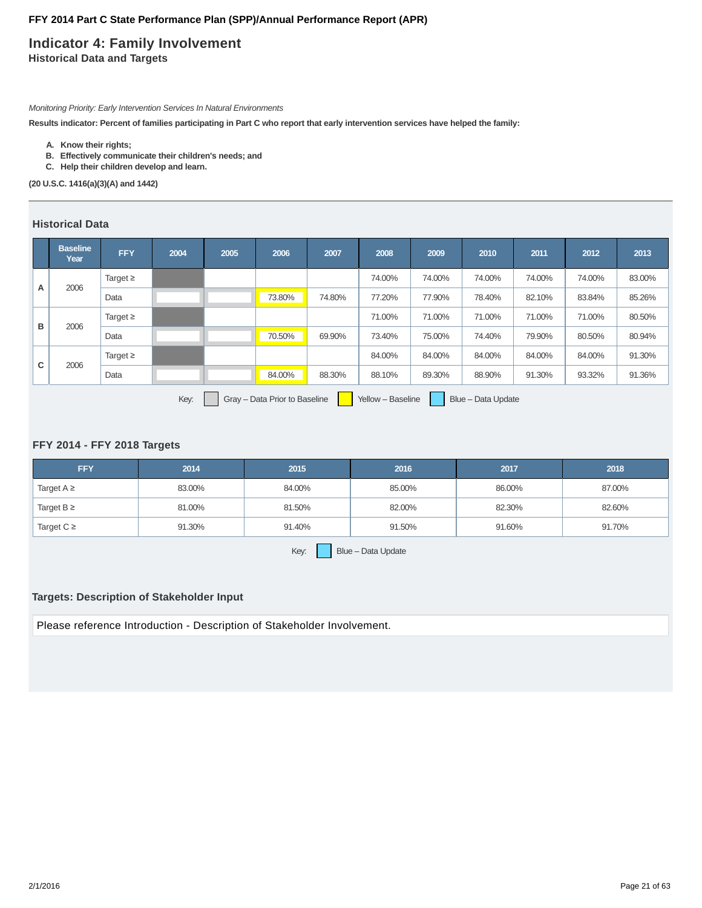# Indicator 4: Family Involvement

## Historical Data and Targets

*Monitoring Priority: Early Intervention Services In Natural Environments*

**Results indicator: Percent of families participating in Part C who report that early intervention services have helped the family:**

A. **Know their rights;**
B. **Effectively communicate their children's needs; and**
C. **Help their children develop and learn.**

**(20 U.S.C. 1416(a)(3)(A) and 1442)**

### Historical Data

| | Baseline Year | FFY | 2004 | 2005 | 2006 | 2007 | 2008 | 2009 | 2010 | 2011 | 2012 | 2013 |
|---|---|---|---|---|---|---|---|---|---|---|---|---|
| A | 2006 | Target ≥ | | | | | 74.00% | 74.00% | 74.00% | 74.00% | 74.00% | 83.00% |
| | | Data | | | 73.80% | 74.80% | 77.20% | 77.90% | 78.40% | 82.10% | 83.84% | 85.26% |
| B | 2006 | Target ≥ | | | | | 71.00% | 71.00% | 71.00% | 71.00% | 71.00% | 80.50% |
| | | Data | | | 70.50% | 69.90% | 73.40% | 75.00% | 74.40% | 79.90% | 80.50% | 80.94% |
| C | 2006 | Target ≥ | | | | | 84.00% | 84.00% | 84.00% | 84.00% | 84.00% | 91.30% |
| | | Data | | | 84.00% | 88.30% | 88.10% | 89.30% | 88.90% | 91.30% | 93.32% | 91.36% |

Key: Gray – Data Prior to Baseline | Yellow – Baseline | Blue – Data Update

### FFY 2014 - FFY 2018 Targets

| FFY | 2014 | 2015 | 2016 | 2017 | 2018 |
|---|---|---|---|---|---|
| Target A ≥ | 83.00% | 84.00% | 85.00% | 86.00% | 87.00% |
| Target B ≥ | 81.00% | 81.50% | 82.00% | 82.30% | 82.60% |
| Target C ≥ | 91.30% | 91.40% | 91.50% | 91.60% | 91.70% |

Key: Blue – Data Update

### Targets: Description of Stakeholder Input

Please reference Introduction - Description of Stakeholder Involvement.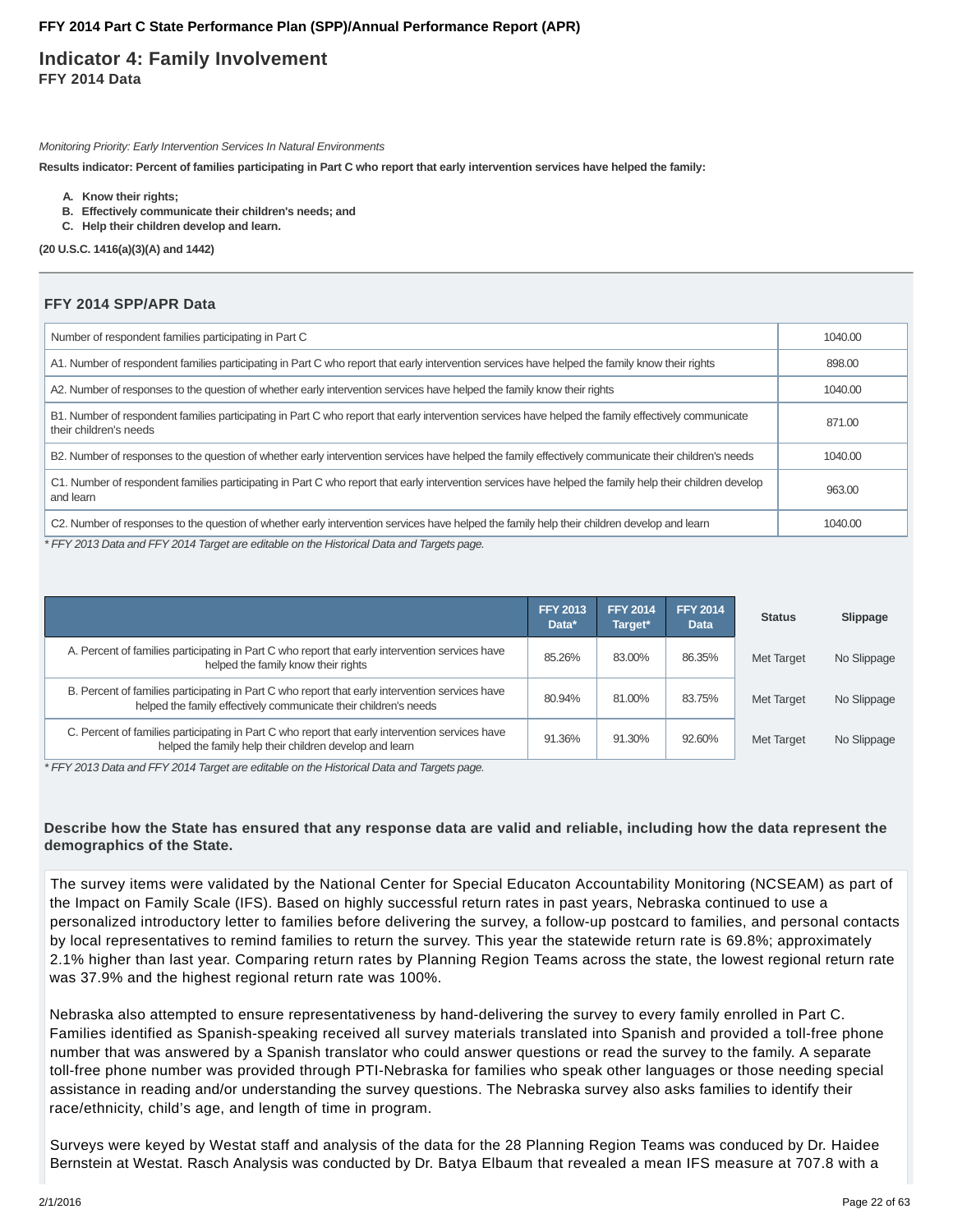FFY 2014 Part C State Performance Plan (SPP)/Annual Performance Report (APR)

## Indicator 4: Family Involvement
### FFY 2014 Data

*Monitoring Priority: Early Intervention Services In Natural Environments*

**Results indicator: Percent of families participating in Part C who report that early intervention services have helped the family:**

- **A. Know their rights;**
- **B. Effectively communicate their children's needs; and**
- **C. Help their children develop and learn.**

**(20 U.S.C. 1416(a)(3)(A) and 1442)**

### FFY 2014 SPP/APR Data

| | |
|---|---|
| Number of respondent families participating in Part C | 1040.00 |
| A1. Number of respondent families participating in Part C who report that early intervention services have helped the family know their rights | 898.00 |
| A2. Number of responses to the question of whether early intervention services have helped the family know their rights | 1040.00 |
| B1. Number of respondent families participating in Part C who report that early intervention services have helped the family effectively communicate their children's needs | 871.00 |
| B2. Number of responses to the question of whether early intervention services have helped the family effectively communicate their children's needs | 1040.00 |
| C1. Number of respondent families participating in Part C who report that early intervention services have helped the family help their children develop and learn | 963.00 |
| C2. Number of responses to the question of whether early intervention services have helped the family help their children develop and learn | 1040.00 |

*\* FFY 2013 Data and FFY 2014 Target are editable on the Historical Data and Targets page.*

| | FFY 2013 Data* | FFY 2014 Target* | FFY 2014 Data | Status | Slippage |
|---|---|---|---|---|---|
| A. Percent of families participating in Part C who report that early intervention services have helped the family know their rights | 85.26% | 83.00% | 86.35% | Met Target | No Slippage |
| B. Percent of families participating in Part C who report that early intervention services have helped the family effectively communicate their children's needs | 80.94% | 81.00% | 83.75% | Met Target | No Slippage |
| C. Percent of families participating in Part C who report that early intervention services have helped the family help their children develop and learn | 91.36% | 91.30% | 92.60% | Met Target | No Slippage |

*\* FFY 2013 Data and FFY 2014 Target are editable on the Historical Data and Targets page.*

**Describe how the State has ensured that any response data are valid and reliable, including how the data represent the demographics of the State.**

The survey items were validated by the National Center for Special Educaton Accountability Monitoring (NCSEAM) as part of the Impact on Family Scale (IFS). Based on highly successful return rates in past years, Nebraska continued to use a personalized introductory letter to families before delivering the survey, a follow-up postcard to families, and personal contacts by local representatives to remind families to return the survey. This year the statewide return rate is 69.8%; approximately 2.1% higher than last year. Comparing return rates by Planning Region Teams across the state, the lowest regional return rate was 37.9% and the highest regional return rate was 100%.

Nebraska also attempted to ensure representativeness by hand-delivering the survey to every family enrolled in Part C. Families identified as Spanish-speaking received all survey materials translated into Spanish and provided a toll-free phone number that was answered by a Spanish translator who could answer questions or read the survey to the family. A separate toll-free phone number was provided through PTI-Nebraska for families who speak other languages or those needing special assistance in reading and/or understanding the survey questions. The Nebraska survey also asks families to identify their race/ethnicity, child's age, and length of time in program.

Surveys were keyed by Westat staff and analysis of the data for the 28 Planning Region Teams was conduced by Dr. Haidee Bernstein at Westat. Rasch Analysis was conducted by Dr. Batya Elbaum that revealed a mean IFS measure at 707.8 with a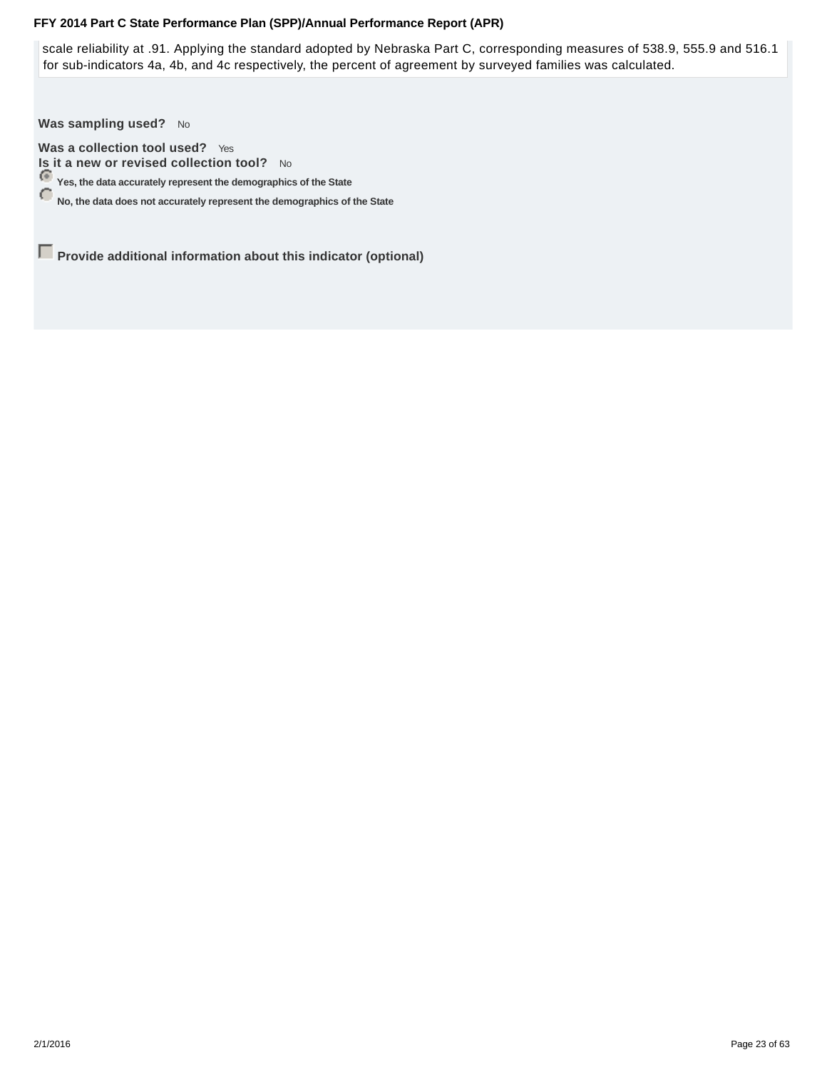scale reliability at .91. Applying the standard adopted by Nebraska Part C, corresponding measures of 538.9, 555.9 and 516.1 for sub-indicators 4a, 4b, and 4c respectively, the percent of agreement by surveyed families was calculated.

**Was sampling used?** No

**Was a collection tool used?** Yes

**Is it a new or revised collection tool?** No

- (selected) **Yes, the data accurately represent the demographics of the State**
- **No, the data does not accurately represent the demographics of the State**

☐ **Provide additional information about this indicator (optional)**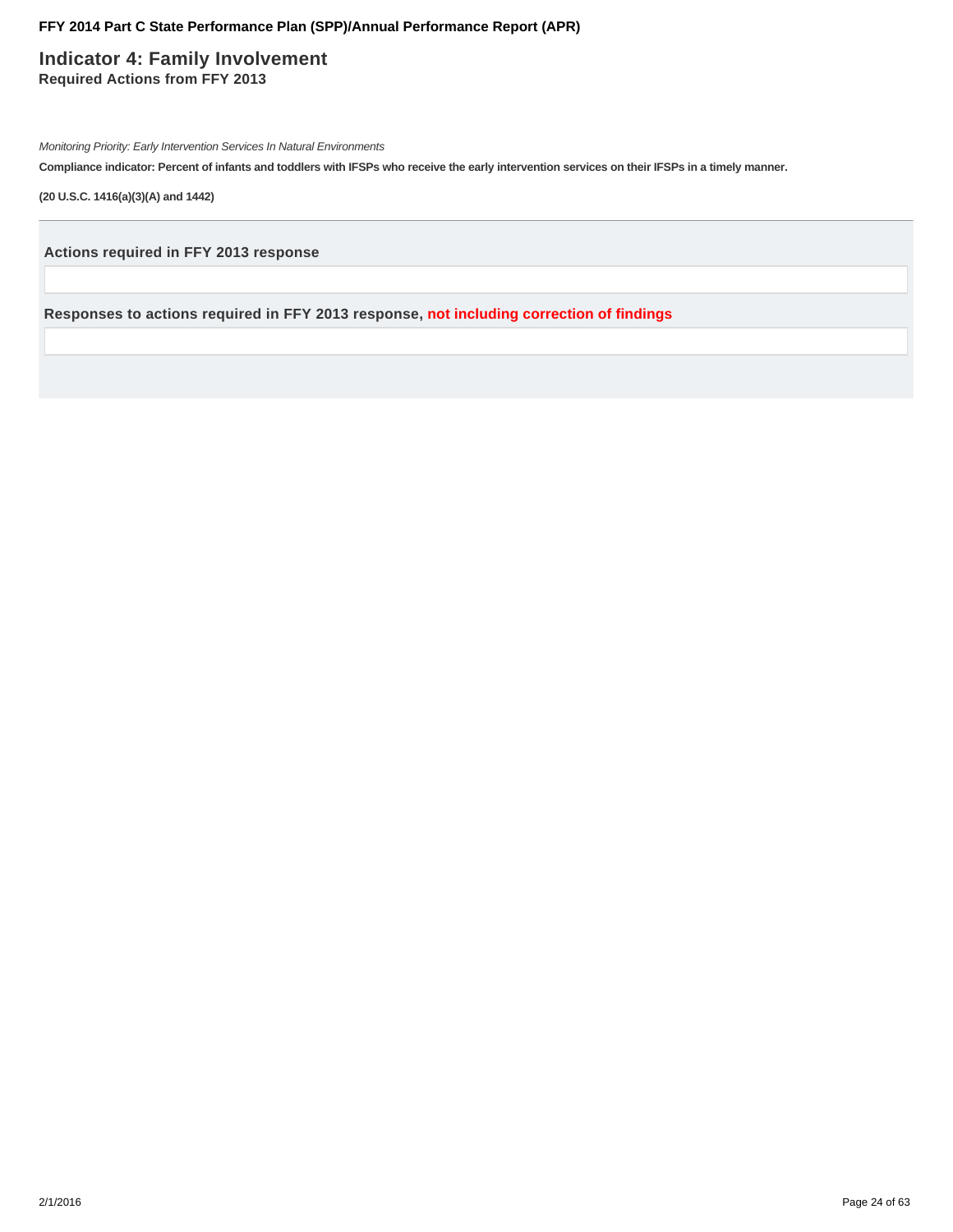## Indicator 4: Family Involvement

### Required Actions from FFY 2013

*Monitoring Priority: Early Intervention Services In Natural Environments*

**Compliance indicator: Percent of infants and toddlers with IFSPs who receive the early intervention services on their IFSPs in a timely manner.**

**(20 U.S.C. 1416(a)(3)(A) and 1442)**

---

**Actions required in FFY 2013 response**

**Responses to actions required in FFY 2013 response, not including correction of findings**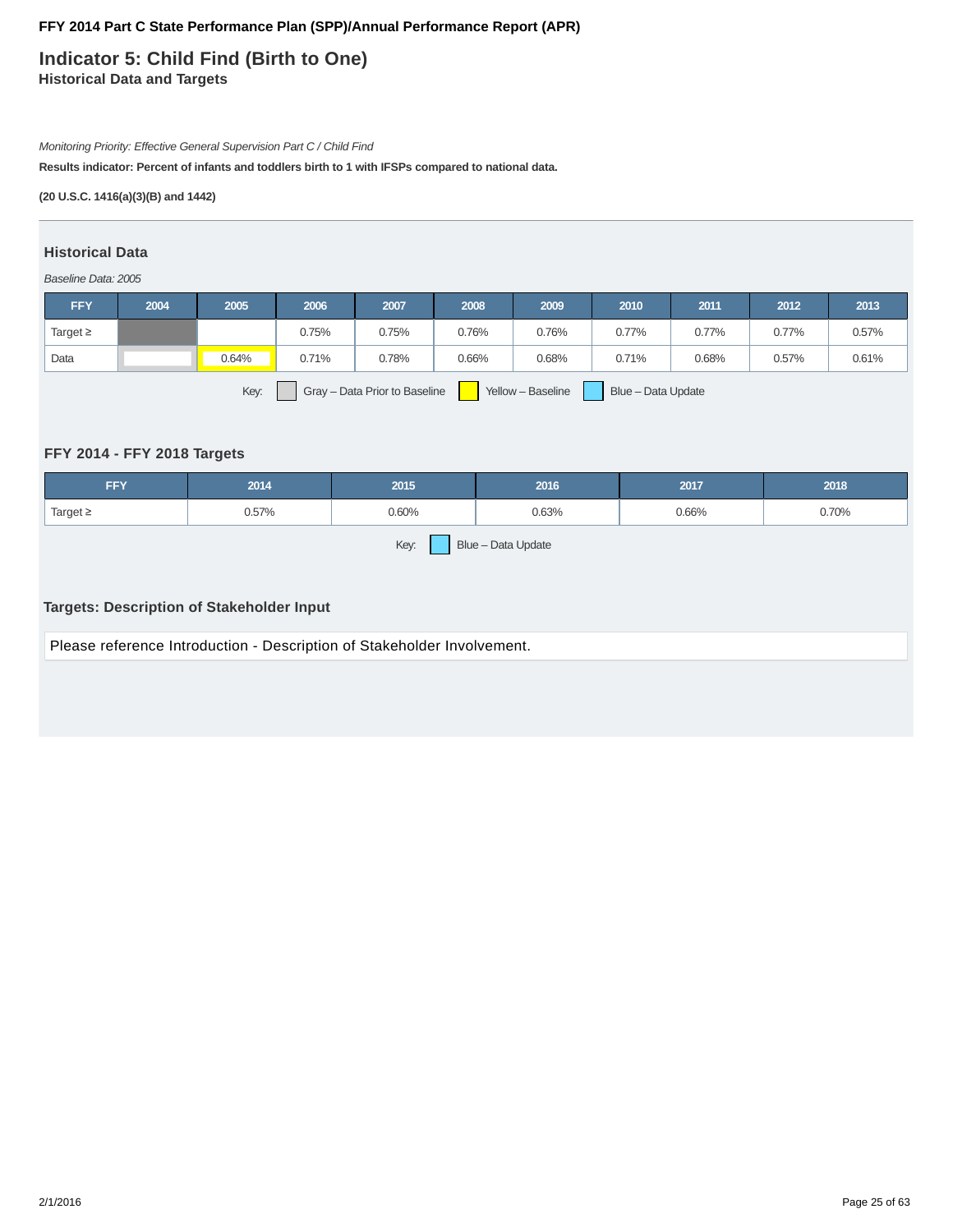**FFY 2014 Part C State Performance Plan (SPP)/Annual Performance Report (APR)**

# Indicator 5: Child Find (Birth to One)

## Historical Data and Targets

*Monitoring Priority: Effective General Supervision Part C / Child Find*

**Results indicator: Percent of infants and toddlers birth to 1 with IFSPs compared to national data.**

**(20 U.S.C. 1416(a)(3)(B) and 1442)**

### Historical Data

*Baseline Data: 2005*

| FFY | 2004 | 2005 | 2006 | 2007 | 2008 | 2009 | 2010 | 2011 | 2012 | 2013 |
|---|---|---|---|---|---|---|---|---|---|---|
| Target ≥ | | | 0.75% | 0.75% | 0.76% | 0.76% | 0.77% | 0.77% | 0.77% | 0.57% |
| Data | | 0.64% | 0.71% | 0.78% | 0.66% | 0.68% | 0.71% | 0.68% | 0.57% | 0.61% |

Key: Gray – Data Prior to Baseline; Yellow – Baseline; Blue – Data Update

### FFY 2014 - FFY 2018 Targets

| FFY | 2014 | 2015 | 2016 | 2017 | 2018 |
|---|---|---|---|---|---|
| Target ≥ | 0.57% | 0.60% | 0.63% | 0.66% | 0.70% |

Key: Blue – Data Update

### Targets: Description of Stakeholder Input

Please reference Introduction - Description of Stakeholder Involvement.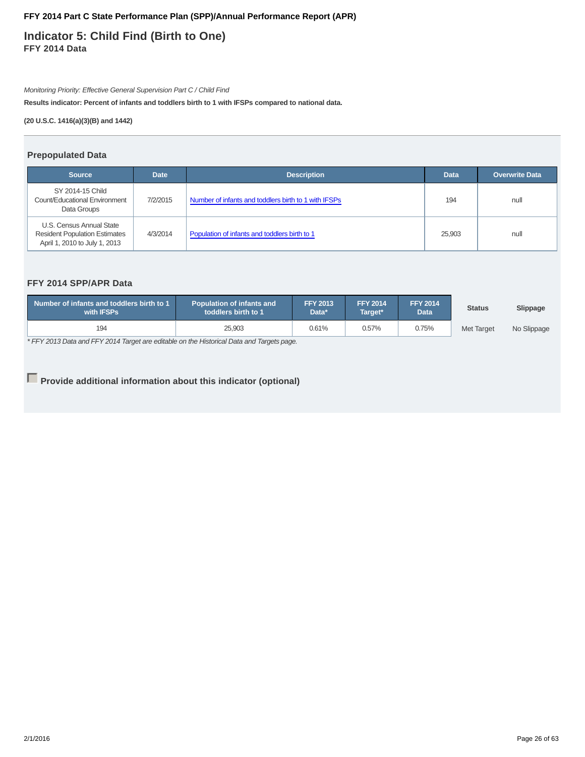**FFY 2014 Part C State Performance Plan (SPP)/Annual Performance Report (APR)**

# Indicator 5: Child Find (Birth to One)

## FFY 2014 Data

*Monitoring Priority: Effective General Supervision Part C / Child Find*

**Results indicator: Percent of infants and toddlers birth to 1 with IFSPs compared to national data.**

**(20 U.S.C. 1416(a)(3)(B) and 1442)**

### Prepopulated Data

| Source | Date | Description | Data | Overwrite Data |
|---|---|---|---|---|
| SY 2014-15 Child Count/Educational Environment Data Groups | 7/2/2015 | Number of infants and toddlers birth to 1 with IFSPs | 194 | null |
| U.S. Census Annual State Resident Population Estimates April 1, 2010 to July 1, 2013 | 4/3/2014 | Population of infants and toddlers birth to 1 | 25,903 | null |

### FFY 2014 SPP/APR Data

| Number of infants and toddlers birth to 1 with IFSPs | Population of infants and toddlers birth to 1 | FFY 2013 Data* | FFY 2014 Target* | FFY 2014 Data | Status | Slippage |
|---|---|---|---|---|---|---|
| 194 | 25,903 | 0.61% | 0.57% | 0.75% | Met Target | No Slippage |

*\* FFY 2013 Data and FFY 2014 Target are editable on the Historical Data and Targets page.*

☐ **Provide additional information about this indicator (optional)**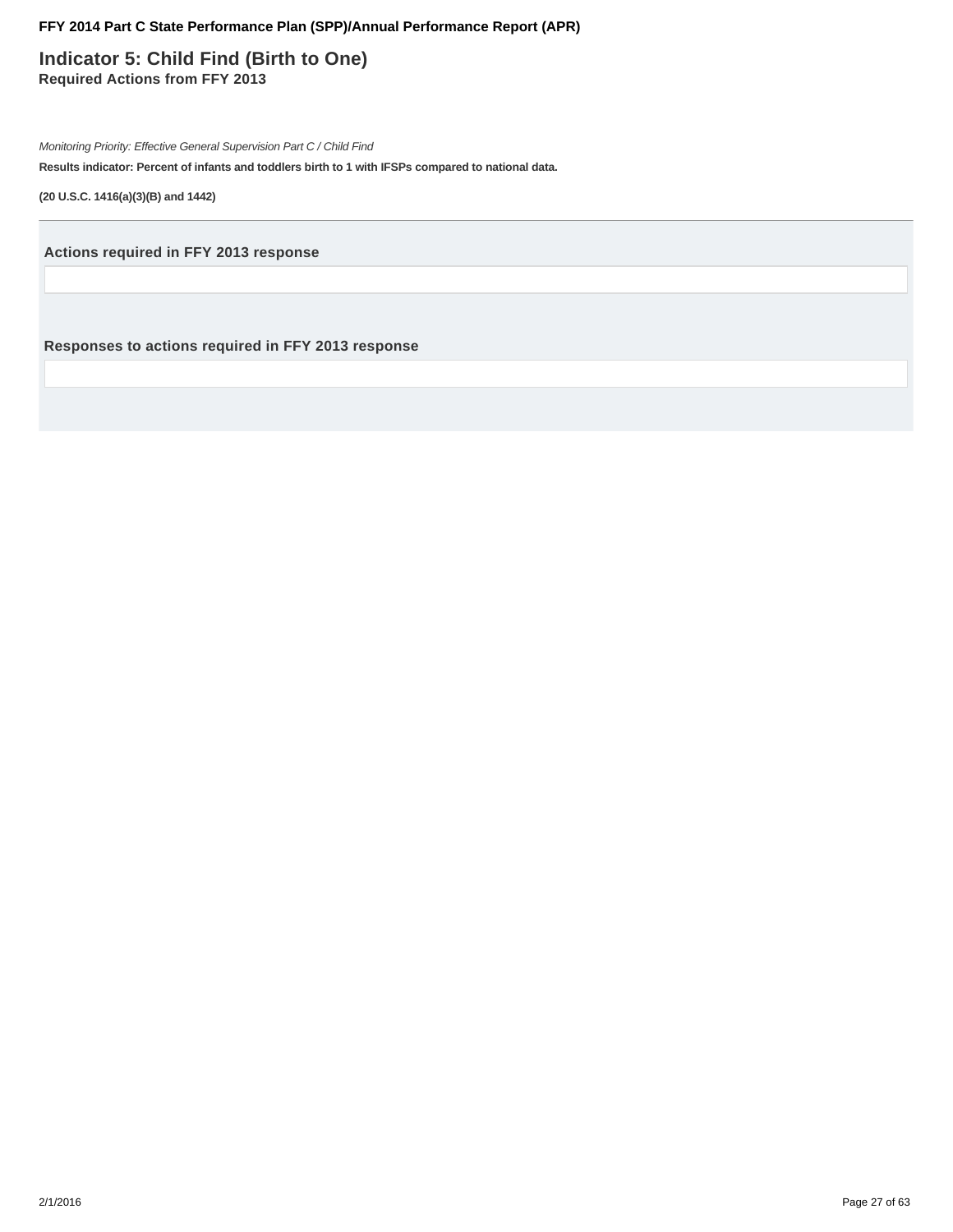# Indicator 5: Child Find (Birth to One)

**Required Actions from FFY 2013**

*Monitoring Priority: Effective General Supervision Part C / Child Find*

**Results indicator: Percent of infants and toddlers birth to 1 with IFSPs compared to national data.**

**(20 U.S.C. 1416(a)(3)(B) and 1442)**

---

### Actions required in FFY 2013 response

### Responses to actions required in FFY 2013 response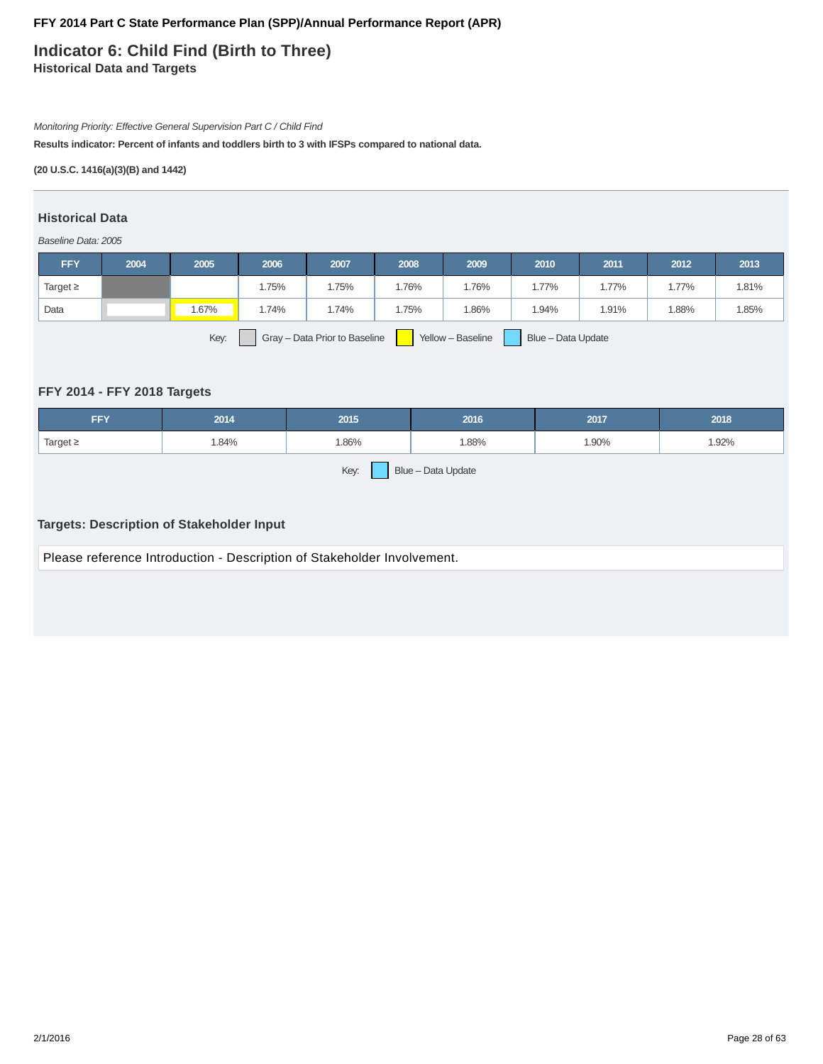**FFY 2014 Part C State Performance Plan (SPP)/Annual Performance Report (APR)**

# Indicator 6: Child Find (Birth to Three)

### Historical Data and Targets

*Monitoring Priority: Effective General Supervision Part C / Child Find*

**Results indicator: Percent of infants and toddlers birth to 3 with IFSPs compared to national data.**

**(20 U.S.C. 1416(a)(3)(B) and 1442)**

## Historical Data

*Baseline Data: 2005*

| FFY | 2004 | 2005 | 2006 | 2007 | 2008 | 2009 | 2010 | 2011 | 2012 | 2013 |
|---|---|---|---|---|---|---|---|---|---|---|
| Target ≥ | | | 1.75% | 1.75% | 1.76% | 1.76% | 1.77% | 1.77% | 1.77% | 1.81% |
| Data | | 1.67% | 1.74% | 1.74% | 1.75% | 1.86% | 1.94% | 1.91% | 1.88% | 1.85% |

Key: Gray – Data Prior to Baseline; Yellow – Baseline; Blue – Data Update

## FFY 2014 - FFY 2018 Targets

| FFY | 2014 | 2015 | 2016 | 2017 | 2018 |
|---|---|---|---|---|---|
| Target ≥ | 1.84% | 1.86% | 1.88% | 1.90% | 1.92% |

Key: Blue – Data Update

## Targets: Description of Stakeholder Input

Please reference Introduction - Description of Stakeholder Involvement.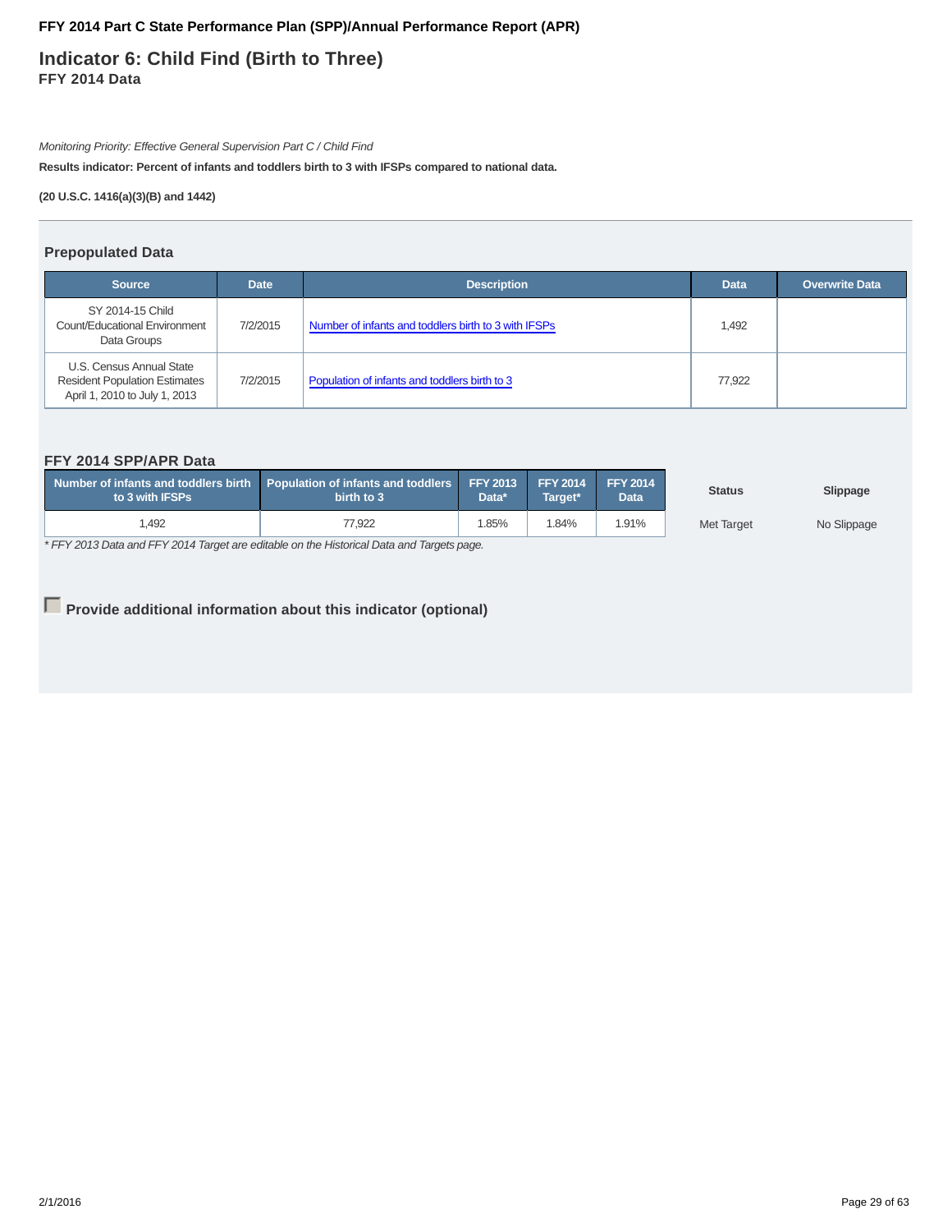## FFY 2014 Part C State Performance Plan (SPP)/Annual Performance Report (APR)

# Indicator 6: Child Find (Birth to Three)

### FFY 2014 Data

*Monitoring Priority: Effective General Supervision Part C / Child Find*

**Results indicator: Percent of infants and toddlers birth to 3 with IFSPs compared to national data.**

**(20 U.S.C. 1416(a)(3)(B) and 1442)**

### Prepopulated Data

| Source | Date | Description | Data | Overwrite Data |
|---|---|---|---|---|
| SY 2014-15 Child Count/Educational Environment Data Groups | 7/2/2015 | Number of infants and toddlers birth to 3 with IFSPs | 1,492 | |
| U.S. Census Annual State Resident Population Estimates April 1, 2010 to July 1, 2013 | 7/2/2015 | Population of infants and toddlers birth to 3 | 77,922 | |

### FFY 2014 SPP/APR Data

| Number of infants and toddlers birth to 3 with IFSPs | Population of infants and toddlers birth to 3 | FFY 2013 Data* | FFY 2014 Target* | FFY 2014 Data | Status | Slippage |
|---|---|---|---|---|---|---|
| 1,492 | 77,922 | 1.85% | 1.84% | 1.91% | Met Target | No Slippage |

*\* FFY 2013 Data and FFY 2014 Target are editable on the Historical Data and Targets page.*

**Provide additional information about this indicator (optional)**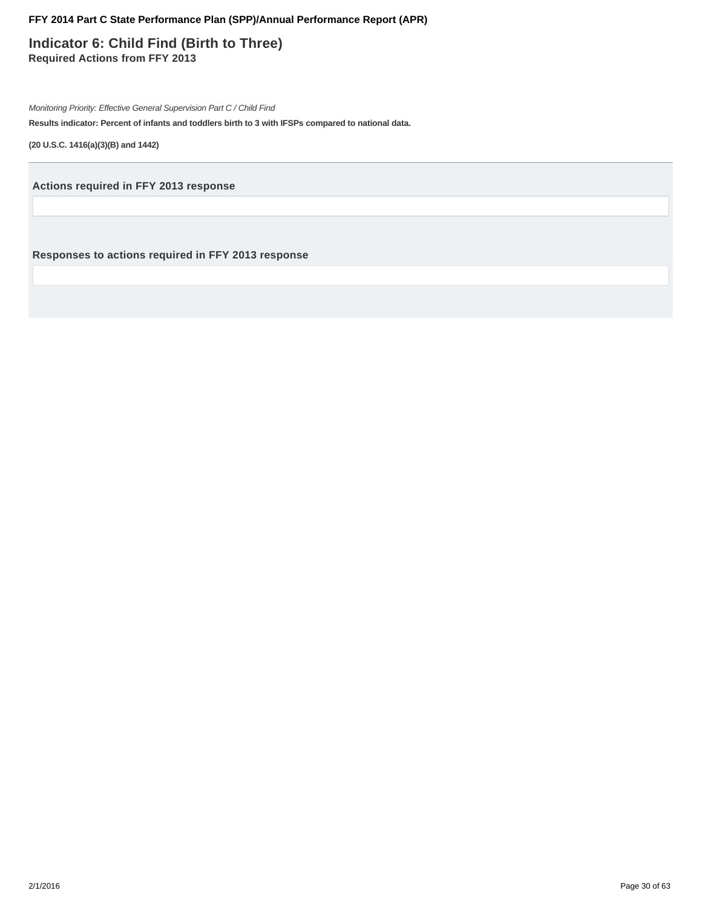# Indicator 6: Child Find (Birth to Three)

**Required Actions from FFY 2013**

*Monitoring Priority: Effective General Supervision Part C / Child Find*

**Results indicator: Percent of infants and toddlers birth to 3 with IFSPs compared to national data.**

**(20 U.S.C. 1416(a)(3)(B) and 1442)**

---

### Actions required in FFY 2013 response

### Responses to actions required in FFY 2013 response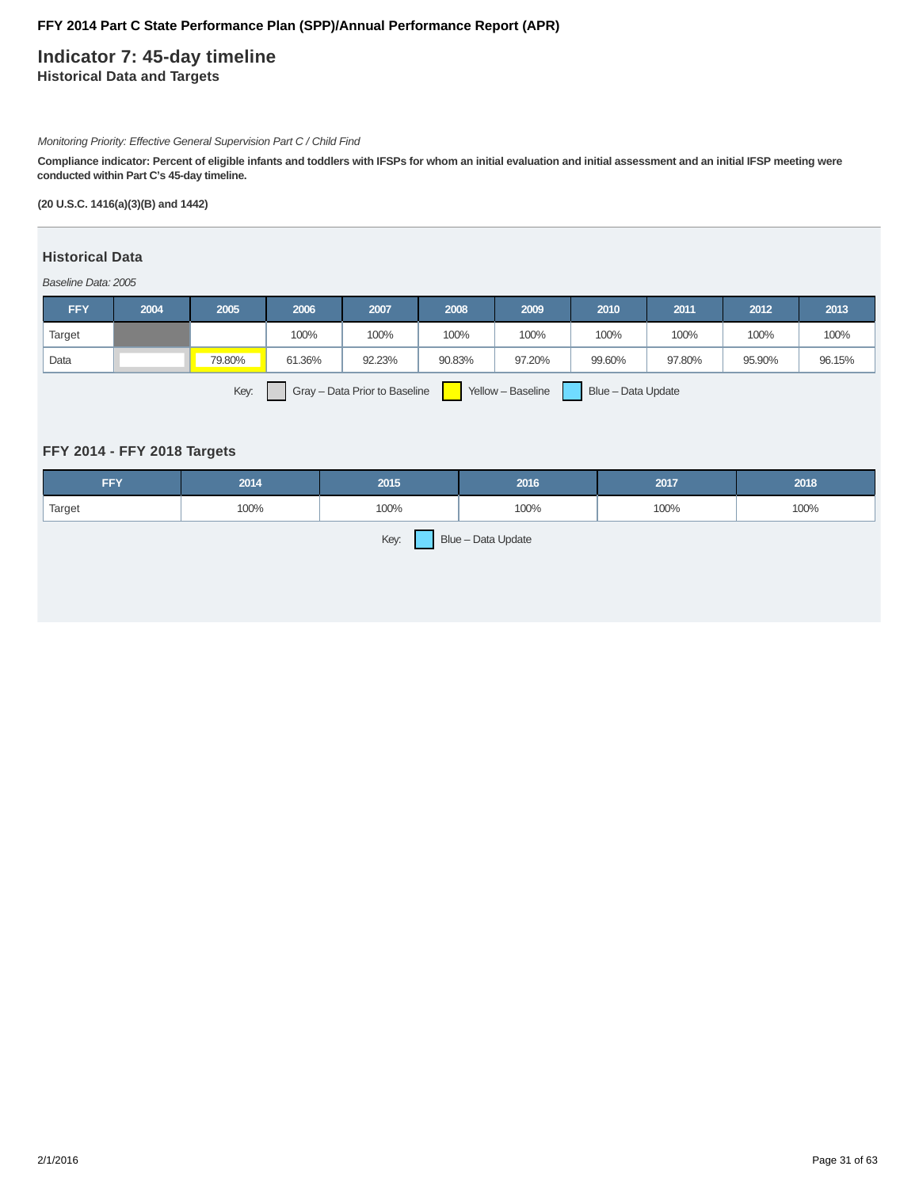**FFY 2014 Part C State Performance Plan (SPP)/Annual Performance Report (APR)**

# Indicator 7: 45-day timeline

## Historical Data and Targets

*Monitoring Priority: Effective General Supervision Part C / Child Find*

**Compliance indicator: Percent of eligible infants and toddlers with IFSPs for whom an initial evaluation and initial assessment and an initial IFSP meeting were conducted within Part C's 45-day timeline.**

**(20 U.S.C. 1416(a)(3)(B) and 1442)**

### Historical Data

*Baseline Data: 2005*

| FFY | 2004 | 2005 | 2006 | 2007 | 2008 | 2009 | 2010 | 2011 | 2012 | 2013 |
|---|---|---|---|---|---|---|---|---|---|---|
| Target | | | 100% | 100% | 100% | 100% | 100% | 100% | 100% | 100% |
| Data | | 79.80% | 61.36% | 92.23% | 90.83% | 97.20% | 99.60% | 97.80% | 95.90% | 96.15% |

Key: Gray – Data Prior to Baseline; Yellow – Baseline; Blue – Data Update

### FFY 2014 - FFY 2018 Targets

| FFY | 2014 | 2015 | 2016 | 2017 | 2018 |
|---|---|---|---|---|---|
| Target | 100% | 100% | 100% | 100% | 100% |

Key: Blue – Data Update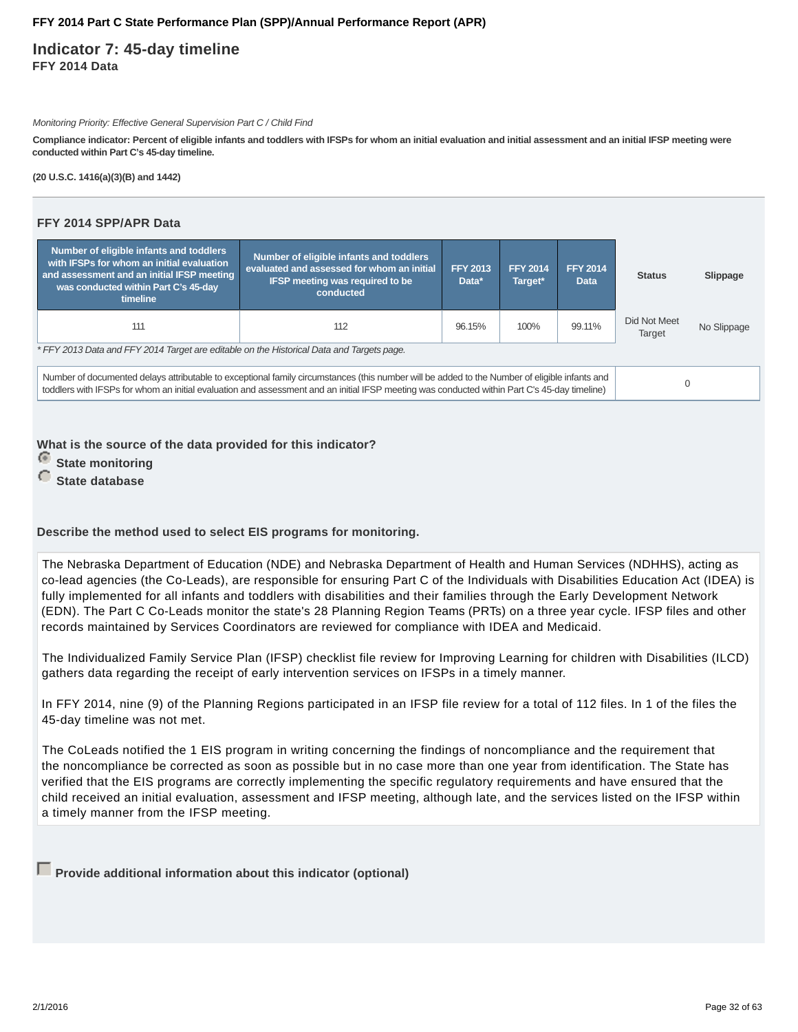FFY 2014 Part C State Performance Plan (SPP)/Annual Performance Report (APR)

# Indicator 7: 45-day timeline

### FFY 2014 Data

*Monitoring Priority: Effective General Supervision Part C / Child Find*

**Compliance indicator: Percent of eligible infants and toddlers with IFSPs for whom an initial evaluation and initial assessment and an initial IFSP meeting were conducted within Part C's 45-day timeline.**

**(20 U.S.C. 1416(a)(3)(B) and 1442)**

## FFY 2014 SPP/APR Data

| Number of eligible infants and toddlers with IFSPs for whom an initial evaluation and assessment and an initial IFSP meeting was conducted within Part C's 45-day timeline | Number of eligible infants and toddlers evaluated and assessed for whom an initial IFSP meeting was required to be conducted | FFY 2013 Data* | FFY 2014 Target* | FFY 2014 Data | Status | Slippage |
|---|---|---|---|---|---|---|
| 111 | 112 | 96.15% | 100% | 99.11% | Did Not Meet Target | No Slippage |

*\* FFY 2013 Data and FFY 2014 Target are editable on the Historical Data and Targets page.*

| Number of documented delays attributable to exceptional family circumstances (this number will be added to the Number of eligible infants and toddlers with IFSPs for whom an initial evaluation and assessment and an initial IFSP meeting was conducted within Part C's 45-day timeline) | 0 |
|---|---|

**What is the source of the data provided for this indicator?**

- State monitoring (selected)
- State database

**Describe the method used to select EIS programs for monitoring.**

The Nebraska Department of Education (NDE) and Nebraska Department of Health and Human Services (NDHHS), acting as co-lead agencies (the Co-Leads), are responsible for ensuring Part C of the Individuals with Disabilities Education Act (IDEA) is fully implemented for all infants and toddlers with disabilities and their families through the Early Development Network (EDN). The Part C Co-Leads monitor the state's 28 Planning Region Teams (PRTs) on a three year cycle. IFSP files and other records maintained by Services Coordinators are reviewed for compliance with IDEA and Medicaid.

The Individualized Family Service Plan (IFSP) checklist file review for Improving Learning for children with Disabilities (ILCD) gathers data regarding the receipt of early intervention services on IFSPs in a timely manner.

In FFY 2014, nine (9) of the Planning Regions participated in an IFSP file review for a total of 112 files. In 1 of the files the 45-day timeline was not met.

The CoLeads notified the 1 EIS program in writing concerning the findings of noncompliance and the requirement that the noncompliance be corrected as soon as possible but in no case more than one year from identification. The State has verified that the EIS programs are correctly implementing the specific regulatory requirements and have ensured that the child received an initial evaluation, assessment and IFSP meeting, although late, and the services listed on the IFSP within a timely manner from the IFSP meeting.

**Provide additional information about this indicator (optional)**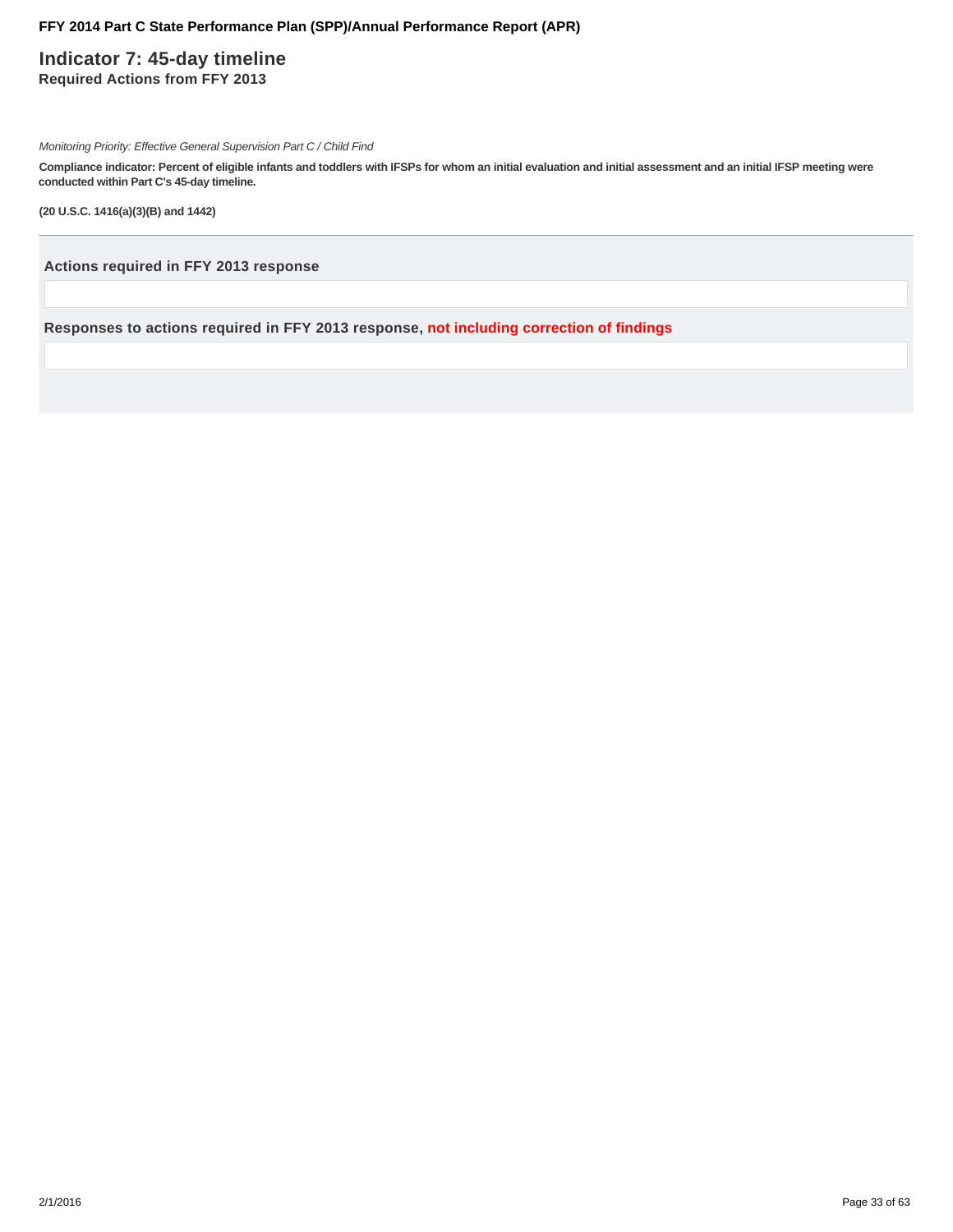## Indicator 7: 45-day timeline

### Required Actions from FFY 2013

*Monitoring Priority: Effective General Supervision Part C / Child Find*

**Compliance indicator: Percent of eligible infants and toddlers with IFSPs for whom an initial evaluation and initial assessment and an initial IFSP meeting were conducted within Part C's 45-day timeline.**

**(20 U.S.C. 1416(a)(3)(B) and 1442)**

---

**Actions required in FFY 2013 response**

**Responses to actions required in FFY 2013 response, not including correction of findings**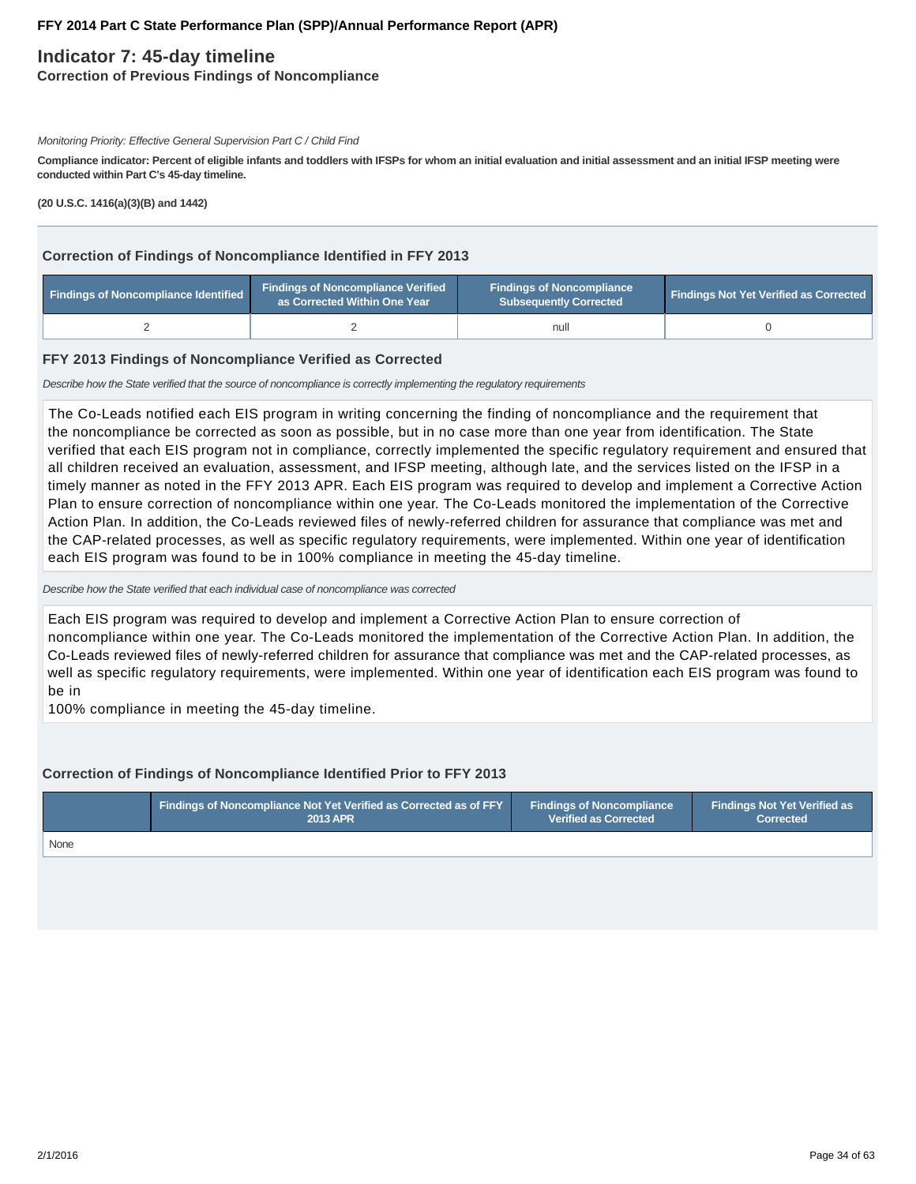## Indicator 7: 45-day timeline

### Correction of Previous Findings of Noncompliance

*Monitoring Priority: Effective General Supervision Part C / Child Find*

**Compliance indicator: Percent of eligible infants and toddlers with IFSPs for whom an initial evaluation and initial assessment and an initial IFSP meeting were conducted within Part C's 45-day timeline.**

**(20 U.S.C. 1416(a)(3)(B) and 1442)**

### Correction of Findings of Noncompliance Identified in FFY 2013

| Findings of Noncompliance Identified | Findings of Noncompliance Verified as Corrected Within One Year | Findings of Noncompliance Subsequently Corrected | Findings Not Yet Verified as Corrected |
|---|---|---|---|
| 2 | 2 | null | 0 |

### FFY 2013 Findings of Noncompliance Verified as Corrected

*Describe how the State verified that the source of noncompliance is correctly implementing the regulatory requirements*

The Co-Leads notified each EIS program in writing concerning the finding of noncompliance and the requirement that the noncompliance be corrected as soon as possible, but in no case more than one year from identification. The State verified that each EIS program not in compliance, correctly implemented the specific regulatory requirement and ensured that all children received an evaluation, assessment, and IFSP meeting, although late, and the services listed on the IFSP in a timely manner as noted in the FFY 2013 APR. Each EIS program was required to develop and implement a Corrective Action Plan to ensure correction of noncompliance within one year. The Co-Leads monitored the implementation of the Corrective Action Plan. In addition, the Co-Leads reviewed files of newly-referred children for assurance that compliance was met and the CAP-related processes, as well as specific regulatory requirements, were implemented. Within one year of identification each EIS program was found to be in 100% compliance in meeting the 45-day timeline.

*Describe how the State verified that each individual case of noncompliance was corrected*

Each EIS program was required to develop and implement a Corrective Action Plan to ensure correction of noncompliance within one year. The Co-Leads monitored the implementation of the Corrective Action Plan. In addition, the Co-Leads reviewed files of newly-referred children for assurance that compliance was met and the CAP-related processes, as well as specific regulatory requirements, were implemented. Within one year of identification each EIS program was found to be in 100% compliance in meeting the 45-day timeline.

### Correction of Findings of Noncompliance Identified Prior to FFY 2013

| | Findings of Noncompliance Not Yet Verified as Corrected as of FFY 2013 APR | Findings of Noncompliance Verified as Corrected | Findings Not Yet Verified as Corrected |
|---|---|---|---|
| None | | | |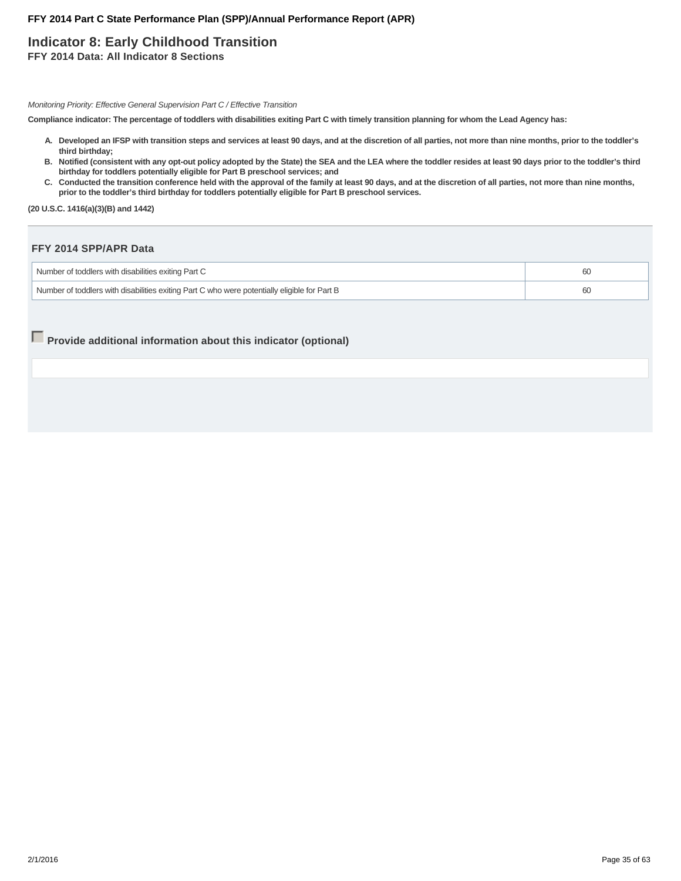# Indicator 8: Early Childhood Transition

## FFY 2014 Data: All Indicator 8 Sections

*Monitoring Priority: Effective General Supervision Part C / Effective Transition*

**Compliance indicator: The percentage of toddlers with disabilities exiting Part C with timely transition planning for whom the Lead Agency has:**

- **A. Developed an IFSP with transition steps and services at least 90 days, and at the discretion of all parties, not more than nine months, prior to the toddler's third birthday;**
- **B. Notified (consistent with any opt-out policy adopted by the State) the SEA and the LEA where the toddler resides at least 90 days prior to the toddler's third birthday for toddlers potentially eligible for Part B preschool services; and**
- **C. Conducted the transition conference held with the approval of the family at least 90 days, and at the discretion of all parties, not more than nine months, prior to the toddler's third birthday for toddlers potentially eligible for Part B preschool services.**

**(20 U.S.C. 1416(a)(3)(B) and 1442)**

### FFY 2014 SPP/APR Data

| | |
|---|---|
| Number of toddlers with disabilities exiting Part C | 60 |
| Number of toddlers with disabilities exiting Part C who were potentially eligible for Part B | 60 |

### Provide additional information about this indicator (optional)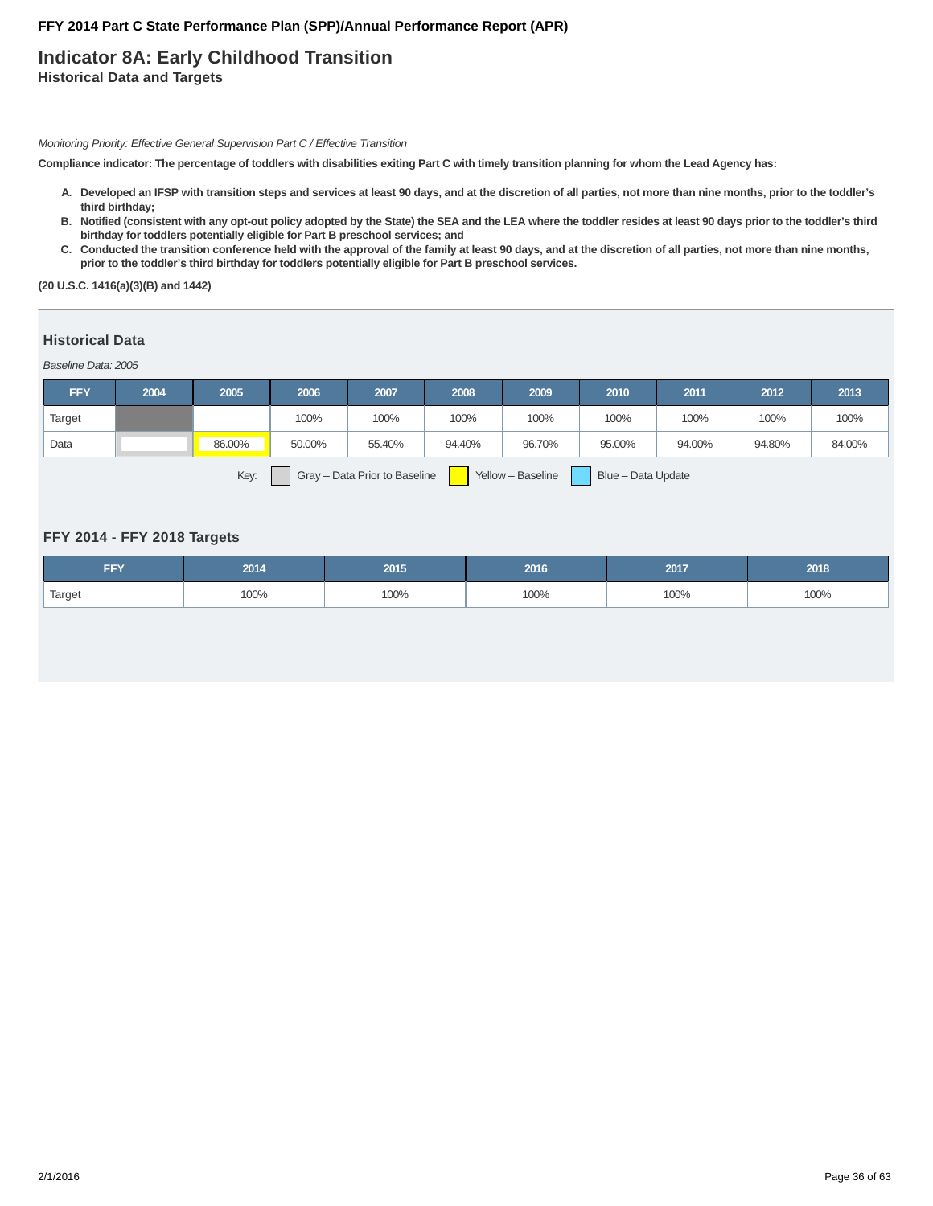**FFY 2014 Part C State Performance Plan (SPP)/Annual Performance Report (APR)**

# Indicator 8A: Early Childhood Transition

### Historical Data and Targets

*Monitoring Priority: Effective General Supervision Part C / Effective Transition*

**Compliance indicator: The percentage of toddlers with disabilities exiting Part C with timely transition planning for whom the Lead Agency has:**

- **A. Developed an IFSP with transition steps and services at least 90 days, and at the discretion of all parties, not more than nine months, prior to the toddler's third birthday;**
- **B. Notified (consistent with any opt-out policy adopted by the State) the SEA and the LEA where the toddler resides at least 90 days prior to the toddler's third birthday for toddlers potentially eligible for Part B preschool services; and**
- **C. Conducted the transition conference held with the approval of the family at least 90 days, and at the discretion of all parties, not more than nine months, prior to the toddler's third birthday for toddlers potentially eligible for Part B preschool services.**

**(20 U.S.C. 1416(a)(3)(B) and 1442)**

## Historical Data

*Baseline Data: 2005*

| FFY | 2004 | 2005 | 2006 | 2007 | 2008 | 2009 | 2010 | 2011 | 2012 | 2013 |
|---|---|---|---|---|---|---|---|---|---|---|
| Target | | | 100% | 100% | 100% | 100% | 100% | 100% | 100% | 100% |
| Data | | 86.00% | 50.00% | 55.40% | 94.40% | 96.70% | 95.00% | 94.00% | 94.80% | 84.00% |

Key: Gray – Data Prior to Baseline | Yellow – Baseline | Blue – Data Update

## FFY 2014 - FFY 2018 Targets

| FFY | 2014 | 2015 | 2016 | 2017 | 2018 |
|---|---|---|---|---|---|
| Target | 100% | 100% | 100% | 100% | 100% |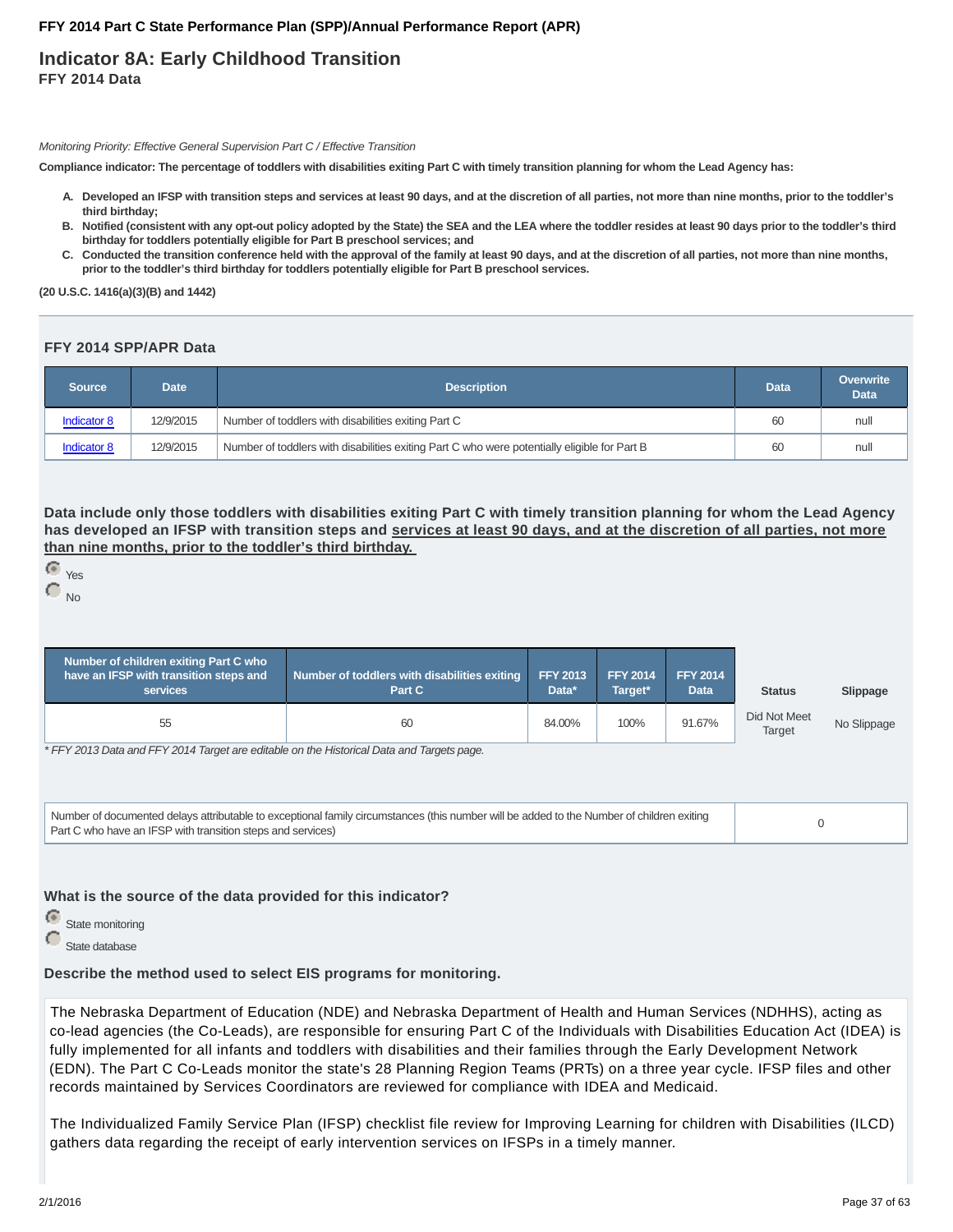# Indicator 8A: Early Childhood Transition

**FFY 2014 Data**

*Monitoring Priority: Effective General Supervision Part C / Effective Transition*

**Compliance indicator: The percentage of toddlers with disabilities exiting Part C with timely transition planning for whom the Lead Agency has:**

A. **Developed an IFSP with transition steps and services at least 90 days, and at the discretion of all parties, not more than nine months, prior to the toddler's third birthday;**
B. **Notified (consistent with any opt-out policy adopted by the State) the SEA and the LEA where the toddler resides at least 90 days prior to the toddler's third birthday for toddlers potentially eligible for Part B preschool services; and**
C. **Conducted the transition conference held with the approval of the family at least 90 days, and at the discretion of all parties, not more than nine months, prior to the toddler's third birthday for toddlers potentially eligible for Part B preschool services.**

**(20 U.S.C. 1416(a)(3)(B) and 1442)**

## FFY 2014 SPP/APR Data

| Source | Date | Description | Data | Overwrite Data |
|---|---|---|---|---|
| Indicator 8 | 12/9/2015 | Number of toddlers with disabilities exiting Part C | 60 | null |
| Indicator 8 | 12/9/2015 | Number of toddlers with disabilities exiting Part C who were potentially eligible for Part B | 60 | null |

**Data include only those toddlers with disabilities exiting Part C with timely transition planning for whom the Lead Agency has developed an IFSP with transition steps and services at least 90 days, and at the discretion of all parties, not more than nine months, prior to the toddler's third birthday.**

- (●) Yes
- ( ) No

| Number of children exiting Part C who have an IFSP with transition steps and services | Number of toddlers with disabilities exiting Part C | FFY 2013 Data* | FFY 2014 Target* | FFY 2014 Data | Status | Slippage |
|---|---|---|---|---|---|---|
| 55 | 60 | 84.00% | 100% | 91.67% | Did Not Meet Target | No Slippage |

*\* FFY 2013 Data and FFY 2014 Target are editable on the Historical Data and Targets page.*

| Number of documented delays attributable to exceptional family circumstances (this number will be added to the Number of children exiting Part C who have an IFSP with transition steps and services) | 0 |
|---|---|

**What is the source of the data provided for this indicator?**

- (●) State monitoring
- ( ) State database

**Describe the method used to select EIS programs for monitoring.**

The Nebraska Department of Education (NDE) and Nebraska Department of Health and Human Services (NDHHS), acting as co-lead agencies (the Co-Leads), are responsible for ensuring Part C of the Individuals with Disabilities Education Act (IDEA) is fully implemented for all infants and toddlers with disabilities and their families through the Early Development Network (EDN). The Part C Co-Leads monitor the state's 28 Planning Region Teams (PRTs) on a three year cycle. IFSP files and other records maintained by Services Coordinators are reviewed for compliance with IDEA and Medicaid.

The Individualized Family Service Plan (IFSP) checklist file review for Improving Learning for children with Disabilities (ILCD) gathers data regarding the receipt of early intervention services on IFSPs in a timely manner.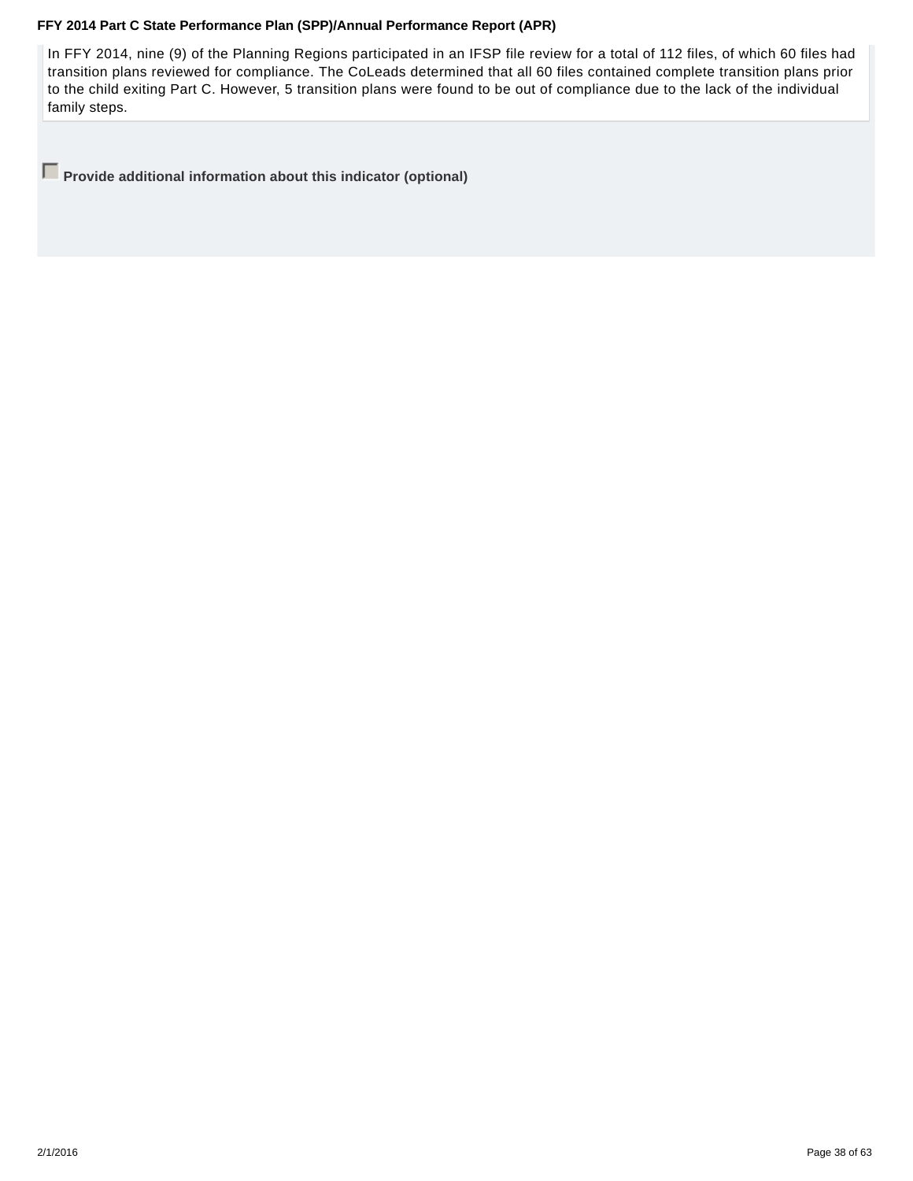In FFY 2014, nine (9) of the Planning Regions participated in an IFSP file review for a total of 112 files, of which 60 files had transition plans reviewed for compliance. The CoLeads determined that all 60 files contained complete transition plans prior to the child exiting Part C. However, 5 transition plans were found to be out of compliance due to the lack of the individual family steps.

☐ **Provide additional information about this indicator (optional)**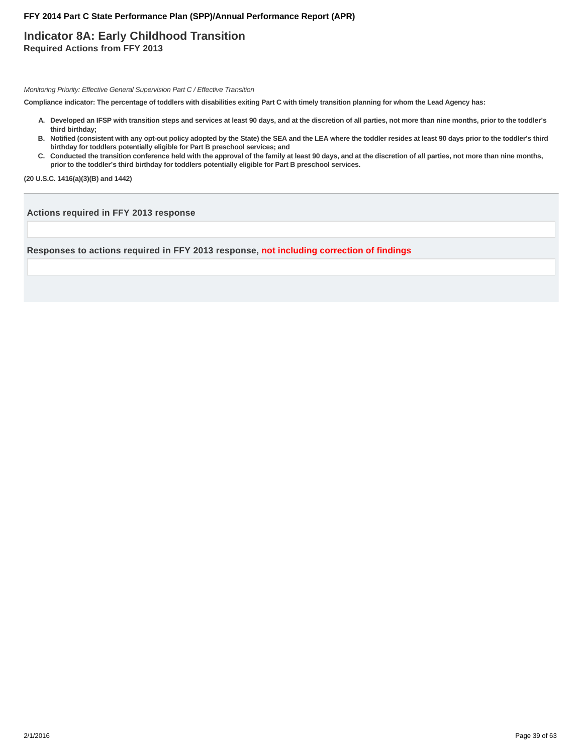# Indicator 8A: Early Childhood Transition

**Required Actions from FFY 2013**

*Monitoring Priority: Effective General Supervision Part C / Effective Transition*

**Compliance indicator: The percentage of toddlers with disabilities exiting Part C with timely transition planning for whom the Lead Agency has:**

- **A. Developed an IFSP with transition steps and services at least 90 days, and at the discretion of all parties, not more than nine months, prior to the toddler's third birthday;**
- **B. Notified (consistent with any opt-out policy adopted by the State) the SEA and the LEA where the toddler resides at least 90 days prior to the toddler's third birthday for toddlers potentially eligible for Part B preschool services; and**
- **C. Conducted the transition conference held with the approval of the family at least 90 days, and at the discretion of all parties, not more than nine months, prior to the toddler's third birthday for toddlers potentially eligible for Part B preschool services.**

**(20 U.S.C. 1416(a)(3)(B) and 1442)**

---

### Actions required in FFY 2013 response

### Responses to actions required in FFY 2013 response, not including correction of findings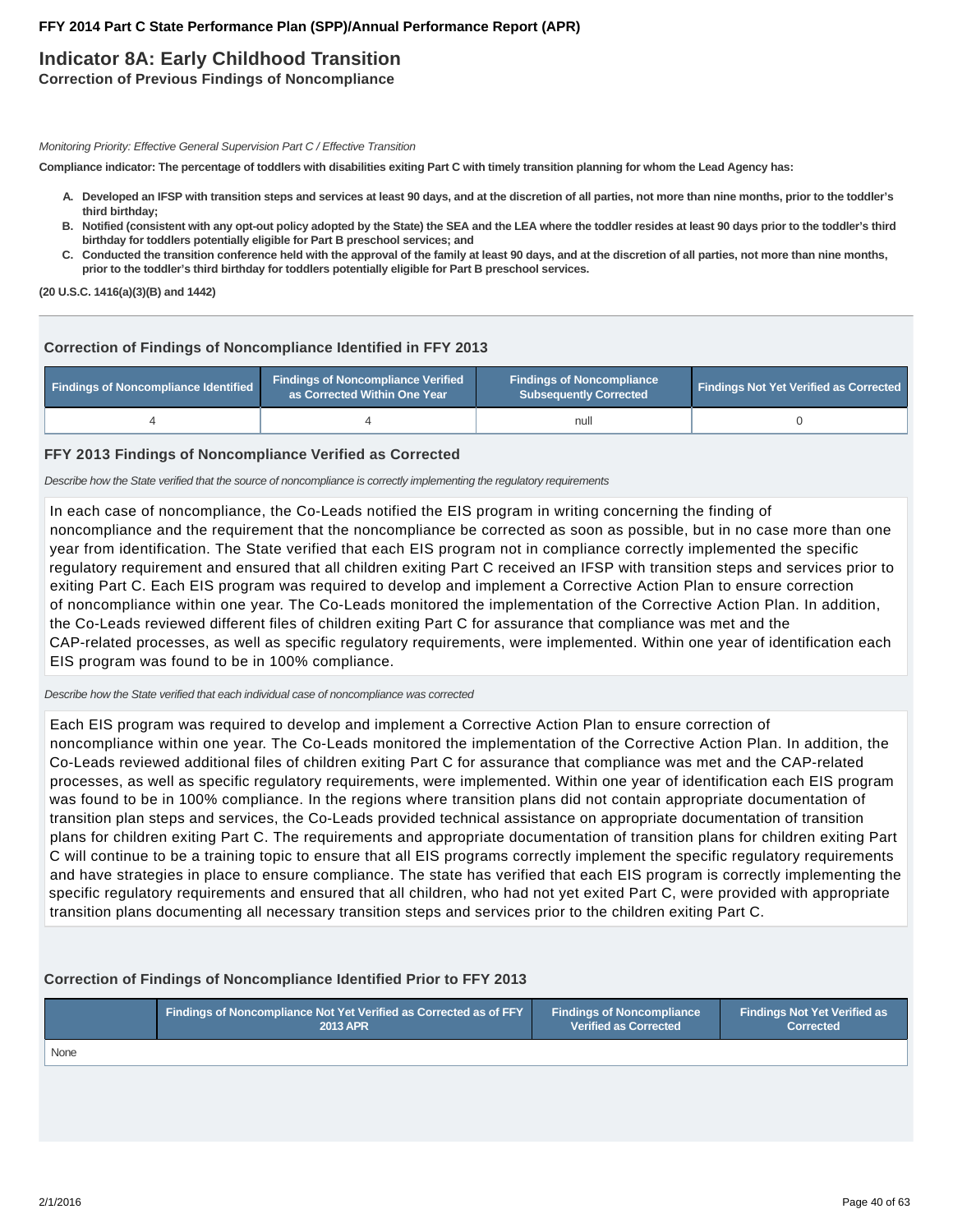FFY 2014 Part C State Performance Plan (SPP)/Annual Performance Report (APR)

# Indicator 8A: Early Childhood Transition

**Correction of Previous Findings of Noncompliance**

*Monitoring Priority: Effective General Supervision Part C / Effective Transition*

**Compliance indicator: The percentage of toddlers with disabilities exiting Part C with timely transition planning for whom the Lead Agency has:**

- **A. Developed an IFSP with transition steps and services at least 90 days, and at the discretion of all parties, not more than nine months, prior to the toddler's third birthday;**
- **B. Notified (consistent with any opt-out policy adopted by the State) the SEA and the LEA where the toddler resides at least 90 days prior to the toddler's third birthday for toddlers potentially eligible for Part B preschool services; and**
- **C. Conducted the transition conference held with the approval of the family at least 90 days, and at the discretion of all parties, not more than nine months, prior to the toddler's third birthday for toddlers potentially eligible for Part B preschool services.**

**(20 U.S.C. 1416(a)(3)(B) and 1442)**

### Correction of Findings of Noncompliance Identified in FFY 2013

| Findings of Noncompliance Identified | Findings of Noncompliance Verified as Corrected Within One Year | Findings of Noncompliance Subsequently Corrected | Findings Not Yet Verified as Corrected |
|---|---|---|---|
| 4 | 4 | null | 0 |

### FFY 2013 Findings of Noncompliance Verified as Corrected

*Describe how the State verified that the source of noncompliance is correctly implementing the regulatory requirements*

In each case of noncompliance, the Co-Leads notified the EIS program in writing concerning the finding of noncompliance and the requirement that the noncompliance be corrected as soon as possible, but in no case more than one year from identification. The State verified that each EIS program not in compliance correctly implemented the specific regulatory requirement and ensured that all children exiting Part C received an IFSP with transition steps and services prior to exiting Part C. Each EIS program was required to develop and implement a Corrective Action Plan to ensure correction of noncompliance within one year. The Co-Leads monitored the implementation of the Corrective Action Plan. In addition, the Co-Leads reviewed different files of children exiting Part C for assurance that compliance was met and the CAP-related processes, as well as specific regulatory requirements, were implemented. Within one year of identification each EIS program was found to be in 100% compliance.

*Describe how the State verified that each individual case of noncompliance was corrected*

Each EIS program was required to develop and implement a Corrective Action Plan to ensure correction of noncompliance within one year. The Co-Leads monitored the implementation of the Corrective Action Plan. In addition, the Co-Leads reviewed additional files of children exiting Part C for assurance that compliance was met and the CAP-related processes, as well as specific regulatory requirements, were implemented. Within one year of identification each EIS program was found to be in 100% compliance. In the regions where transition plans did not contain appropriate documentation of transition plan steps and services, the Co-Leads provided technical assistance on appropriate documentation of transition plans for children exiting Part C. The requirements and appropriate documentation of transition plans for children exiting Part C will continue to be a training topic to ensure that all EIS programs correctly implement the specific regulatory requirements and have strategies in place to ensure compliance. The state has verified that each EIS program is correctly implementing the specific regulatory requirements and ensured that all children, who had not yet exited Part C, were provided with appropriate transition plans documenting all necessary transition steps and services prior to the children exiting Part C.

### Correction of Findings of Noncompliance Identified Prior to FFY 2013

| | Findings of Noncompliance Not Yet Verified as Corrected as of FFY 2013 APR | Findings of Noncompliance Verified as Corrected | Findings Not Yet Verified as Corrected |
|---|---|---|---|
| None | | | |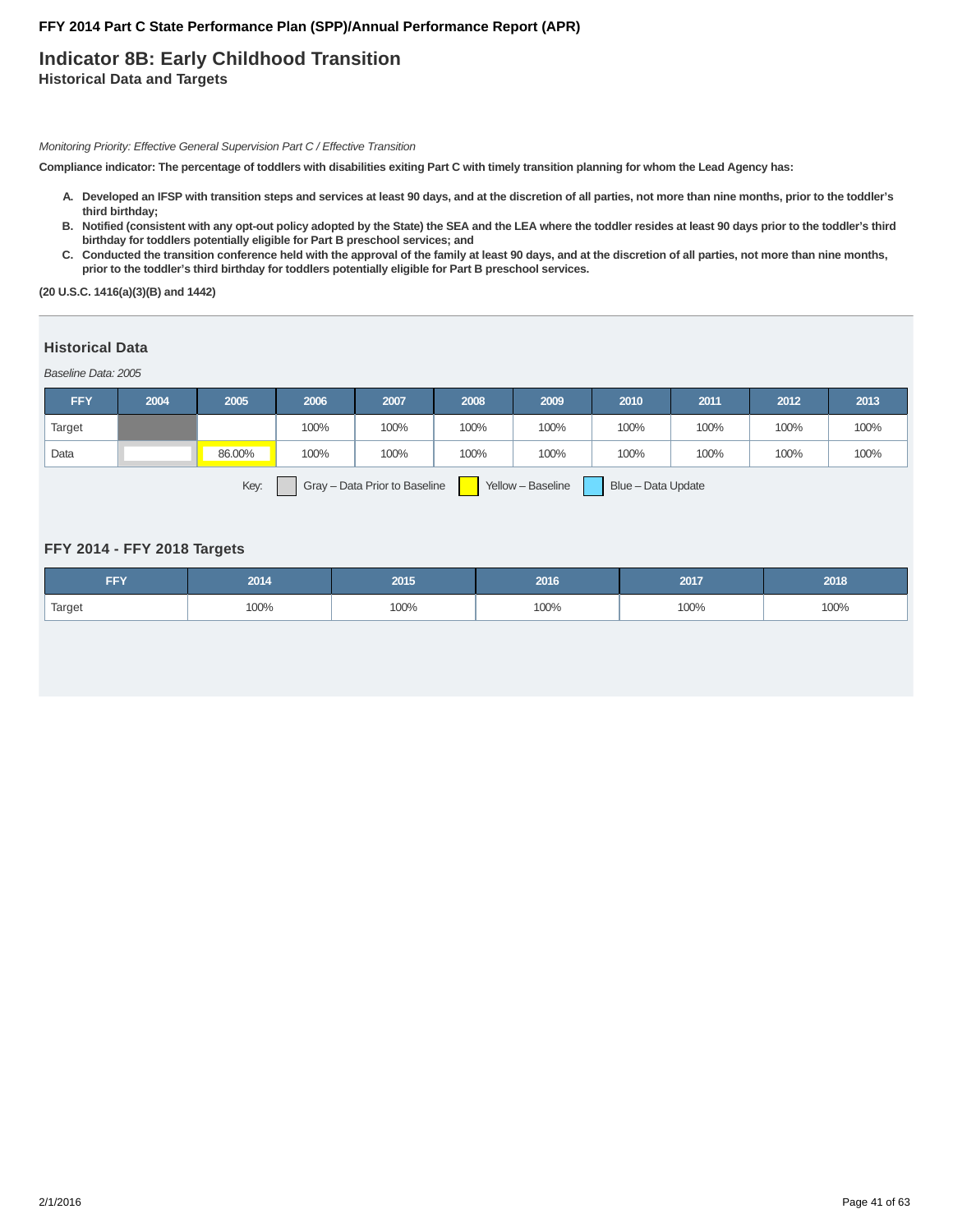**FFY 2014 Part C State Performance Plan (SPP)/Annual Performance Report (APR)**

# Indicator 8B: Early Childhood Transition

### Historical Data and Targets

*Monitoring Priority: Effective General Supervision Part C / Effective Transition*

**Compliance indicator: The percentage of toddlers with disabilities exiting Part C with timely transition planning for whom the Lead Agency has:**

A. **Developed an IFSP with transition steps and services at least 90 days, and at the discretion of all parties, not more than nine months, prior to the toddler's third birthday;**
B. **Notified (consistent with any opt-out policy adopted by the State) the SEA and the LEA where the toddler resides at least 90 days prior to the toddler's third birthday for toddlers potentially eligible for Part B preschool services; and**
C. **Conducted the transition conference held with the approval of the family at least 90 days, and at the discretion of all parties, not more than nine months, prior to the toddler's third birthday for toddlers potentially eligible for Part B preschool services.**

**(20 U.S.C. 1416(a)(3)(B) and 1442)**

## Historical Data

*Baseline Data: 2005*

| FFY | 2004 | 2005 | 2006 | 2007 | 2008 | 2009 | 2010 | 2011 | 2012 | 2013 |
|---|---|---|---|---|---|---|---|---|---|---|
| Target | | | 100% | 100% | 100% | 100% | 100% | 100% | 100% | 100% |
| Data | | 86.00% | 100% | 100% | 100% | 100% | 100% | 100% | 100% | 100% |

Key: Gray – Data Prior to Baseline; Yellow – Baseline; Blue – Data Update

## FFY 2014 - FFY 2018 Targets

| FFY | 2014 | 2015 | 2016 | 2017 | 2018 |
|---|---|---|---|---|---|
| Target | 100% | 100% | 100% | 100% | 100% |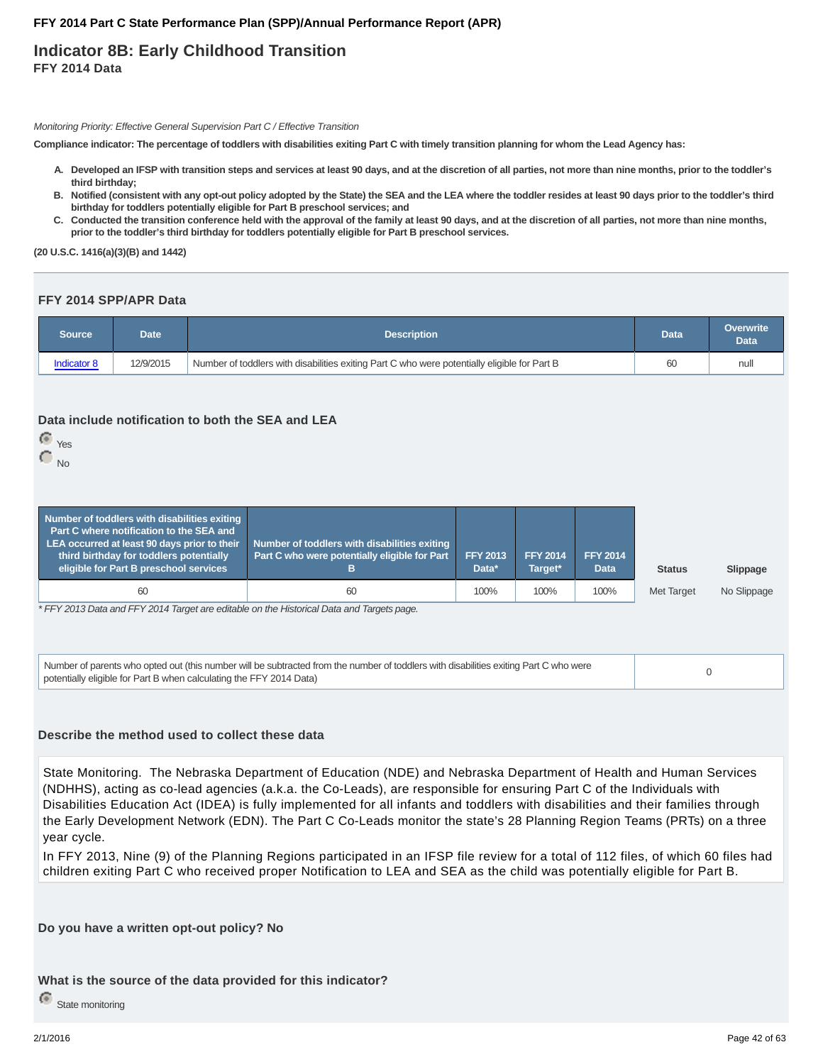FFY 2014 Part C State Performance Plan (SPP)/Annual Performance Report (APR)

# Indicator 8B: Early Childhood Transition

**FFY 2014 Data**

*Monitoring Priority: Effective General Supervision Part C / Effective Transition*

**Compliance indicator: The percentage of toddlers with disabilities exiting Part C with timely transition planning for whom the Lead Agency has:**

- **A. Developed an IFSP with transition steps and services at least 90 days, and at the discretion of all parties, not more than nine months, prior to the toddler's third birthday;**
- **B. Notified (consistent with any opt-out policy adopted by the State) the SEA and the LEA where the toddler resides at least 90 days prior to the toddler's third birthday for toddlers potentially eligible for Part B preschool services; and**
- **C. Conducted the transition conference held with the approval of the family at least 90 days, and at the discretion of all parties, not more than nine months, prior to the toddler's third birthday for toddlers potentially eligible for Part B preschool services.**

**(20 U.S.C. 1416(a)(3)(B) and 1442)**

## FFY 2014 SPP/APR Data

| Source | Date | Description | Data | Overwrite Data |
|---|---|---|---|---|
| Indicator 8 | 12/9/2015 | Number of toddlers with disabilities exiting Part C who were potentially eligible for Part B | 60 | null |

### Data include notification to both the SEA and LEA

- (selected) Yes
- No

| Number of toddlers with disabilities exiting Part C where notification to the SEA and LEA occurred at least 90 days prior to their third birthday for toddlers potentially eligible for Part B preschool services | Number of toddlers with disabilities exiting Part C who were potentially eligible for Part B | FFY 2013 Data* | FFY 2014 Target* | FFY 2014 Data | Status | Slippage |
|---|---|---|---|---|---|---|
| 60 | 60 | 100% | 100% | 100% | Met Target | No Slippage |

*\* FFY 2013 Data and FFY 2014 Target are editable on the Historical Data and Targets page.*

| Number of parents who opted out (this number will be subtracted from the number of toddlers with disabilities exiting Part C who were potentially eligible for Part B when calculating the FFY 2014 Data) | 0 |
|---|---|

### Describe the method used to collect these data

State Monitoring. The Nebraska Department of Education (NDE) and Nebraska Department of Health and Human Services (NDHHS), acting as co-lead agencies (a.k.a. the Co-Leads), are responsible for ensuring Part C of the Individuals with Disabilities Education Act (IDEA) is fully implemented for all infants and toddlers with disabilities and their families through the Early Development Network (EDN). The Part C Co-Leads monitor the state's 28 Planning Region Teams (PRTs) on a three year cycle.

In FFY 2013, Nine (9) of the Planning Regions participated in an IFSP file review for a total of 112 files, of which 60 files had children exiting Part C who received proper Notification to LEA and SEA as the child was potentially eligible for Part B.

### Do you have a written opt-out policy? No

### What is the source of the data provided for this indicator?

- (selected) State monitoring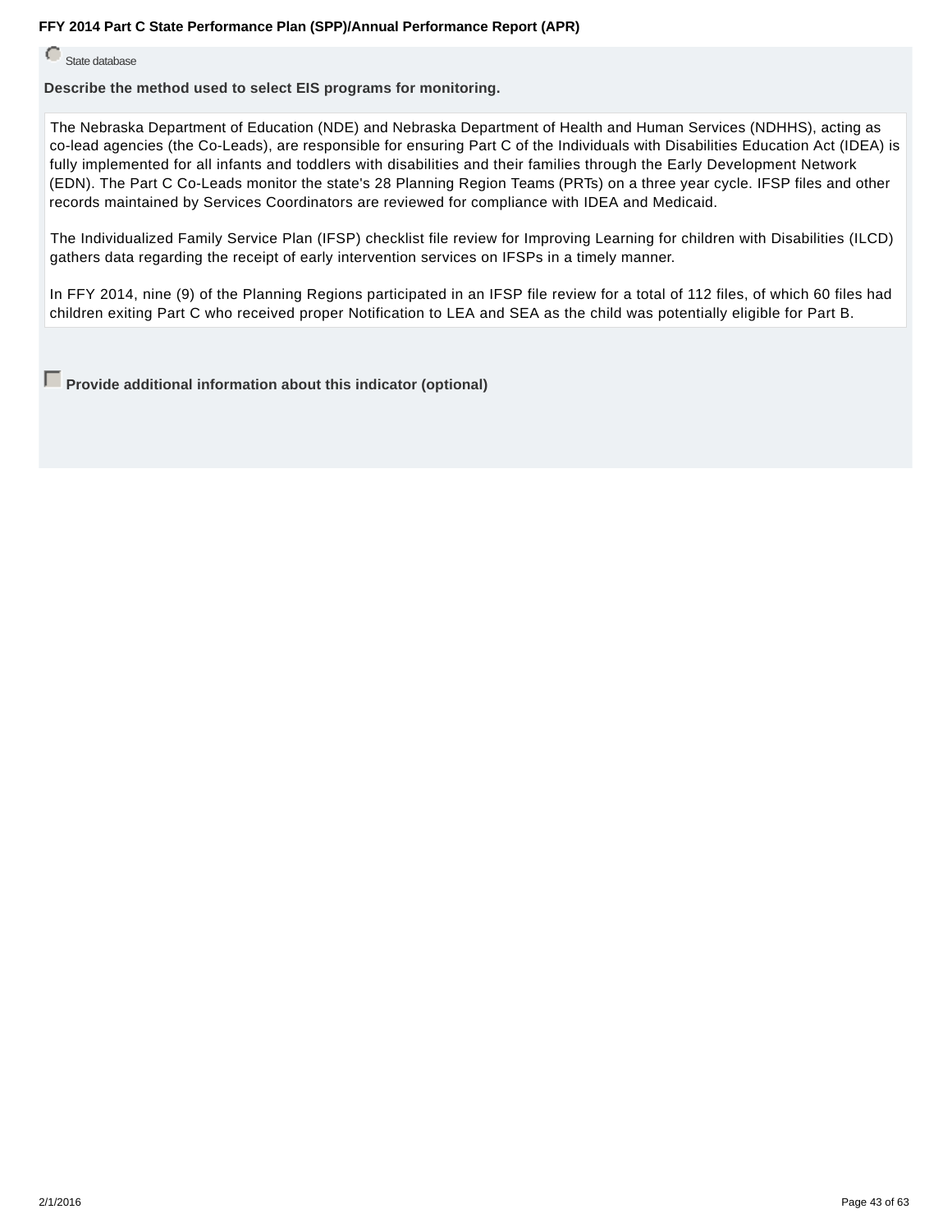State database

**Describe the method used to select EIS programs for monitoring.**

The Nebraska Department of Education (NDE) and Nebraska Department of Health and Human Services (NDHHS), acting as co-lead agencies (the Co-Leads), are responsible for ensuring Part C of the Individuals with Disabilities Education Act (IDEA) is fully implemented for all infants and toddlers with disabilities and their families through the Early Development Network (EDN). The Part C Co-Leads monitor the state's 28 Planning Region Teams (PRTs) on a three year cycle. IFSP files and other records maintained by Services Coordinators are reviewed for compliance with IDEA and Medicaid.

The Individualized Family Service Plan (IFSP) checklist file review for Improving Learning for children with Disabilities (ILCD) gathers data regarding the receipt of early intervention services on IFSPs in a timely manner.

In FFY 2014, nine (9) of the Planning Regions participated in an IFSP file review for a total of 112 files, of which 60 files had children exiting Part C who received proper Notification to LEA and SEA as the child was potentially eligible for Part B.

**Provide additional information about this indicator (optional)**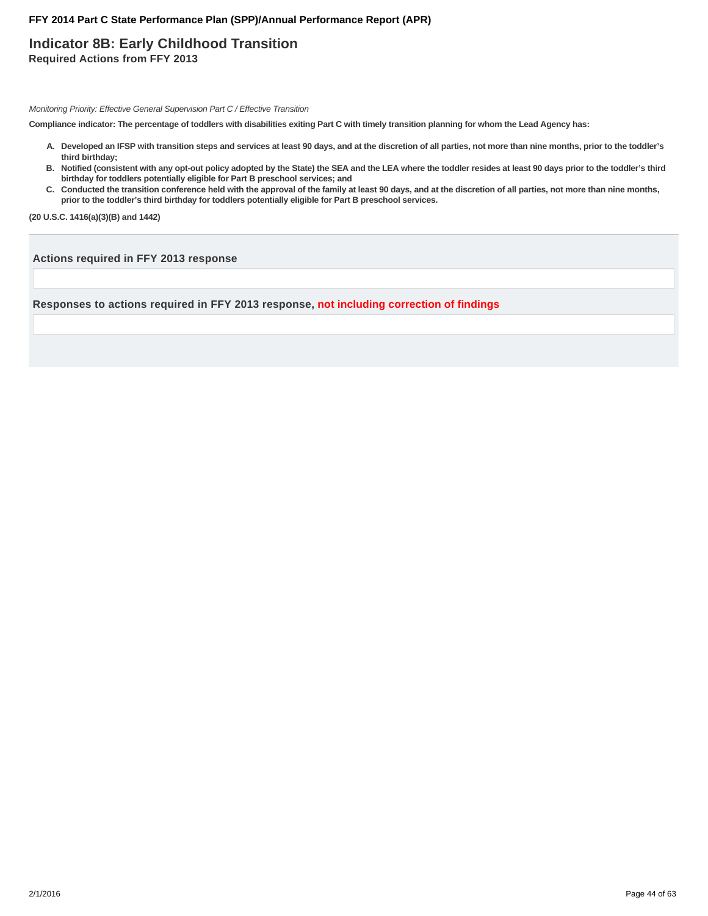## Indicator 8B: Early Childhood Transition

**Required Actions from FFY 2013**

*Monitoring Priority: Effective General Supervision Part C / Effective Transition*

**Compliance indicator: The percentage of toddlers with disabilities exiting Part C with timely transition planning for whom the Lead Agency has:**

- **A. Developed an IFSP with transition steps and services at least 90 days, and at the discretion of all parties, not more than nine months, prior to the toddler's third birthday;**
- **B. Notified (consistent with any opt-out policy adopted by the State) the SEA and the LEA where the toddler resides at least 90 days prior to the toddler's third birthday for toddlers potentially eligible for Part B preschool services; and**
- **C. Conducted the transition conference held with the approval of the family at least 90 days, and at the discretion of all parties, not more than nine months, prior to the toddler's third birthday for toddlers potentially eligible for Part B preschool services.**

**(20 U.S.C. 1416(a)(3)(B) and 1442)**

### Actions required in FFY 2013 response

### Responses to actions required in FFY 2013 response, not including correction of findings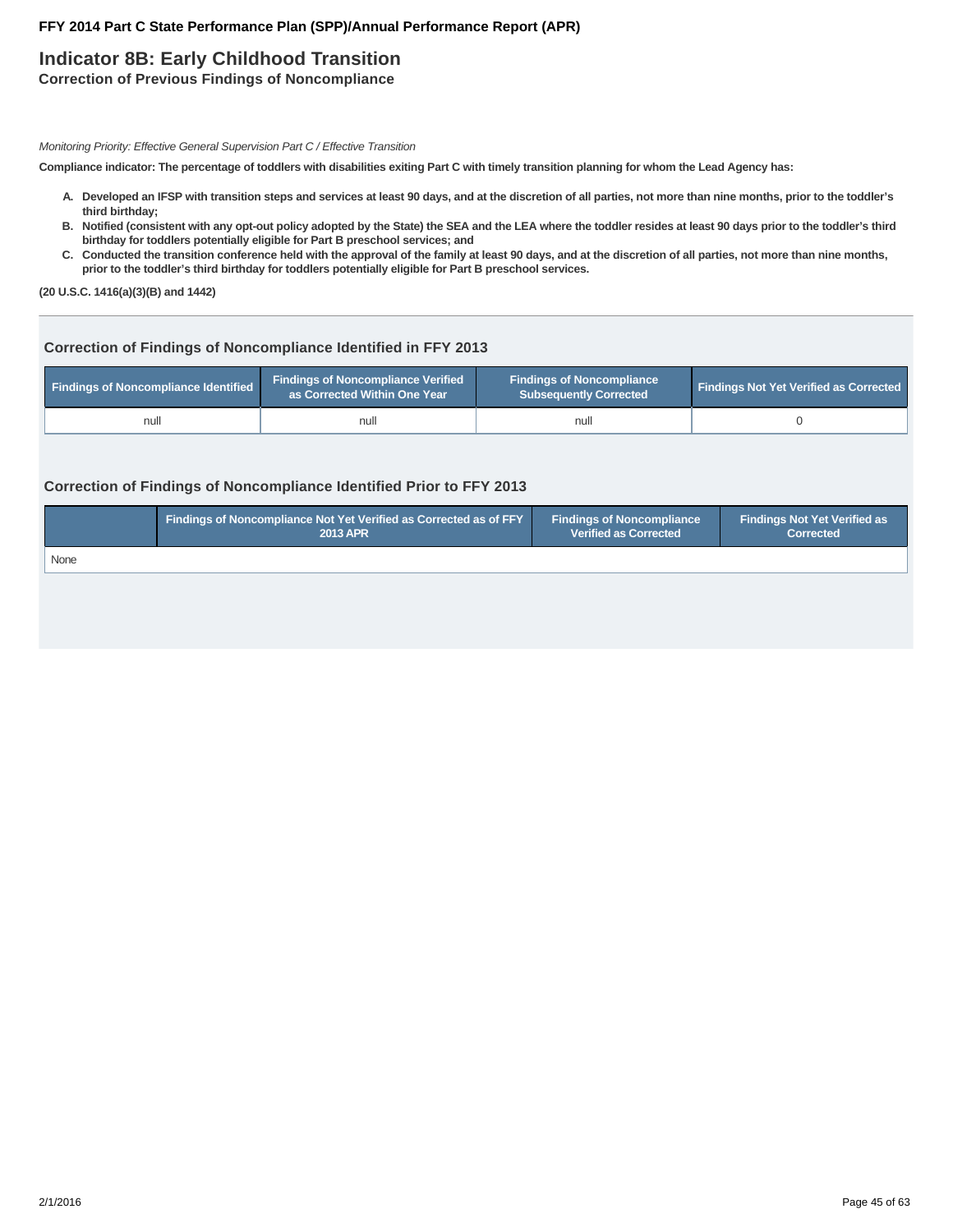**FFY 2014 Part C State Performance Plan (SPP)/Annual Performance Report (APR)**

# Indicator 8B: Early Childhood Transition

**Correction of Previous Findings of Noncompliance**

*Monitoring Priority: Effective General Supervision Part C / Effective Transition*

**Compliance indicator: The percentage of toddlers with disabilities exiting Part C with timely transition planning for whom the Lead Agency has:**

- **A. Developed an IFSP with transition steps and services at least 90 days, and at the discretion of all parties, not more than nine months, prior to the toddler's third birthday;**
- **B. Notified (consistent with any opt-out policy adopted by the State) the SEA and the LEA where the toddler resides at least 90 days prior to the toddler's third birthday for toddlers potentially eligible for Part B preschool services; and**
- **C. Conducted the transition conference held with the approval of the family at least 90 days, and at the discretion of all parties, not more than nine months, prior to the toddler's third birthday for toddlers potentially eligible for Part B preschool services.**

**(20 U.S.C. 1416(a)(3)(B) and 1442)**

## Correction of Findings of Noncompliance Identified in FFY 2013

| Findings of Noncompliance Identified | Findings of Noncompliance Verified as Corrected Within One Year | Findings of Noncompliance Subsequently Corrected | Findings Not Yet Verified as Corrected |
|---|---|---|---|
| null | null | null | 0 |

## Correction of Findings of Noncompliance Identified Prior to FFY 2013

| | Findings of Noncompliance Not Yet Verified as Corrected as of FFY 2013 APR | Findings of Noncompliance Verified as Corrected | Findings Not Yet Verified as Corrected |
|---|---|---|---|
| None | | | |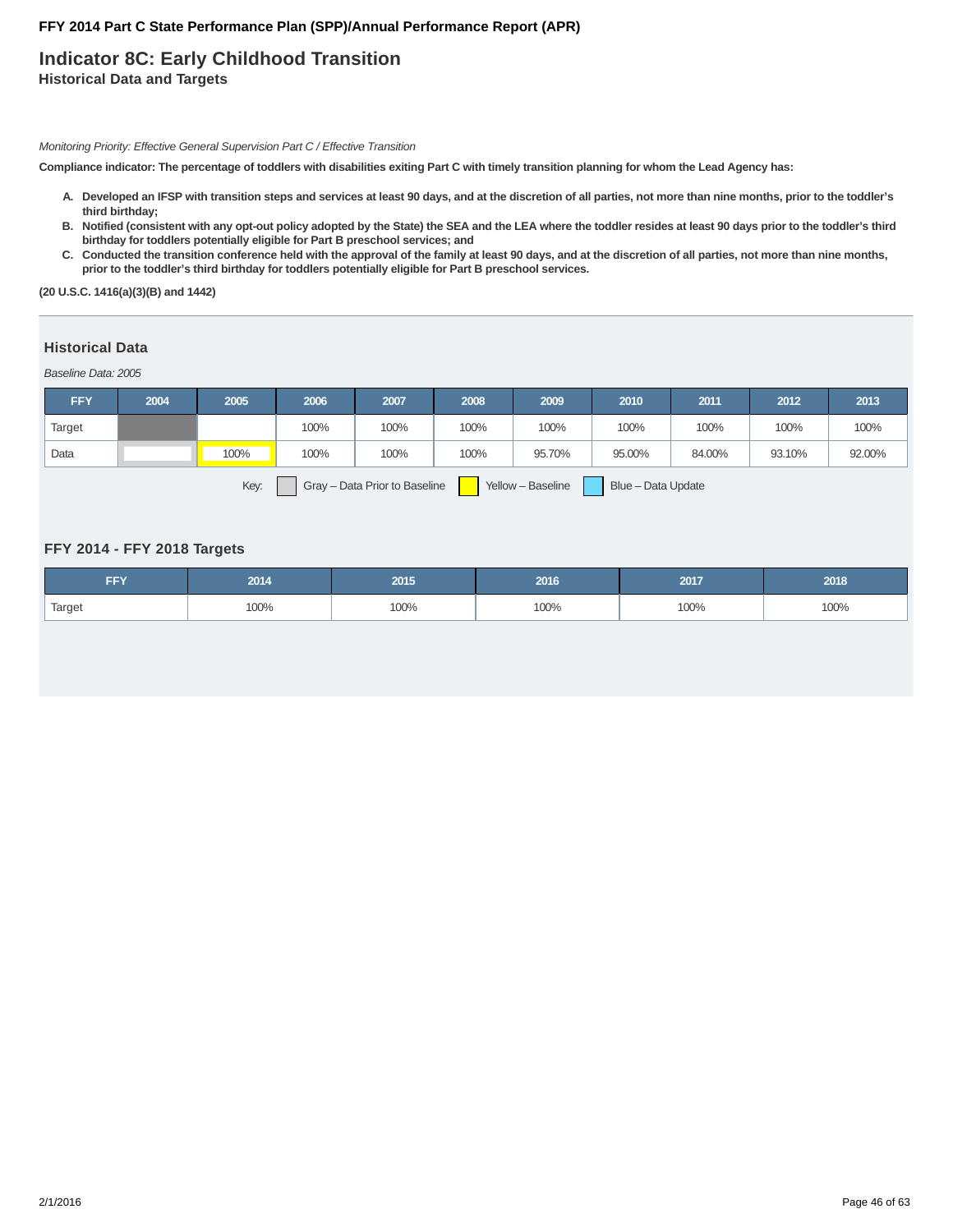# Indicator 8C: Early Childhood Transition

## Historical Data and Targets

*Monitoring Priority: Effective General Supervision Part C / Effective Transition*

**Compliance indicator: The percentage of toddlers with disabilities exiting Part C with timely transition planning for whom the Lead Agency has:**

A. **Developed an IFSP with transition steps and services at least 90 days, and at the discretion of all parties, not more than nine months, prior to the toddler's third birthday;**
B. **Notified (consistent with any opt-out policy adopted by the State) the SEA and the LEA where the toddler resides at least 90 days prior to the toddler's third birthday for toddlers potentially eligible for Part B preschool services; and**
C. **Conducted the transition conference held with the approval of the family at least 90 days, and at the discretion of all parties, not more than nine months, prior to the toddler's third birthday for toddlers potentially eligible for Part B preschool services.**

**(20 U.S.C. 1416(a)(3)(B) and 1442)**

### Historical Data

*Baseline Data: 2005*

| FFY | 2004 | 2005 | 2006 | 2007 | 2008 | 2009 | 2010 | 2011 | 2012 | 2013 |
|---|---|---|---|---|---|---|---|---|---|---|
| Target | | | 100% | 100% | 100% | 100% | 100% | 100% | 100% | 100% |
| Data | | 100% | 100% | 100% | 100% | 95.70% | 95.00% | 84.00% | 93.10% | 92.00% |

Key: Gray – Data Prior to Baseline; Yellow – Baseline; Blue – Data Update

### FFY 2014 - FFY 2018 Targets

| FFY | 2014 | 2015 | 2016 | 2017 | 2018 |
|---|---|---|---|---|---|
| Target | 100% | 100% | 100% | 100% | 100% |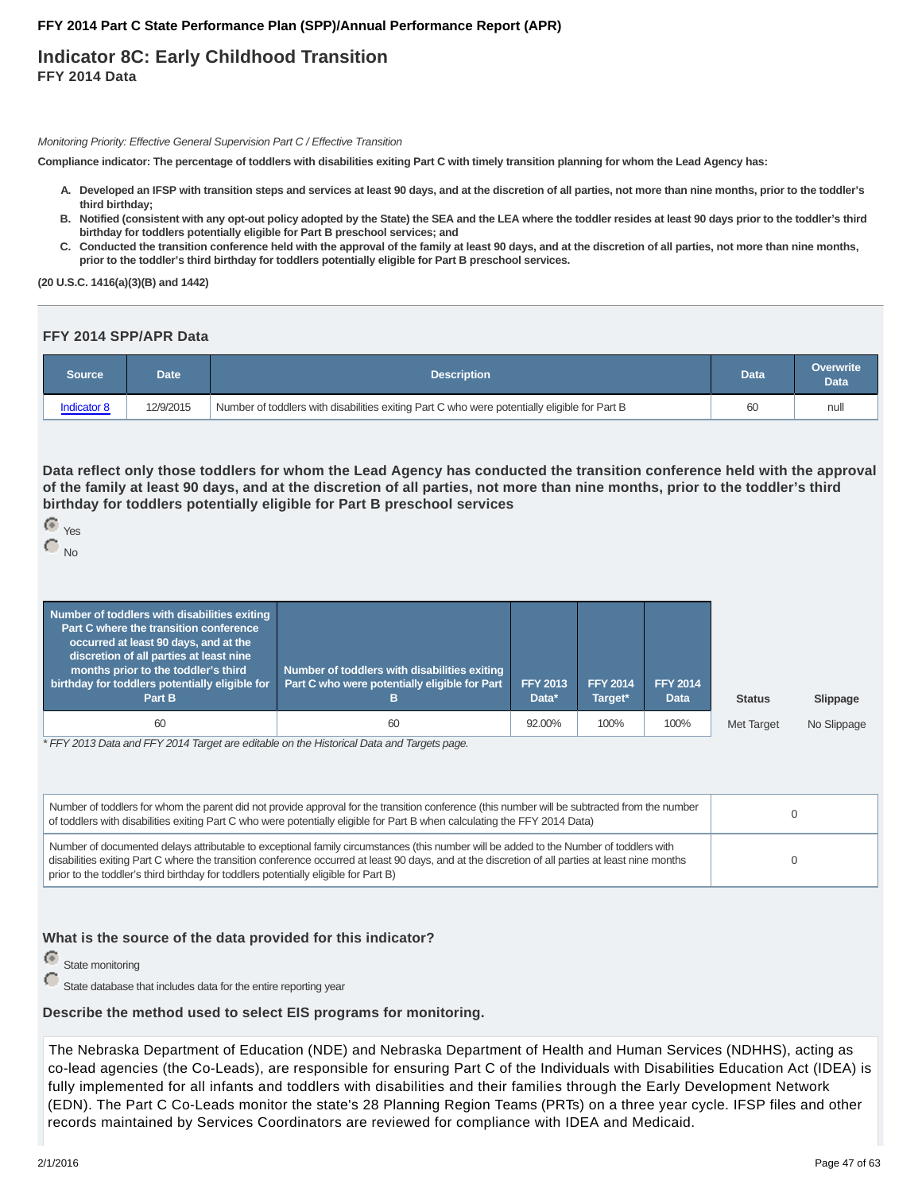# Indicator 8C: Early Childhood Transition

**FFY 2014 Data**

*Monitoring Priority: Effective General Supervision Part C / Effective Transition*

**Compliance indicator: The percentage of toddlers with disabilities exiting Part C with timely transition planning for whom the Lead Agency has:**

A. **Developed an IFSP with transition steps and services at least 90 days, and at the discretion of all parties, not more than nine months, prior to the toddler's third birthday;**
B. **Notified (consistent with any opt-out policy adopted by the State) the SEA and the LEA where the toddler resides at least 90 days prior to the toddler's third birthday for toddlers potentially eligible for Part B preschool services; and**
C. **Conducted the transition conference held with the approval of the family at least 90 days, and at the discretion of all parties, not more than nine months, prior to the toddler's third birthday for toddlers potentially eligible for Part B preschool services.**

**(20 U.S.C. 1416(a)(3)(B) and 1442)**

## FFY 2014 SPP/APR Data

| Source | Date | Description | Data | Overwrite Data |
|---|---|---|---|---|
| Indicator 8 | 12/9/2015 | Number of toddlers with disabilities exiting Part C who were potentially eligible for Part B | 60 | null |

**Data reflect only those toddlers for whom the Lead Agency has conducted the transition conference held with the approval of the family at least 90 days, and at the discretion of all parties, not more than nine months, prior to the toddler's third birthday for toddlers potentially eligible for Part B preschool services**

- (selected) Yes
- No

| Number of toddlers with disabilities exiting Part C where the transition conference occurred at least 90 days, and at the discretion of all parties at least nine months prior to the toddler's third birthday for toddlers potentially eligible for Part B | Number of toddlers with disabilities exiting Part C who were potentially eligible for Part B | FFY 2013 Data* | FFY 2014 Target* | FFY 2014 Data | Status | Slippage |
|---|---|---|---|---|---|---|
| 60 | 60 | 92.00% | 100% | 100% | Met Target | No Slippage |

*\* FFY 2013 Data and FFY 2014 Target are editable on the Historical Data and Targets page.*

| | |
|---|---|
| Number of toddlers for whom the parent did not provide approval for the transition conference (this number will be subtracted from the number of toddlers with disabilities exiting Part C who were potentially eligible for Part B when calculating the FFY 2014 Data) | 0 |
| Number of documented delays attributable to exceptional family circumstances (this number will be added to the Number of toddlers with disabilities exiting Part C where the transition conference occurred at least 90 days, and at the discretion of all parties at least nine months prior to the toddler's third birthday for toddlers potentially eligible for Part B) | 0 |

**What is the source of the data provided for this indicator?**

- (selected) State monitoring
- State database that includes data for the entire reporting year

**Describe the method used to select EIS programs for monitoring.**

The Nebraska Department of Education (NDE) and Nebraska Department of Health and Human Services (NDHHS), acting as co-lead agencies (the Co-Leads), are responsible for ensuring Part C of the Individuals with Disabilities Education Act (IDEA) is fully implemented for all infants and toddlers with disabilities and their families through the Early Development Network (EDN). The Part C Co-Leads monitor the state's 28 Planning Region Teams (PRTs) on a three year cycle. IFSP files and other records maintained by Services Coordinators are reviewed for compliance with IDEA and Medicaid.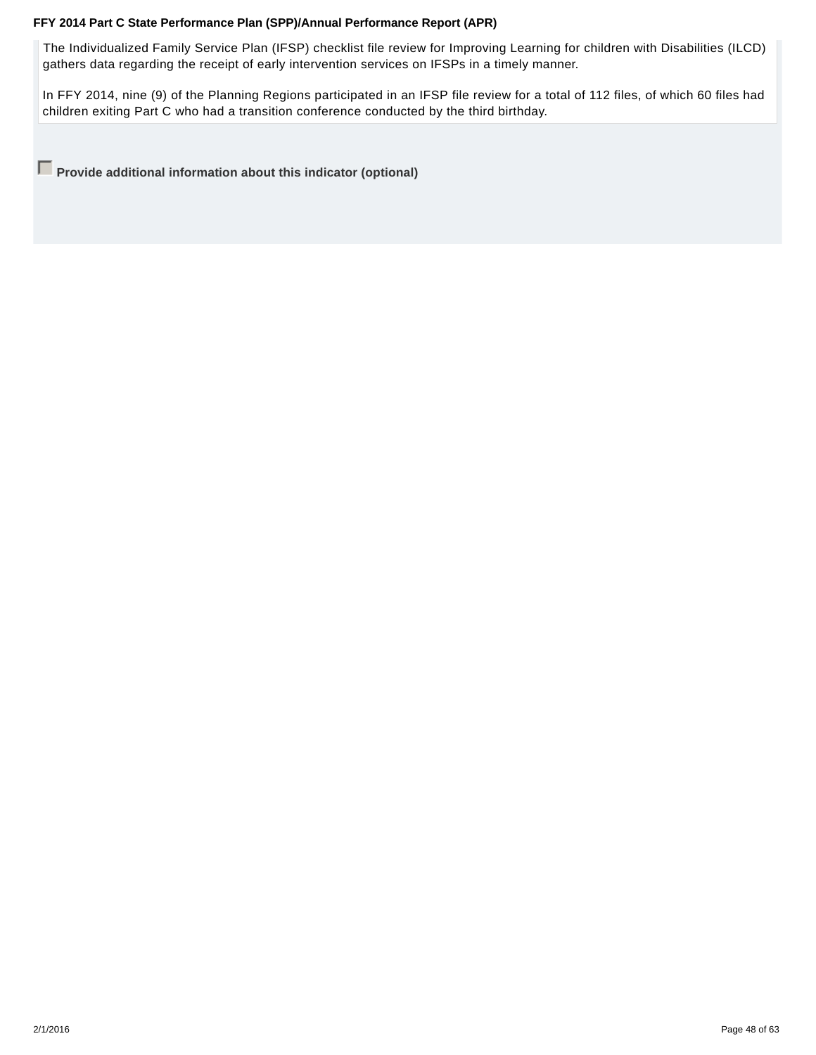The Individualized Family Service Plan (IFSP) checklist file review for Improving Learning for children with Disabilities (ILCD) gathers data regarding the receipt of early intervention services on IFSPs in a timely manner.

In FFY 2014, nine (9) of the Planning Regions participated in an IFSP file review for a total of 112 files, of which 60 files had children exiting Part C who had a transition conference conducted by the third birthday.

☐ **Provide additional information about this indicator (optional)**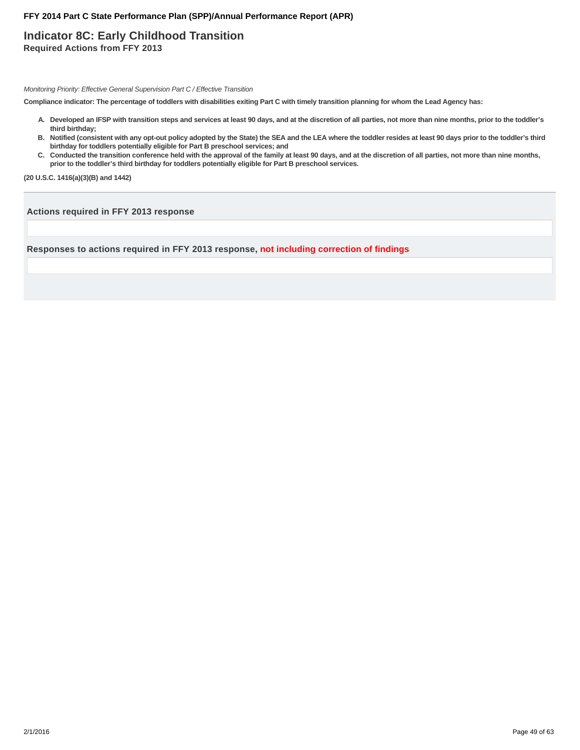# Indicator 8C: Early Childhood Transition

**Required Actions from FFY 2013**

*Monitoring Priority: Effective General Supervision Part C / Effective Transition*

**Compliance indicator: The percentage of toddlers with disabilities exiting Part C with timely transition planning for whom the Lead Agency has:**

- **A. Developed an IFSP with transition steps and services at least 90 days, and at the discretion of all parties, not more than nine months, prior to the toddler's third birthday;**
- **B. Notified (consistent with any opt-out policy adopted by the State) the SEA and the LEA where the toddler resides at least 90 days prior to the toddler's third birthday for toddlers potentially eligible for Part B preschool services; and**
- **C. Conducted the transition conference held with the approval of the family at least 90 days, and at the discretion of all parties, not more than nine months, prior to the toddler's third birthday for toddlers potentially eligible for Part B preschool services.**

**(20 U.S.C. 1416(a)(3)(B) and 1442)**

---

### Actions required in FFY 2013 response

### Responses to actions required in FFY 2013 response, not including correction of findings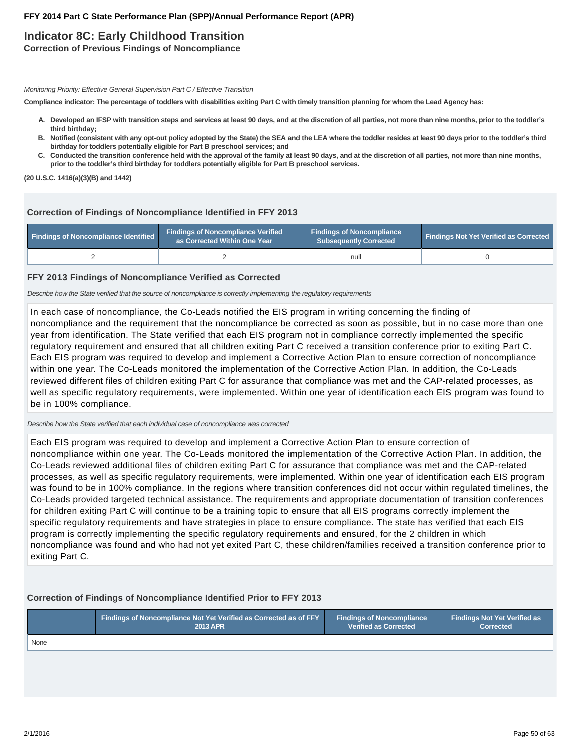**FFY 2014 Part C State Performance Plan (SPP)/Annual Performance Report (APR)**

# Indicator 8C: Early Childhood Transition

**Correction of Previous Findings of Noncompliance**

*Monitoring Priority: Effective General Supervision Part C / Effective Transition*

**Compliance indicator: The percentage of toddlers with disabilities exiting Part C with timely transition planning for whom the Lead Agency has:**

- **A. Developed an IFSP with transition steps and services at least 90 days, and at the discretion of all parties, not more than nine months, prior to the toddler's third birthday;**
- **B. Notified (consistent with any opt-out policy adopted by the State) the SEA and the LEA where the toddler resides at least 90 days prior to the toddler's third birthday for toddlers potentially eligible for Part B preschool services; and**
- **C. Conducted the transition conference held with the approval of the family at least 90 days, and at the discretion of all parties, not more than nine months, prior to the toddler's third birthday for toddlers potentially eligible for Part B preschool services.**

**(20 U.S.C. 1416(a)(3)(B) and 1442)**

### Correction of Findings of Noncompliance Identified in FFY 2013

| Findings of Noncompliance Identified | Findings of Noncompliance Verified as Corrected Within One Year | Findings of Noncompliance Subsequently Corrected | Findings Not Yet Verified as Corrected |
|---|---|---|---|
| 2 | 2 | null | 0 |

### FFY 2013 Findings of Noncompliance Verified as Corrected

*Describe how the State verified that the source of noncompliance is correctly implementing the regulatory requirements*

In each case of noncompliance, the Co-Leads notified the EIS program in writing concerning the finding of noncompliance and the requirement that the noncompliance be corrected as soon as possible, but in no case more than one year from identification. The State verified that each EIS program not in compliance correctly implemented the specific regulatory requirement and ensured that all children exiting Part C received a transition conference prior to exiting Part C. Each EIS program was required to develop and implement a Corrective Action Plan to ensure correction of noncompliance within one year. The Co-Leads monitored the implementation of the Corrective Action Plan. In addition, the Co-Leads reviewed different files of children exiting Part C for assurance that compliance was met and the CAP-related processes, as well as specific regulatory requirements, were implemented. Within one year of identification each EIS program was found to be in 100% compliance.

*Describe how the State verified that each individual case of noncompliance was corrected*

Each EIS program was required to develop and implement a Corrective Action Plan to ensure correction of noncompliance within one year. The Co-Leads monitored the implementation of the Corrective Action Plan. In addition, the Co-Leads reviewed additional files of children exiting Part C for assurance that compliance was met and the CAP-related processes, as well as specific regulatory requirements, were implemented. Within one year of identification each EIS program was found to be in 100% compliance. In the regions where transition conferences did not occur within regulated timelines, the Co-Leads provided targeted technical assistance. The requirements and appropriate documentation of transition conferences for children exiting Part C will continue to be a training topic to ensure that all EIS programs correctly implement the specific regulatory requirements and have strategies in place to ensure compliance. The state has verified that each EIS program is correctly implementing the specific regulatory requirements and ensured, for the 2 children in which noncompliance was found and who had not yet exited Part C, these children/families received a transition conference prior to exiting Part C.

### Correction of Findings of Noncompliance Identified Prior to FFY 2013

| | Findings of Noncompliance Not Yet Verified as Corrected as of FFY 2013 APR | Findings of Noncompliance Verified as Corrected | Findings Not Yet Verified as Corrected |
|---|---|---|---|
| None | | | |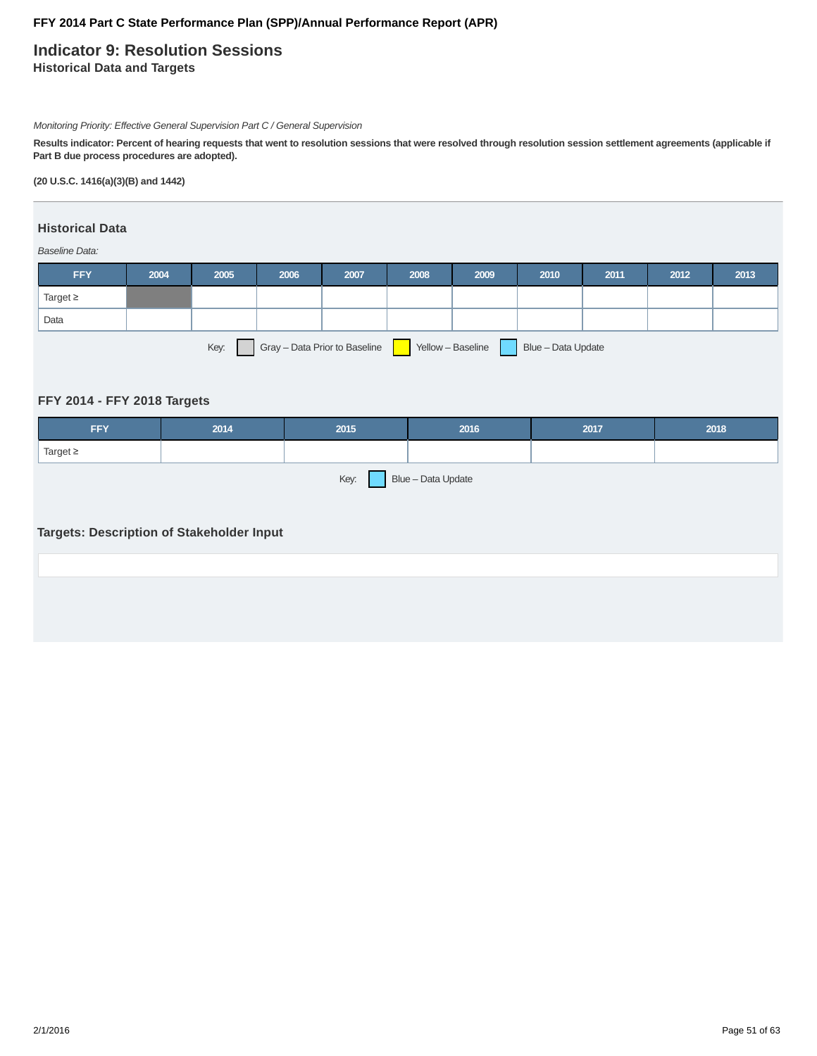**FFY 2014 Part C State Performance Plan (SPP)/Annual Performance Report (APR)**

# Indicator 9: Resolution Sessions

### Historical Data and Targets

*Monitoring Priority: Effective General Supervision Part C / General Supervision*

**Results indicator: Percent of hearing requests that went to resolution sessions that were resolved through resolution session settlement agreements (applicable if Part B due process procedures are adopted).**

**(20 U.S.C. 1416(a)(3)(B) and 1442)**

## Historical Data

*Baseline Data:*

| FFY | 2004 | 2005 | 2006 | 2007 | 2008 | 2009 | 2010 | 2011 | 2012 | 2013 |
|---|---|---|---|---|---|---|---|---|---|---|
| Target ≥ | | | | | | | | | | |
| Data | | | | | | | | | | |

Key: Gray – Data Prior to Baseline; Yellow – Baseline; Blue – Data Update

## FFY 2014 - FFY 2018 Targets

| FFY | 2014 | 2015 | 2016 | 2017 | 2018 |
|---|---|---|---|---|---|
| Target ≥ | | | | | |

Key: Blue – Data Update

## Targets: Description of Stakeholder Input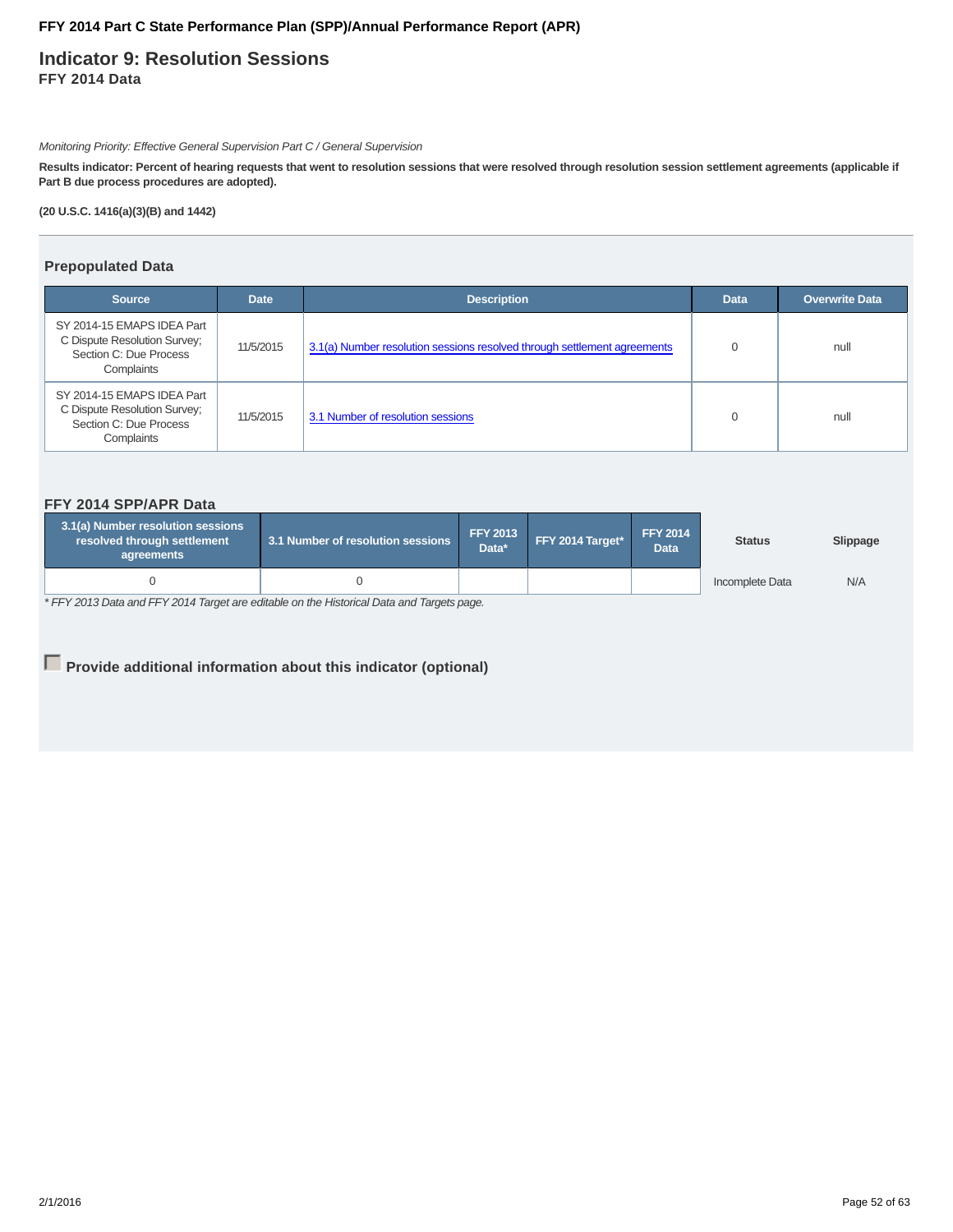# Indicator 9: Resolution Sessions

**FFY 2014 Data**

*Monitoring Priority: Effective General Supervision Part C / General Supervision*

**Results indicator: Percent of hearing requests that went to resolution sessions that were resolved through resolution session settlement agreements (applicable if Part B due process procedures are adopted).**

**(20 U.S.C. 1416(a)(3)(B) and 1442)**

## Prepopulated Data

| Source | Date | Description | Data | Overwrite Data |
|---|---|---|---|---|
| SY 2014-15 EMAPS IDEA Part C Dispute Resolution Survey; Section C: Due Process Complaints | 11/5/2015 | 3.1(a) Number resolution sessions resolved through settlement agreements | 0 | null |
| SY 2014-15 EMAPS IDEA Part C Dispute Resolution Survey; Section C: Due Process Complaints | 11/5/2015 | 3.1 Number of resolution sessions | 0 | null |

## FFY 2014 SPP/APR Data

| 3.1(a) Number resolution sessions resolved through settlement agreements | 3.1 Number of resolution sessions | FFY 2013 Data* | FFY 2014 Target* | FFY 2014 Data | Status | Slippage |
|---|---|---|---|---|---|---|
| 0 | 0 | | | | Incomplete Data | N/A |

*\* FFY 2013 Data and FFY 2014 Target are editable on the Historical Data and Targets page.*

**Provide additional information about this indicator (optional)**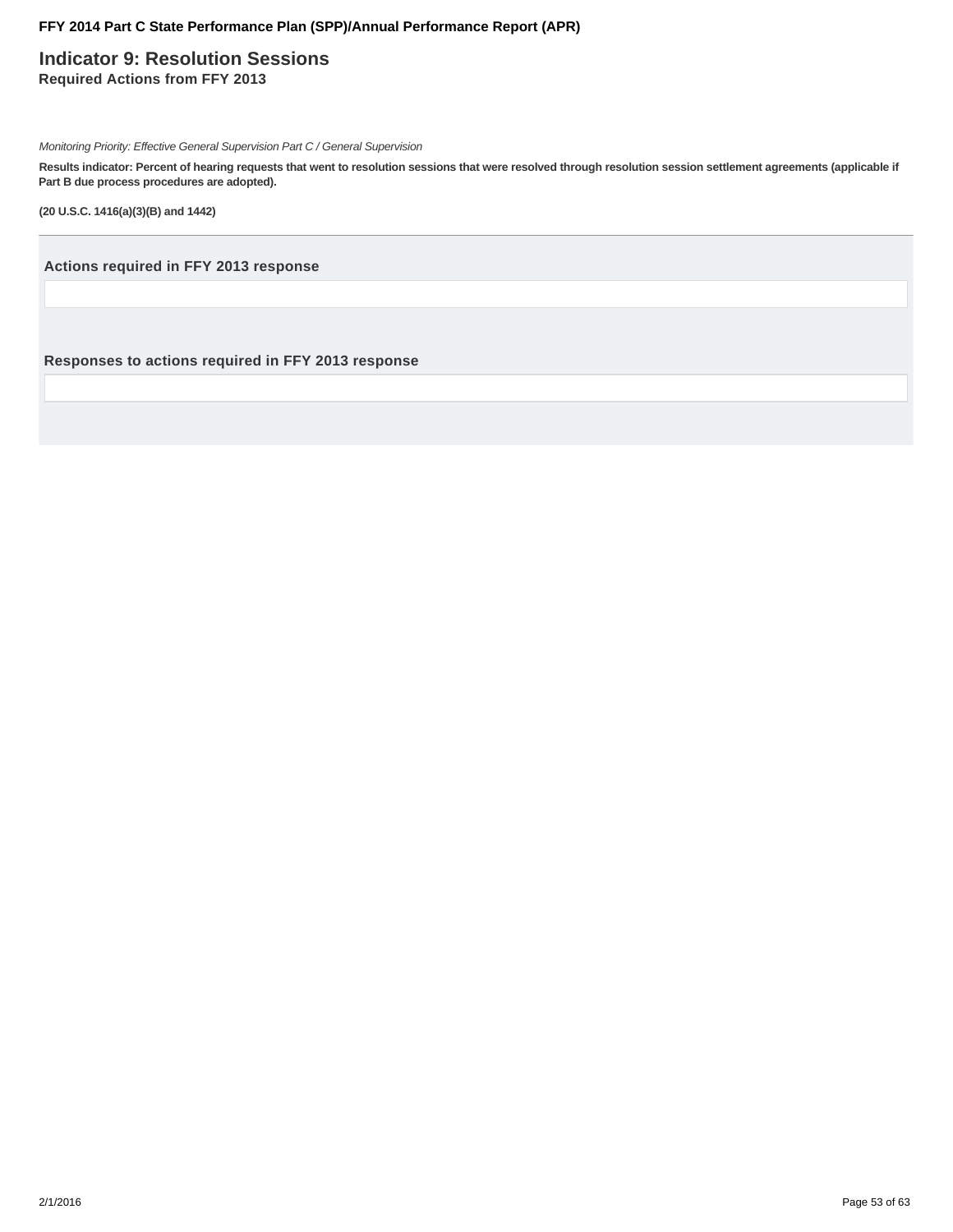# Indicator 9: Resolution Sessions

**Required Actions from FFY 2013**

*Monitoring Priority: Effective General Supervision Part C / General Supervision*

**Results indicator: Percent of hearing requests that went to resolution sessions that were resolved through resolution session settlement agreements (applicable if Part B due process procedures are adopted).**

**(20 U.S.C. 1416(a)(3)(B) and 1442)**

---

### Actions required in FFY 2013 response

### Responses to actions required in FFY 2013 response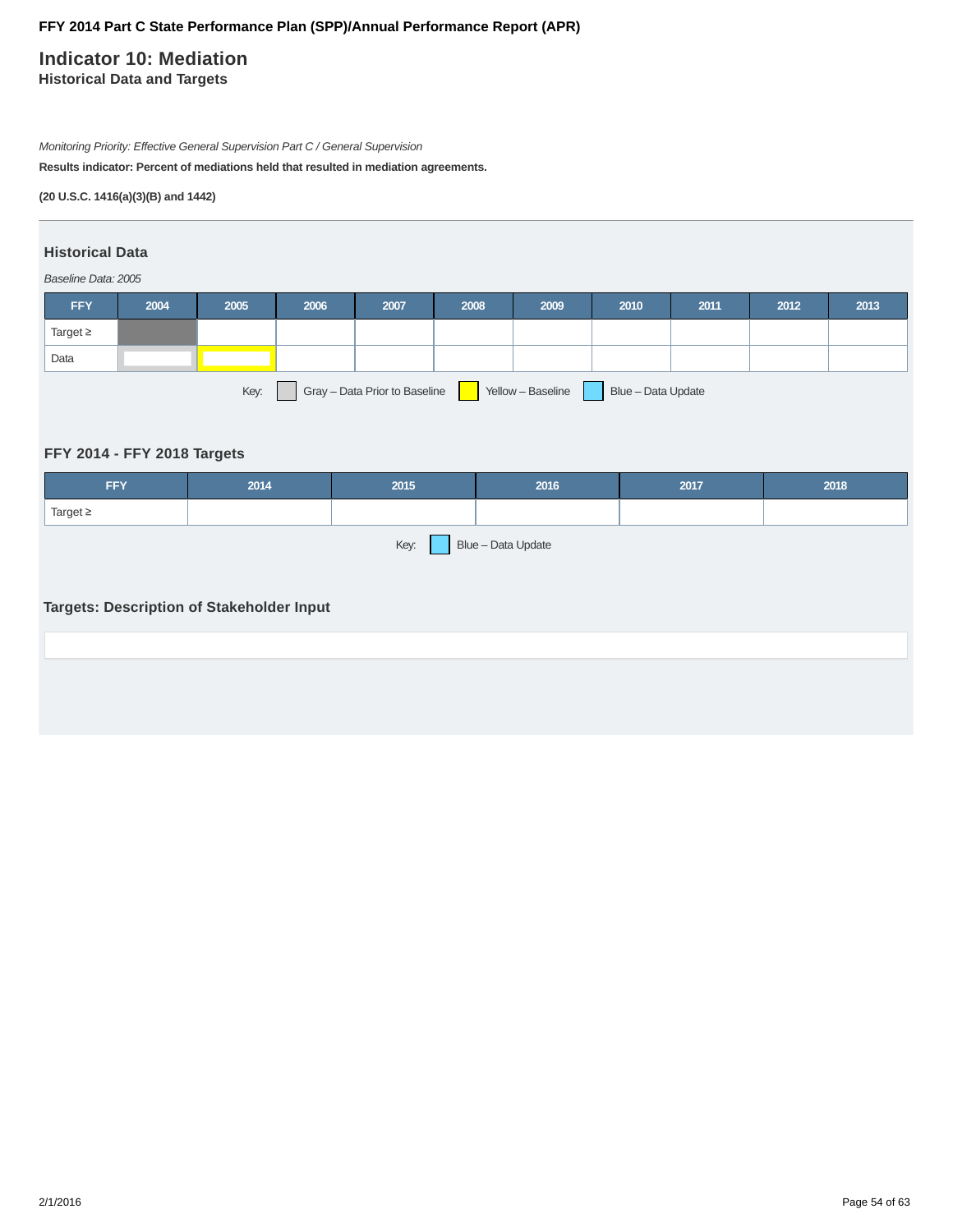FFY 2014 Part C State Performance Plan (SPP)/Annual Performance Report (APR)

# Indicator 10: Mediation

## Historical Data and Targets

*Monitoring Priority: Effective General Supervision Part C / General Supervision*

**Results indicator: Percent of mediations held that resulted in mediation agreements.**

**(20 U.S.C. 1416(a)(3)(B) and 1442)**

### Historical Data

*Baseline Data: 2005*

| FFY | 2004 | 2005 | 2006 | 2007 | 2008 | 2009 | 2010 | 2011 | 2012 | 2013 |
|---|---|---|---|---|---|---|---|---|---|---|
| Target ≥ | | | | | | | | | | |
| Data | | | | | | | | | | |

Key: Gray – Data Prior to Baseline | Yellow – Baseline | Blue – Data Update

### FFY 2014 - FFY 2018 Targets

| FFY | 2014 | 2015 | 2016 | 2017 | 2018 |
|---|---|---|---|---|---|
| Target ≥ | | | | | |

Key: Blue – Data Update

### Targets: Description of Stakeholder Input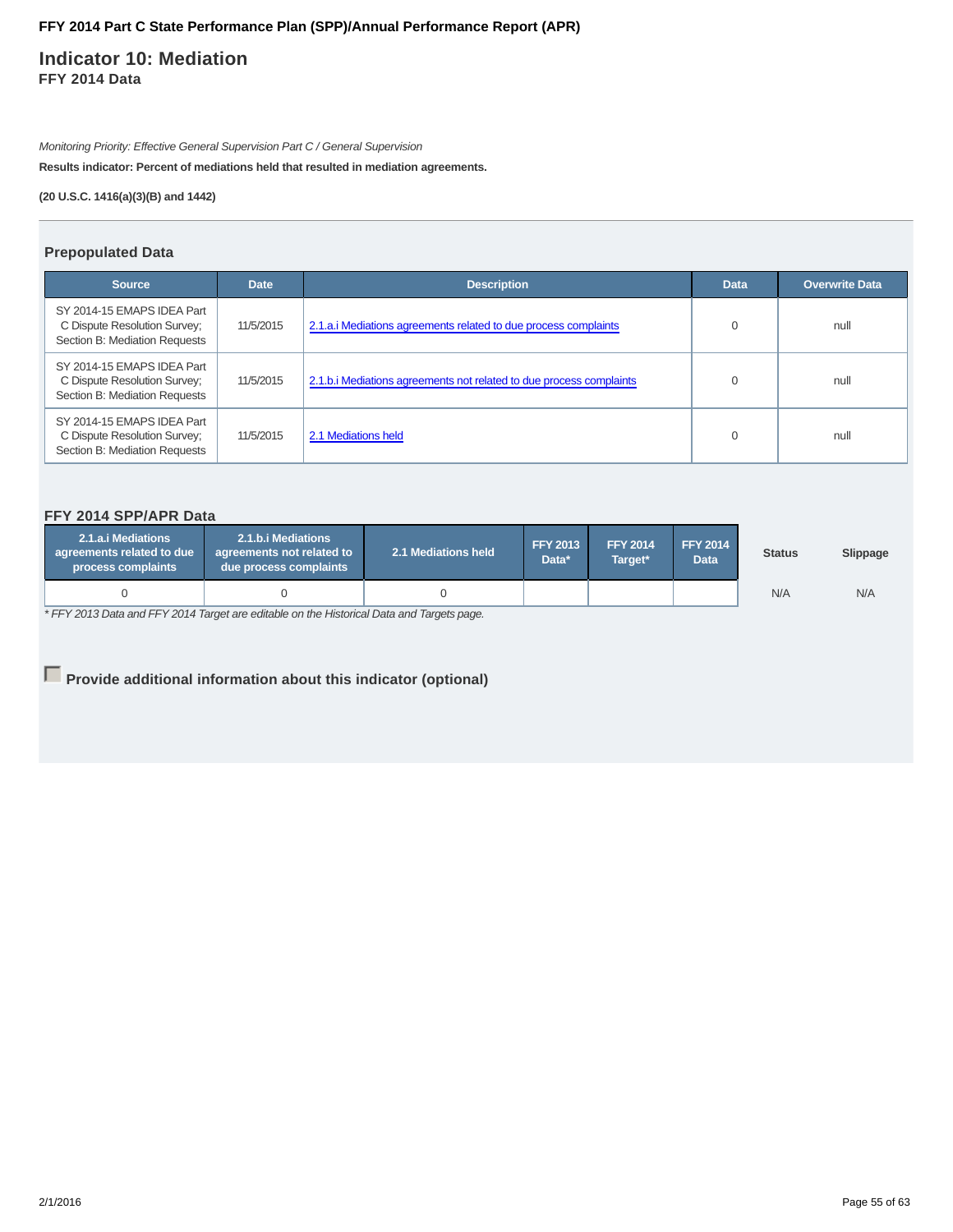# Indicator 10: Mediation

## FFY 2014 Data

*Monitoring Priority: Effective General Supervision Part C / General Supervision*

**Results indicator: Percent of mediations held that resulted in mediation agreements.**

**(20 U.S.C. 1416(a)(3)(B) and 1442)**

### Prepopulated Data

| Source | Date | Description | Data | Overwrite Data |
|---|---|---|---|---|
| SY 2014-15 EMAPS IDEA Part C Dispute Resolution Survey; Section B: Mediation Requests | 11/5/2015 | 2.1.a.i Mediations agreements related to due process complaints | 0 | null |
| SY 2014-15 EMAPS IDEA Part C Dispute Resolution Survey; Section B: Mediation Requests | 11/5/2015 | 2.1.b.i Mediations agreements not related to due process complaints | 0 | null |
| SY 2014-15 EMAPS IDEA Part C Dispute Resolution Survey; Section B: Mediation Requests | 11/5/2015 | 2.1 Mediations held | 0 | null |

### FFY 2014 SPP/APR Data

| 2.1.a.i Mediations agreements related to due process complaints | 2.1.b.i Mediations agreements not related to due process complaints | 2.1 Mediations held | FFY 2013 Data* | FFY 2014 Target* | FFY 2014 Data | Status | Slippage |
|---|---|---|---|---|---|---|---|
| 0 | 0 | 0 | | | | N/A | N/A |

*\* FFY 2013 Data and FFY 2014 Target are editable on the Historical Data and Targets page.*

☐ **Provide additional information about this indicator (optional)**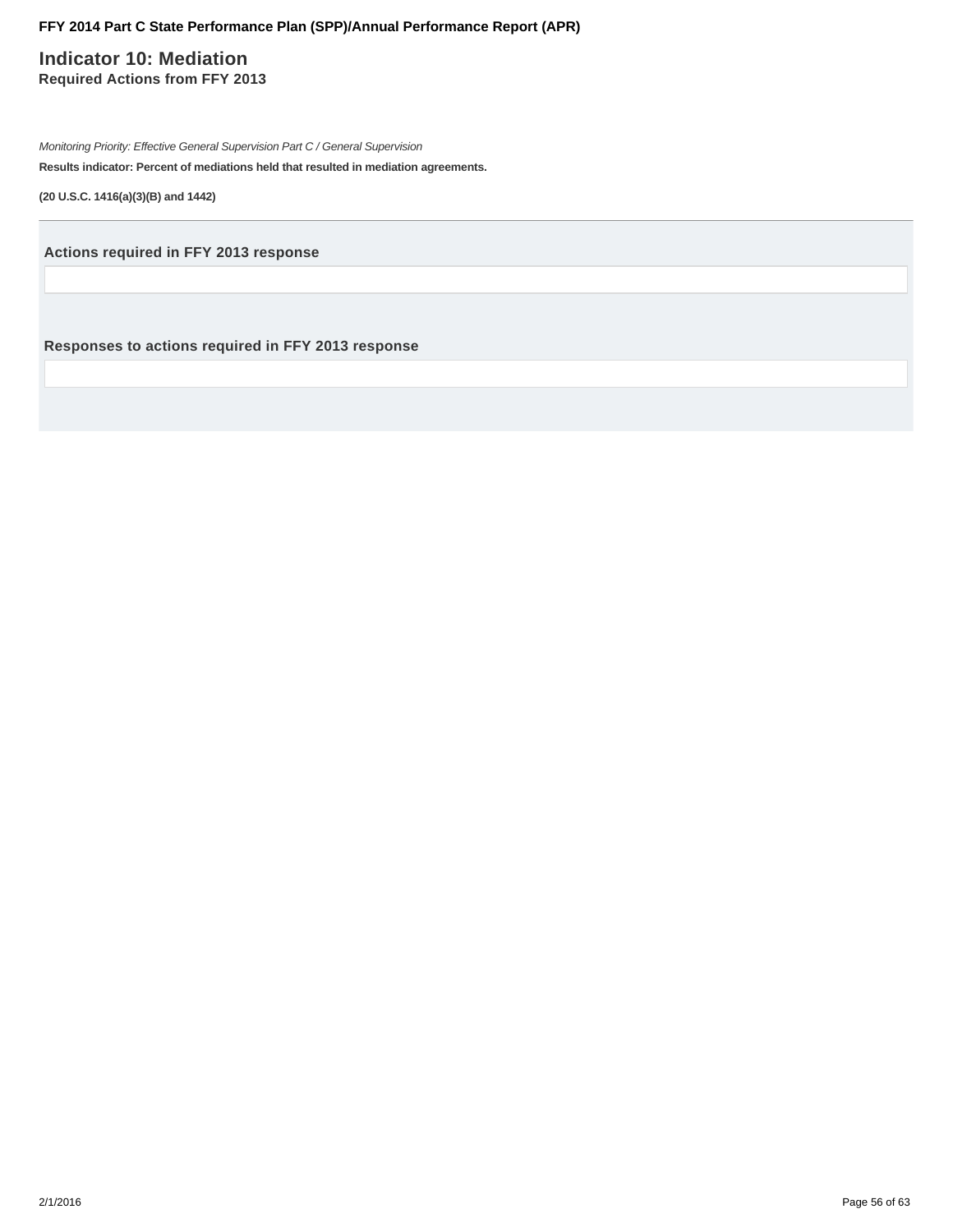# Indicator 10: Mediation

**Required Actions from FFY 2013**

*Monitoring Priority: Effective General Supervision Part C / General Supervision*

**Results indicator: Percent of mediations held that resulted in mediation agreements.**

**(20 U.S.C. 1416(a)(3)(B) and 1442)**

---

### Actions required in FFY 2013 response

### Responses to actions required in FFY 2013 response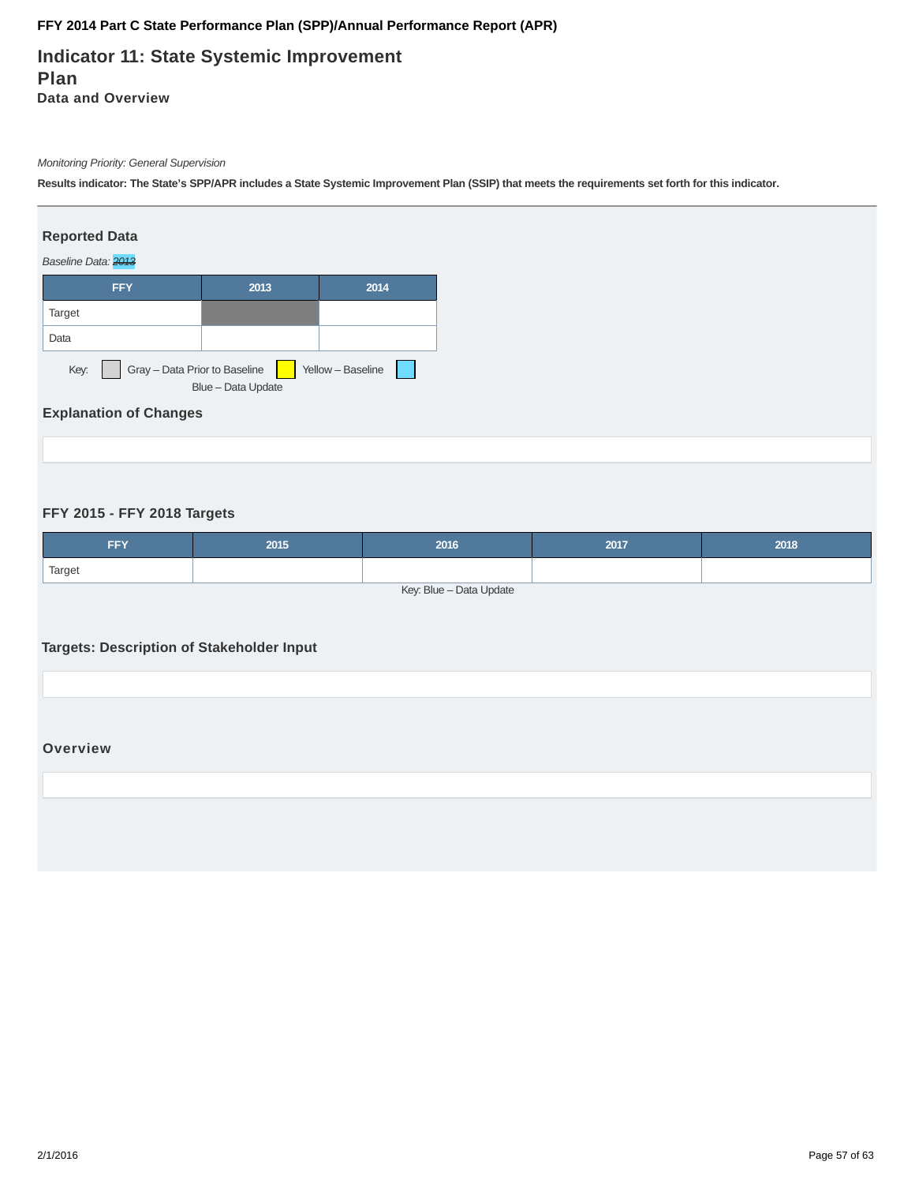FFY 2014 Part C State Performance Plan (SPP)/Annual Performance Report (APR)

# Indicator 11: State Systemic Improvement Plan

### Data and Overview

*Monitoring Priority: General Supervision*

**Results indicator: The State's SPP/APR includes a State Systemic Improvement Plan (SSIP) that meets the requirements set forth for this indicator.**

## Reported Data

*Baseline Data: ~~2013~~*

| FFY | 2013 | 2014 |
|---|---|---|
| Target | | |
| Data | | |

Key: Gray – Data Prior to Baseline   Yellow – Baseline   Blue – Data Update

## Explanation of Changes

## FFY 2015 - FFY 2018 Targets

| FFY | 2015 | 2016 | 2017 | 2018 |
|---|---|---|---|---|
| Target | | | | |

Key: Blue – Data Update

## Targets: Description of Stakeholder Input

## Overview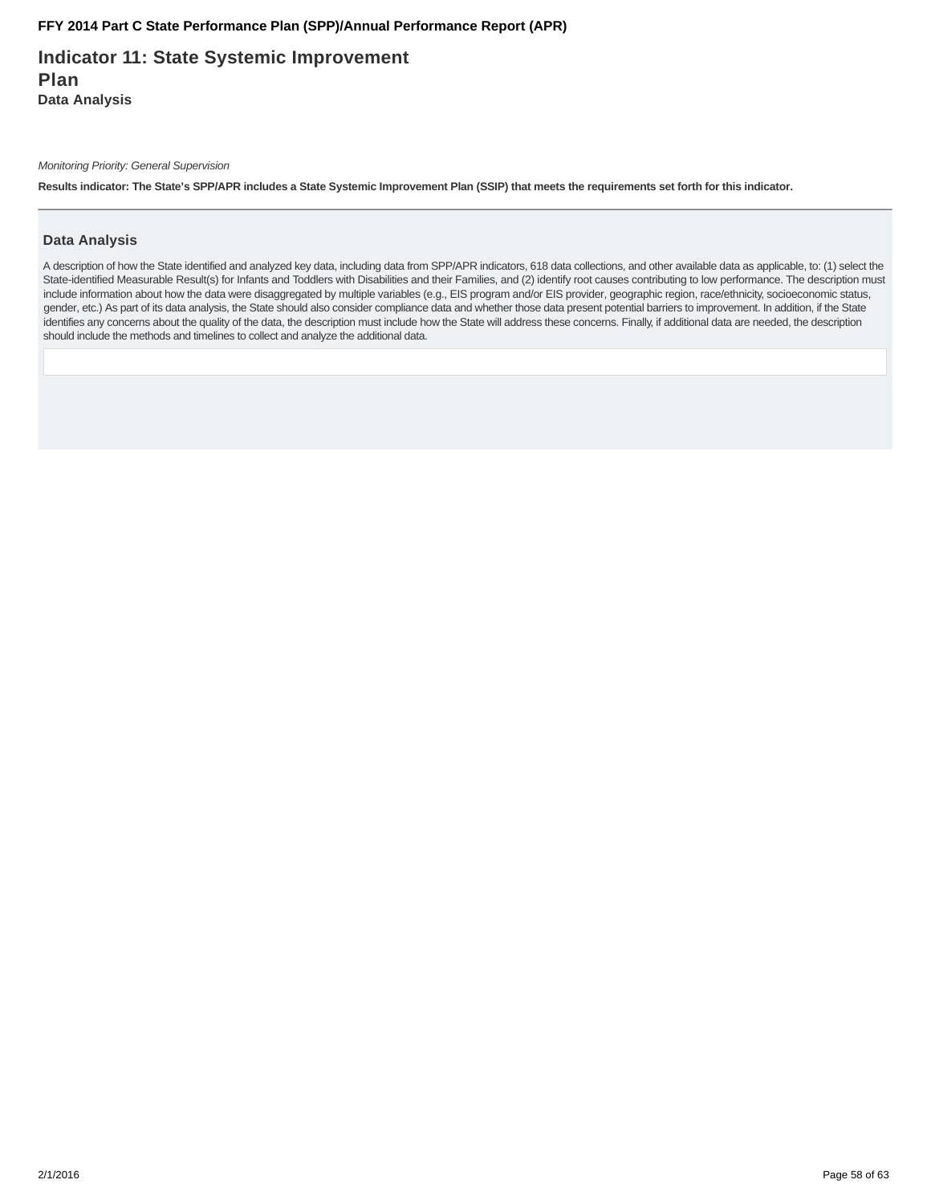# Indicator 11: State Systemic Improvement Plan

## Data Analysis

*Monitoring Priority: General Supervision*

**Results indicator: The State's SPP/APR includes a State Systemic Improvement Plan (SSIP) that meets the requirements set forth for this indicator.**

### Data Analysis

A description of how the State identified and analyzed key data, including data from SPP/APR indicators, 618 data collections, and other available data as applicable, to: (1) select the State-identified Measurable Result(s) for Infants and Toddlers with Disabilities and their Families, and (2) identify root causes contributing to low performance. The description must include information about how the data were disaggregated by multiple variables (e.g., EIS program and/or EIS provider, geographic region, race/ethnicity, socioeconomic status, gender, etc.) As part of its data analysis, the State should also consider compliance data and whether those data present potential barriers to improvement. In addition, if the State identifies any concerns about the quality of the data, the description must include how the State will address these concerns. Finally, if additional data are needed, the description should include the methods and timelines to collect and analyze the additional data.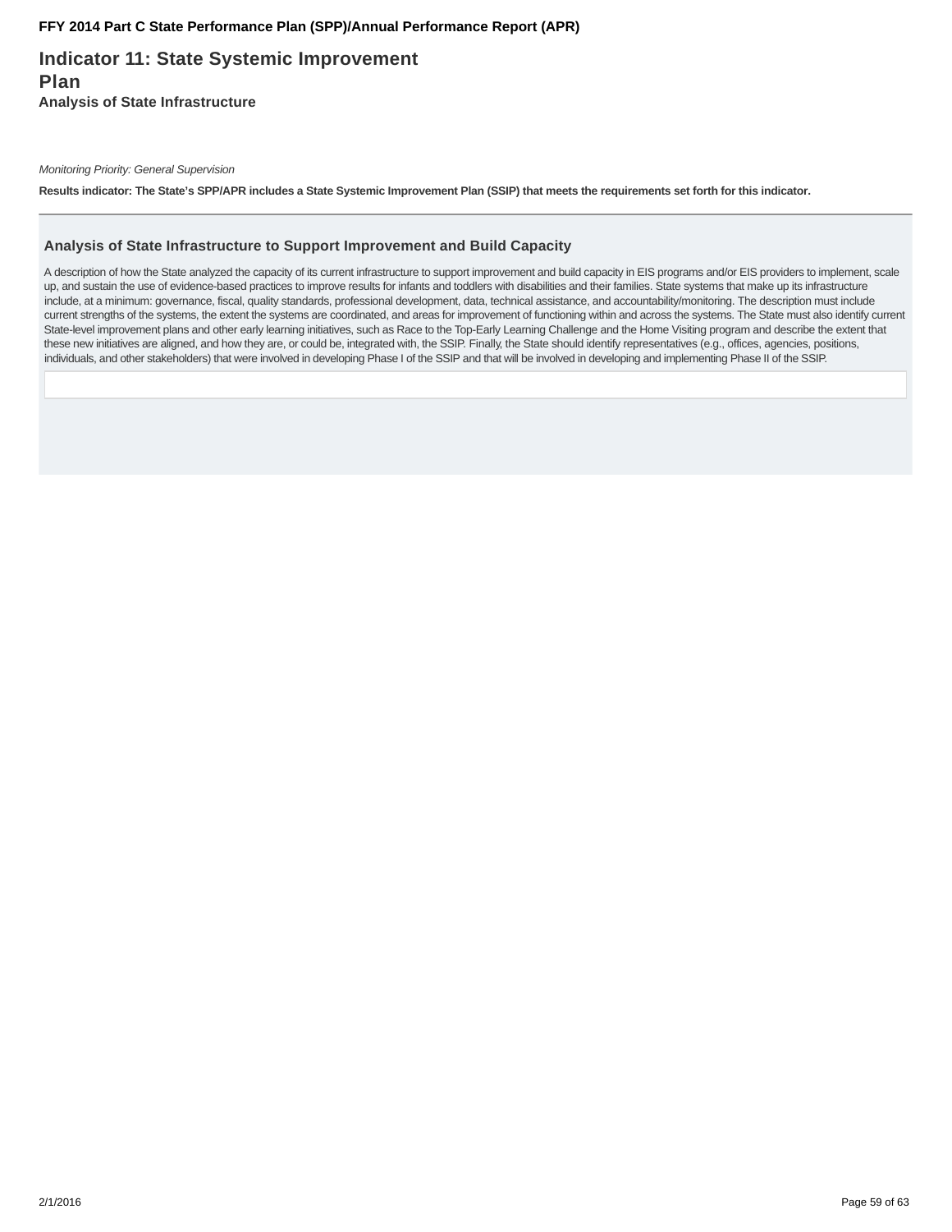# Indicator 11: State Systemic Improvement Plan

### Analysis of State Infrastructure

*Monitoring Priority: General Supervision*

**Results indicator: The State's SPP/APR includes a State Systemic Improvement Plan (SSIP) that meets the requirements set forth for this indicator.**

## Analysis of State Infrastructure to Support Improvement and Build Capacity

A description of how the State analyzed the capacity of its current infrastructure to support improvement and build capacity in EIS programs and/or EIS providers to implement, scale up, and sustain the use of evidence-based practices to improve results for infants and toddlers with disabilities and their families. State systems that make up its infrastructure include, at a minimum: governance, fiscal, quality standards, professional development, data, technical assistance, and accountability/monitoring. The description must include current strengths of the systems, the extent the systems are coordinated, and areas for improvement of functioning within and across the systems. The State must also identify current State-level improvement plans and other early learning initiatives, such as Race to the Top-Early Learning Challenge and the Home Visiting program and describe the extent that these new initiatives are aligned, and how they are, or could be, integrated with, the SSIP. Finally, the State should identify representatives (e.g., offices, agencies, positions, individuals, and other stakeholders) that were involved in developing Phase I of the SSIP and that will be involved in developing and implementing Phase II of the SSIP.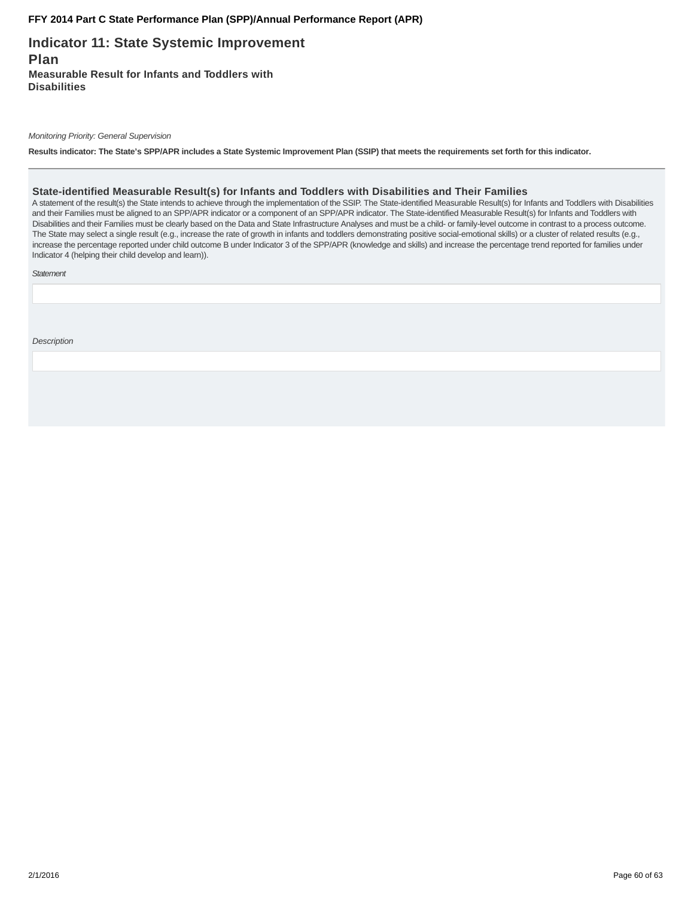# Indicator 11: State Systemic Improvement Plan

### Measurable Result for Infants and Toddlers with Disabilities

*Monitoring Priority: General Supervision*

**Results indicator: The State's SPP/APR includes a State Systemic Improvement Plan (SSIP) that meets the requirements set forth for this indicator.**

## State-identified Measurable Result(s) for Infants and Toddlers with Disabilities and Their Families

A statement of the result(s) the State intends to achieve through the implementation of the SSIP. The State-identified Measurable Result(s) for Infants and Toddlers with Disabilities and their Families must be aligned to an SPP/APR indicator or a component of an SPP/APR indicator. The State-identified Measurable Result(s) for Infants and Toddlers with Disabilities and their Families must be clearly based on the Data and State Infrastructure Analyses and must be a child- or family-level outcome in contrast to a process outcome. The State may select a single result (e.g., increase the rate of growth in infants and toddlers demonstrating positive social-emotional skills) or a cluster of related results (e.g., increase the percentage reported under child outcome B under Indicator 3 of the SPP/APR (knowledge and skills) and increase the percentage trend reported for families under Indicator 4 (helping their child develop and learn)).

*Statement*

*Description*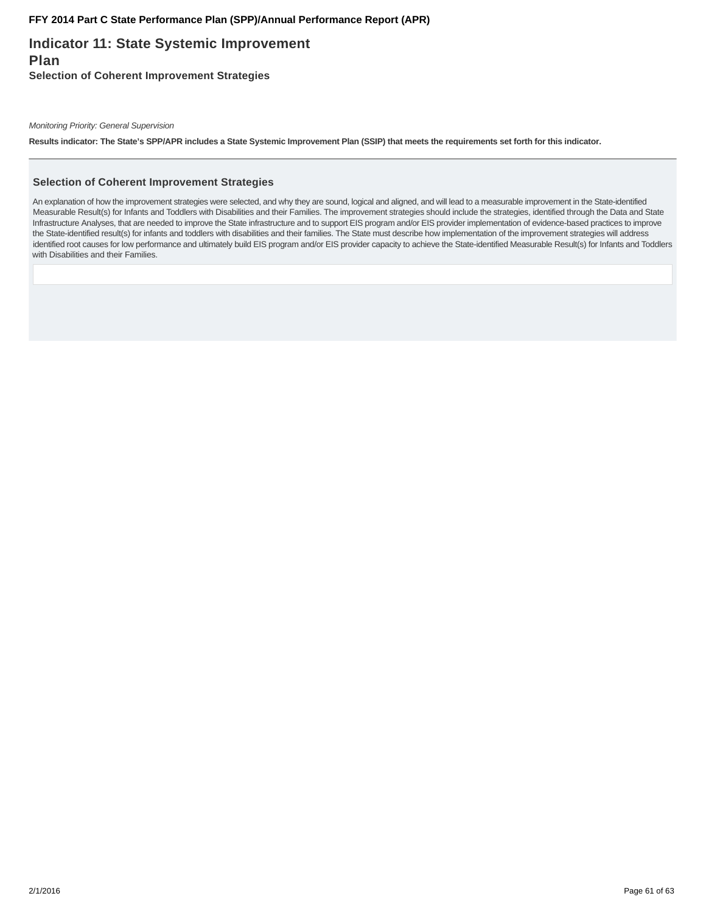# Indicator 11: State Systemic Improvement Plan

### Selection of Coherent Improvement Strategies

*Monitoring Priority: General Supervision*

**Results indicator: The State's SPP/APR includes a State Systemic Improvement Plan (SSIP) that meets the requirements set forth for this indicator.**

## Selection of Coherent Improvement Strategies

An explanation of how the improvement strategies were selected, and why they are sound, logical and aligned, and will lead to a measurable improvement in the State-identified Measurable Result(s) for Infants and Toddlers with Disabilities and their Families. The improvement strategies should include the strategies, identified through the Data and State Infrastructure Analyses, that are needed to improve the State infrastructure and to support EIS program and/or EIS provider implementation of evidence-based practices to improve the State-identified result(s) for infants and toddlers with disabilities and their families. The State must describe how implementation of the improvement strategies will address identified root causes for low performance and ultimately build EIS program and/or EIS provider capacity to achieve the State-identified Measurable Result(s) for Infants and Toddlers with Disabilities and their Families.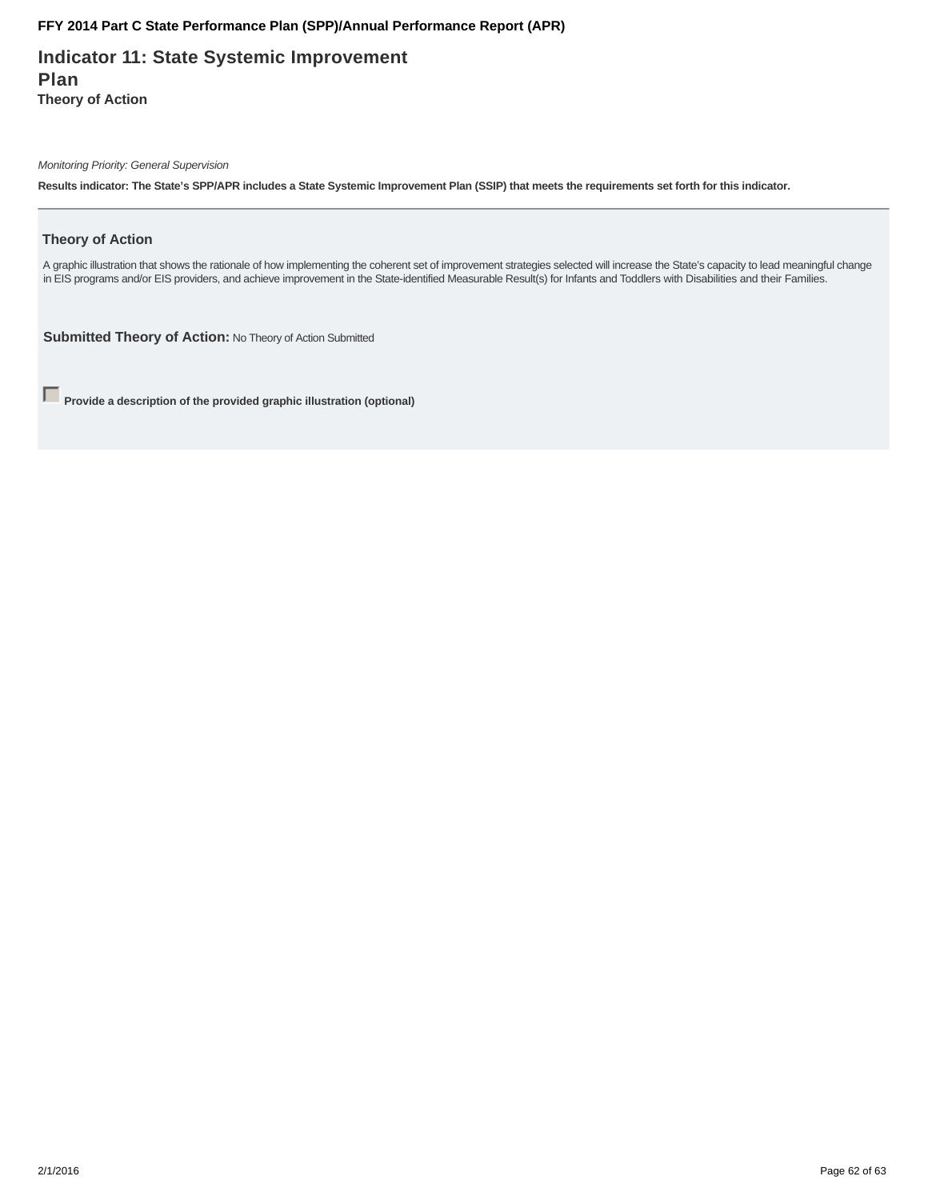# Indicator 11: State Systemic Improvement Plan

**Theory of Action**

*Monitoring Priority: General Supervision*

**Results indicator: The State's SPP/APR includes a State Systemic Improvement Plan (SSIP) that meets the requirements set forth for this indicator.**

## Theory of Action

A graphic illustration that shows the rationale of how implementing the coherent set of improvement strategies selected will increase the State's capacity to lead meaningful change in EIS programs and/or EIS providers, and achieve improvement in the State-identified Measurable Result(s) for Infants and Toddlers with Disabilities and their Families.

**Submitted Theory of Action:** No Theory of Action Submitted

☐ **Provide a description of the provided graphic illustration (optional)**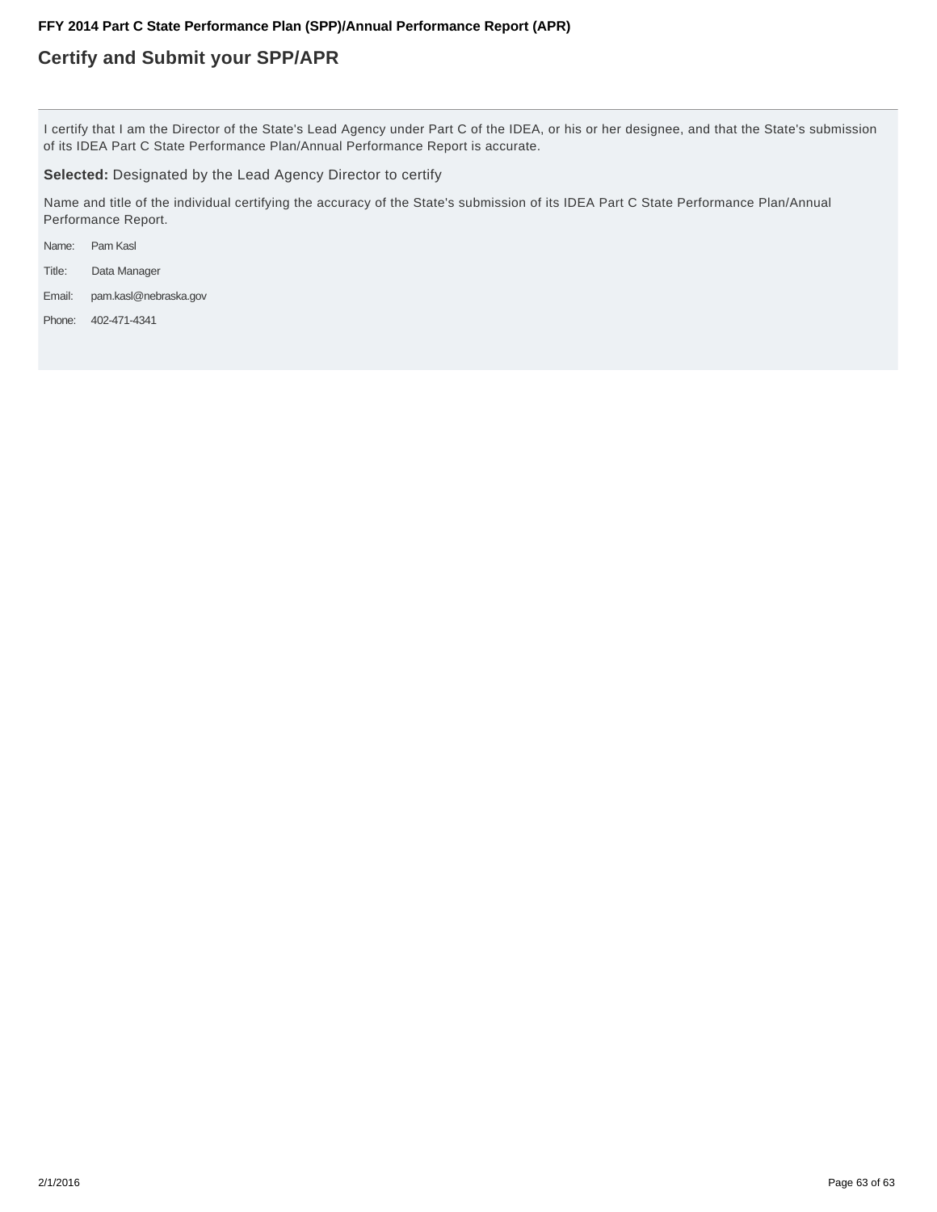## Certify and Submit your SPP/APR

I certify that I am the Director of the State's Lead Agency under Part C of the IDEA, or his or her designee, and that the State's submission of its IDEA Part C State Performance Plan/Annual Performance Report is accurate.

**Selected:** Designated by the Lead Agency Director to certify

Name and title of the individual certifying the accuracy of the State's submission of its IDEA Part C State Performance Plan/Annual Performance Report.

Name: Pam Kasl

Title: Data Manager

Email: pam.kasl@nebraska.gov

Phone: 402-471-4341